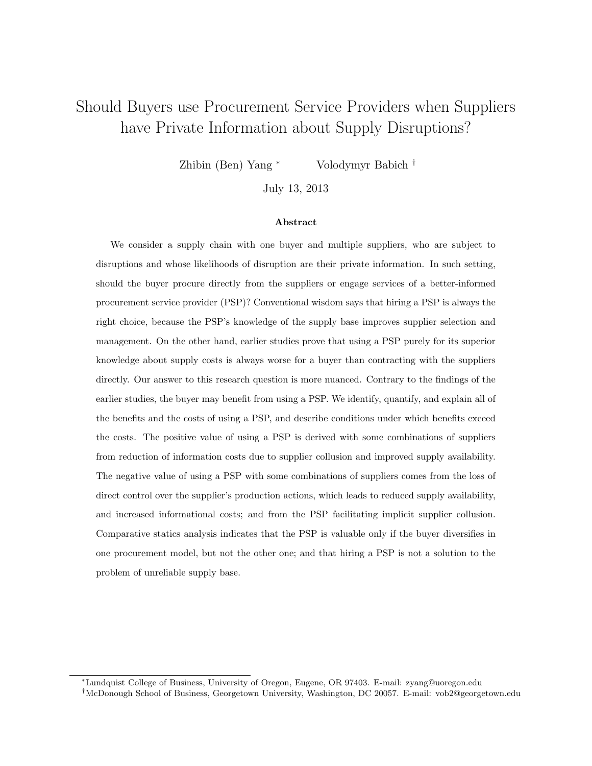# Should Buyers use Procurement Service Providers when Suppliers have Private Information about Supply Disruptions?

Zhibin (Ben) Yang [*] Volodymyr Babich [†]

July 13, 2013

### Abstract

We consider a supply chain with one buyer and multiple suppliers, who are subject to disruptions and whose likelihoods of disruption are their private information. In such setting, should the buyer procure directly from the suppliers or engage services of a better-informed procurement service provider (PSP)? Conventional wisdom says that hiring a PSP is always the right choice, because the PSP's knowledge of the supply base improves supplier selection and management. On the other hand, earlier studies prove that using a PSP purely for its superior knowledge about supply costs is always worse for a buyer than contracting with the suppliers directly. Our answer to this research question is more nuanced. Contrary to the findings of the earlier studies, the buyer may benefit from using a PSP. We identify, quantify, and explain all of the benefits and the costs of using a PSP, and describe conditions under which benefits exceed the costs. The positive value of using a PSP is derived with some combinations of suppliers from reduction of information costs due to supplier collusion and improved supply availability. The negative value of using a PSP with some combinations of suppliers comes from the loss of direct control over the supplier's production actions, which leads to reduced supply availability, and increased informational costs; and from the PSP facilitating implicit supplier collusion. Comparative statics analysis indicates that the PSP is valuable only if the buyer diversifies in one procurement model, but not the other one; and that hiring a PSP is not a solution to the problem of unreliable supply base.

---

[*] Lundquist College of Business, University of Oregon, Eugene, OR 97403. E-mail: zyang@uoregon.edu

[†] McDonough School of Business, Georgetown University, Washington, DC 20057. E-mail: vob2@georgetown.edu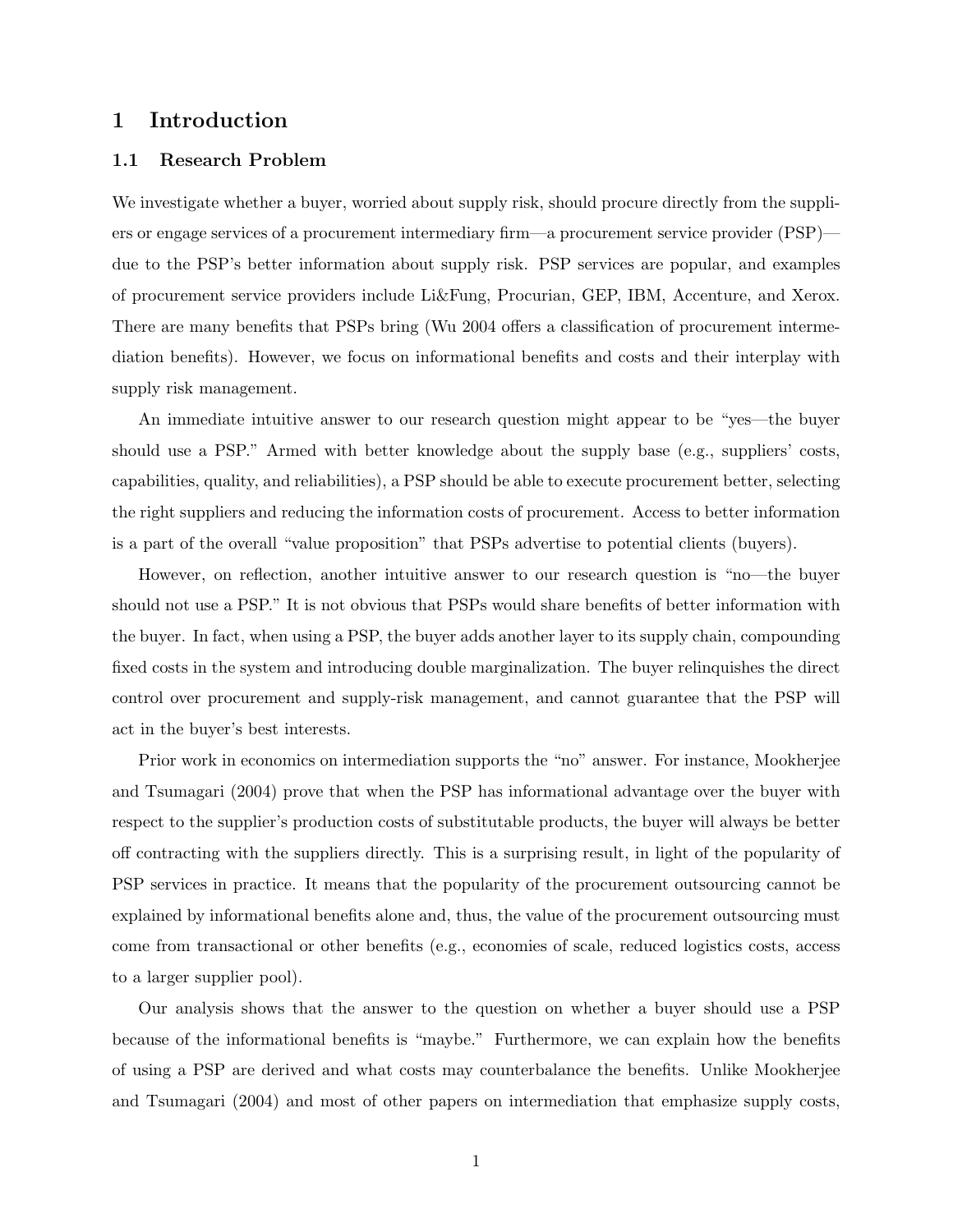# 1 Introduction

## 1.1 Research Problem

We investigate whether a buyer, worried about supply risk, should procure directly from the suppliers or engage services of a procurement intermediary firm—a procurement service provider (PSP)—due to the PSP's better information about supply risk. PSP services are popular, and examples of procurement service providers include Li&Fung, Procurian, GEP, IBM, Accenture, and Xerox. There are many benefits that PSPs bring (Wu 2004 offers a classification of procurement intermediation benefits). However, we focus on informational benefits and costs and their interplay with supply risk management.

An immediate intuitive answer to our research question might appear to be "yes—the buyer should use a PSP." Armed with better knowledge about the supply base (e.g., suppliers' costs, capabilities, quality, and reliabilities), a PSP should be able to execute procurement better, selecting the right suppliers and reducing the information costs of procurement. Access to better information is a part of the overall "value proposition" that PSPs advertise to potential clients (buyers).

However, on reflection, another intuitive answer to our research question is "no—the buyer should not use a PSP." It is not obvious that PSPs would share benefits of better information with the buyer. In fact, when using a PSP, the buyer adds another layer to its supply chain, compounding fixed costs in the system and introducing double marginalization. The buyer relinquishes the direct control over procurement and supply-risk management, and cannot guarantee that the PSP will act in the buyer's best interests.

Prior work in economics on intermediation supports the "no" answer. For instance, Mookherjee and Tsumagari (2004) prove that when the PSP has informational advantage over the buyer with respect to the supplier's production costs of substitutable products, the buyer will always be better off contracting with the suppliers directly. This is a surprising result, in light of the popularity of PSP services in practice. It means that the popularity of the procurement outsourcing cannot be explained by informational benefits alone and, thus, the value of the procurement outsourcing must come from transactional or other benefits (e.g., economies of scale, reduced logistics costs, access to a larger supplier pool).

Our analysis shows that the answer to the question on whether a buyer should use a PSP because of the informational benefits is "maybe." Furthermore, we can explain how the benefits of using a PSP are derived and what costs may counterbalance the benefits. Unlike Mookherjee and Tsumagari (2004) and most of other papers on intermediation that emphasize supply costs,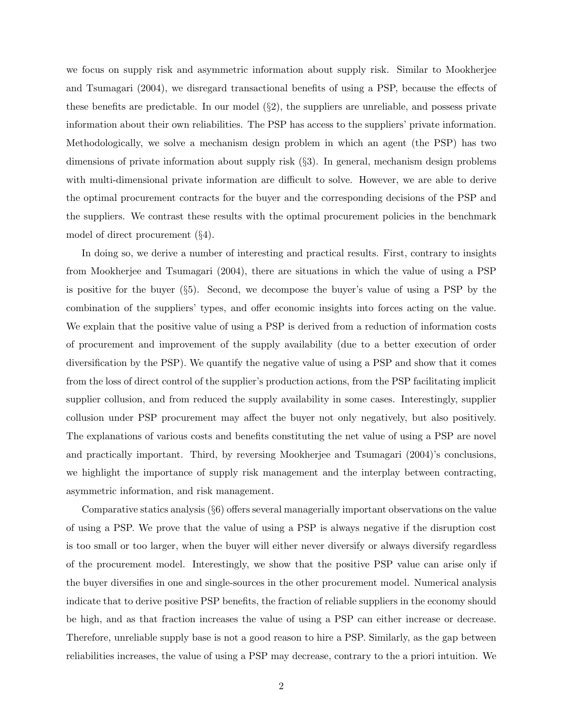we focus on supply risk and asymmetric information about supply risk. Similar to Mookherjee and Tsumagari (2004), we disregard transactional benefits of using a PSP, because the effects of these benefits are predictable. In our model (§2), the suppliers are unreliable, and possess private information about their own reliabilities. The PSP has access to the suppliers' private information. Methodologically, we solve a mechanism design problem in which an agent (the PSP) has two dimensions of private information about supply risk (§3). In general, mechanism design problems with multi-dimensional private information are difficult to solve. However, we are able to derive the optimal procurement contracts for the buyer and the corresponding decisions of the PSP and the suppliers. We contrast these results with the optimal procurement policies in the benchmark model of direct procurement (§4).

In doing so, we derive a number of interesting and practical results. First, contrary to insights from Mookherjee and Tsumagari (2004), there are situations in which the value of using a PSP is positive for the buyer (§5). Second, we decompose the buyer's value of using a PSP by the combination of the suppliers' types, and offer economic insights into forces acting on the value. We explain that the positive value of using a PSP is derived from a reduction of information costs of procurement and improvement of the supply availability (due to a better execution of order diversification by the PSP). We quantify the negative value of using a PSP and show that it comes from the loss of direct control of the supplier's production actions, from the PSP facilitating implicit supplier collusion, and from reduced the supply availability in some cases. Interestingly, supplier collusion under PSP procurement may affect the buyer not only negatively, but also positively. The explanations of various costs and benefits constituting the net value of using a PSP are novel and practically important. Third, by reversing Mookherjee and Tsumagari (2004)'s conclusions, we highlight the importance of supply risk management and the interplay between contracting, asymmetric information, and risk management.

Comparative statics analysis (§6) offers several managerially important observations on the value of using a PSP. We prove that the value of using a PSP is always negative if the disruption cost is too small or too larger, when the buyer will either never diversify or always diversify regardless of the procurement model. Interestingly, we show that the positive PSP value can arise only if the buyer diversifies in one and single-sources in the other procurement model. Numerical analysis indicate that to derive positive PSP benefits, the fraction of reliable suppliers in the economy should be high, and as that fraction increases the value of using a PSP can either increase or decrease. Therefore, unreliable supply base is not a good reason to hire a PSP. Similarly, as the gap between reliabilities increases, the value of using a PSP may decrease, contrary to the a priori intuition. We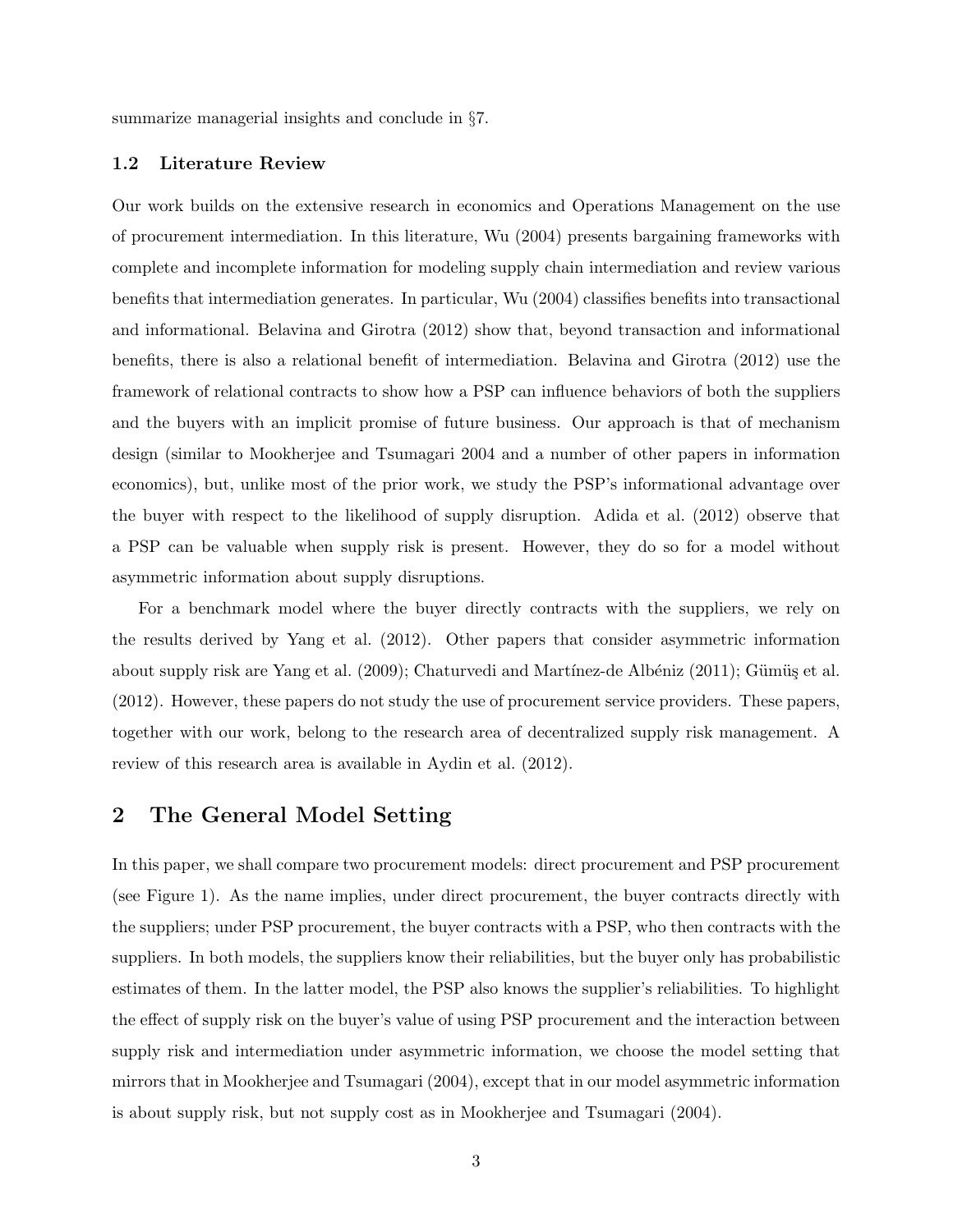summarize managerial insights and conclude in §7.

### 1.2 Literature Review

Our work builds on the extensive research in economics and Operations Management on the use of procurement intermediation. In this literature, Wu (2004) presents bargaining frameworks with complete and incomplete information for modeling supply chain intermediation and review various benefits that intermediation generates. In particular, Wu (2004) classifies benefits into transactional and informational. Belavina and Girotra (2012) show that, beyond transaction and informational benefits, there is also a relational benefit of intermediation. Belavina and Girotra (2012) use the framework of relational contracts to show how a PSP can influence behaviors of both the suppliers and the buyers with an implicit promise of future business. Our approach is that of mechanism design (similar to Mookherjee and Tsumagari 2004 and a number of other papers in information economics), but, unlike most of the prior work, we study the PSP's informational advantage over the buyer with respect to the likelihood of supply disruption. Adida et al. (2012) observe that a PSP can be valuable when supply risk is present. However, they do so for a model without asymmetric information about supply disruptions.

For a benchmark model where the buyer directly contracts with the suppliers, we rely on the results derived by Yang et al. (2012). Other papers that consider asymmetric information about supply risk are Yang et al. (2009); Chaturvedi and Martínez-de Albéniz (2011); Gümüş et al. (2012). However, these papers do not study the use of procurement service providers. These papers, together with our work, belong to the research area of decentralized supply risk management. A review of this research area is available in Aydin et al. (2012).

## 2 The General Model Setting

In this paper, we shall compare two procurement models: direct procurement and PSP procurement (see Figure 1). As the name implies, under direct procurement, the buyer contracts directly with the suppliers; under PSP procurement, the buyer contracts with a PSP, who then contracts with the suppliers. In both models, the suppliers know their reliabilities, but the buyer only has probabilistic estimates of them. In the latter model, the PSP also knows the supplier's reliabilities. To highlight the effect of supply risk on the buyer's value of using PSP procurement and the interaction between supply risk and intermediation under asymmetric information, we choose the model setting that mirrors that in Mookherjee and Tsumagari (2004), except that in our model asymmetric information is about supply risk, but not supply cost as in Mookherjee and Tsumagari (2004).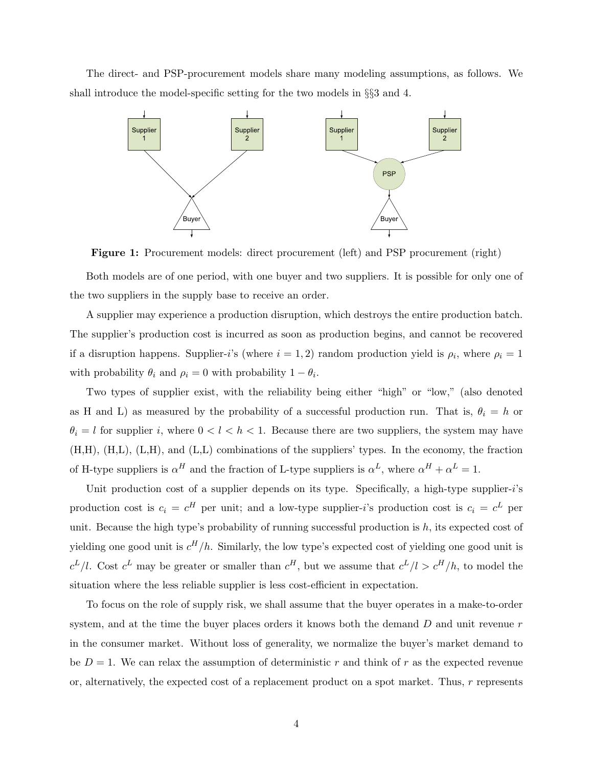The direct- and PSP-procurement models share many modeling assumptions, as follows. We shall introduce the model-specific setting for the two models in §§3 and 4.

**Figure 1:** Procurement models: direct procurement (left) and PSP procurement (right)

Both models are of one period, with one buyer and two suppliers. It is possible for only one of the two suppliers in the supply base to receive an order.

A supplier may experience a production disruption, which destroys the entire production batch. The supplier's production cost is incurred as soon as production begins, and cannot be recovered if a disruption happens. Supplier-$i$'s (where $i = 1, 2$) random production yield is $\rho_i$, where $\rho_i = 1$ with probability $\theta_i$ and $\rho_i = 0$ with probability $1 - \theta_i$.

Two types of supplier exist, with the reliability being either "high" or "low," (also denoted as H and L) as measured by the probability of a successful production run. That is, $\theta_i = h$ or $\theta_i = l$ for supplier $i$, where $0 < l < h < 1$. Because there are two suppliers, the system may have (H,H), (H,L), (L,H), and (L,L) combinations of the suppliers' types. In the economy, the fraction of H-type suppliers is $\alpha^H$ and the fraction of L-type suppliers is $\alpha^L$, where $\alpha^H + \alpha^L = 1$.

Unit production cost of a supplier depends on its type. Specifically, a high-type supplier-$i$'s production cost is $c_i = c^H$ per unit; and a low-type supplier-$i$'s production cost is $c_i = c^L$ per unit. Because the high type's probability of running successful production is $h$, its expected cost of yielding one good unit is $c^H/h$. Similarly, the low type's expected cost of yielding one good unit is $c^L/l$. Cost $c^L$ may be greater or smaller than $c^H$, but we assume that $c^L/l > c^H/h$, to model the situation where the less reliable supplier is less cost-efficient in expectation.

To focus on the role of supply risk, we shall assume that the buyer operates in a make-to-order system, and at the time the buyer places orders it knows both the demand $D$ and unit revenue $r$ in the consumer market. Without loss of generality, we normalize the buyer's market demand to be $D = 1$. We can relax the assumption of deterministic $r$ and think of $r$ as the expected revenue or, alternatively, the expected cost of a replacement product on a spot market. Thus, $r$ represents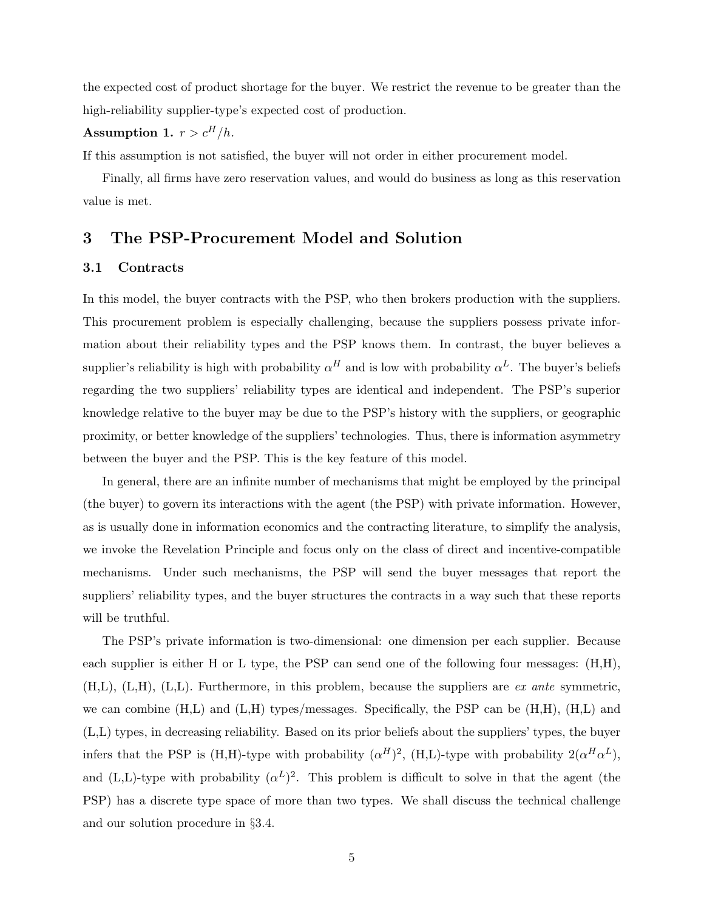the expected cost of product shortage for the buyer. We restrict the revenue to be greater than the high-reliability supplier-type's expected cost of production.

**Assumption 1.** *$r > c^H/h$.*

If this assumption is not satisfied, the buyer will not order in either procurement model.

Finally, all firms have zero reservation values, and would do business as long as this reservation value is met.

## 3 The PSP-Procurement Model and Solution

### 3.1 Contracts

In this model, the buyer contracts with the PSP, who then brokers production with the suppliers. This procurement problem is especially challenging, because the suppliers possess private information about their reliability types and the PSP knows them. In contrast, the buyer believes a supplier's reliability is high with probability $\alpha^H$ and is low with probability $\alpha^L$. The buyer's beliefs regarding the two suppliers' reliability types are identical and independent. The PSP's superior knowledge relative to the buyer may be due to the PSP's history with the suppliers, or geographic proximity, or better knowledge of the suppliers' technologies. Thus, there is information asymmetry between the buyer and the PSP. This is the key feature of this model.

In general, there are an infinite number of mechanisms that might be employed by the principal (the buyer) to govern its interactions with the agent (the PSP) with private information. However, as is usually done in information economics and the contracting literature, to simplify the analysis, we invoke the Revelation Principle and focus only on the class of direct and incentive-compatible mechanisms. Under such mechanisms, the PSP will send the buyer messages that report the suppliers' reliability types, and the buyer structures the contracts in a way such that these reports will be truthful.

The PSP's private information is two-dimensional: one dimension per each supplier. Because each supplier is either H or L type, the PSP can send one of the following four messages: (H,H), (H,L), (L,H), (L,L). Furthermore, in this problem, because the suppliers are *ex ante* symmetric, we can combine (H,L) and (L,H) types/messages. Specifically, the PSP can be (H,H), (H,L) and (L,L) types, in decreasing reliability. Based on its prior beliefs about the suppliers' types, the buyer infers that the PSP is (H,H)-type with probability $(\alpha^H)^2$, (H,L)-type with probability $2(\alpha^H\alpha^L)$, and (L,L)-type with probability $(\alpha^L)^2$. This problem is difficult to solve in that the agent (the PSP) has a discrete type space of more than two types. We shall discuss the technical challenge and our solution procedure in §3.4.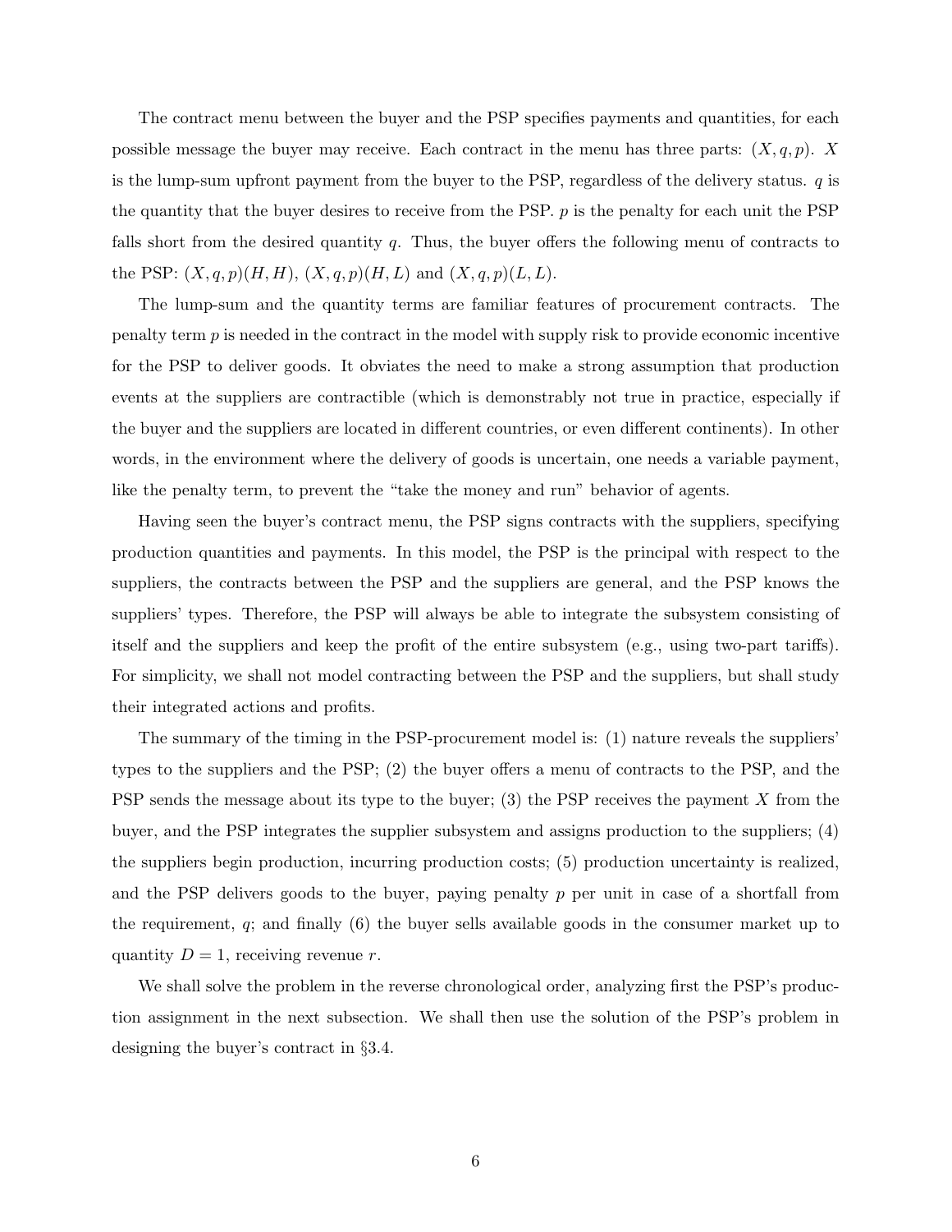The contract menu between the buyer and the PSP specifies payments and quantities, for each possible message the buyer may receive. Each contract in the menu has three parts: $(X, q, p)$. $X$ is the lump-sum upfront payment from the buyer to the PSP, regardless of the delivery status. $q$ is the quantity that the buyer desires to receive from the PSP. $p$ is the penalty for each unit the PSP falls short from the desired quantity $q$. Thus, the buyer offers the following menu of contracts to the PSP: $(X, q, p)(H, H)$, $(X, q, p)(H, L)$ and $(X, q, p)(L, L)$.

The lump-sum and the quantity terms are familiar features of procurement contracts. The penalty term $p$ is needed in the contract in the model with supply risk to provide economic incentive for the PSP to deliver goods. It obviates the need to make a strong assumption that production events at the suppliers are contractible (which is demonstrably not true in practice, especially if the buyer and the suppliers are located in different countries, or even different continents). In other words, in the environment where the delivery of goods is uncertain, one needs a variable payment, like the penalty term, to prevent the "take the money and run" behavior of agents.

Having seen the buyer's contract menu, the PSP signs contracts with the suppliers, specifying production quantities and payments. In this model, the PSP is the principal with respect to the suppliers, the contracts between the PSP and the suppliers are general, and the PSP knows the suppliers' types. Therefore, the PSP will always be able to integrate the subsystem consisting of itself and the suppliers and keep the profit of the entire subsystem (e.g., using two-part tariffs). For simplicity, we shall not model contracting between the PSP and the suppliers, but shall study their integrated actions and profits.

The summary of the timing in the PSP-procurement model is: (1) nature reveals the suppliers' types to the suppliers and the PSP; (2) the buyer offers a menu of contracts to the PSP, and the PSP sends the message about its type to the buyer; (3) the PSP receives the payment $X$ from the buyer, and the PSP integrates the supplier subsystem and assigns production to the suppliers; (4) the suppliers begin production, incurring production costs; (5) production uncertainty is realized, and the PSP delivers goods to the buyer, paying penalty $p$ per unit in case of a shortfall from the requirement, $q$; and finally (6) the buyer sells available goods in the consumer market up to quantity $D = 1$, receiving revenue $r$.

We shall solve the problem in the reverse chronological order, analyzing first the PSP's production assignment in the next subsection. We shall then use the solution of the PSP's problem in designing the buyer's contract in §3.4.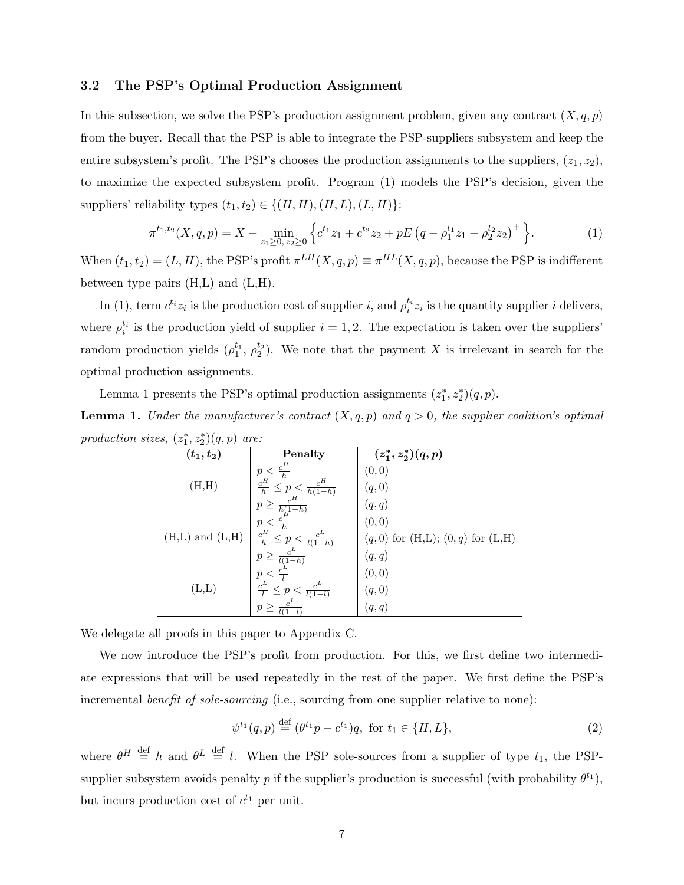### 3.2 The PSP's Optimal Production Assignment

In this subsection, we solve the PSP's production assignment problem, given any contract $(X, q, p)$ from the buyer. Recall that the PSP is able to integrate the PSP-suppliers subsystem and keep the entire subsystem's profit. The PSP's chooses the production assignments to the suppliers, $(z_1, z_2)$, to maximize the expected subsystem profit. Program (1) models the PSP's decision, given the suppliers' reliability types $(t_1, t_2) \in \{(H, H), (H, L), (L, H)\}$:

$$\pi^{t_1,t_2}(X, q, p) = X - \min_{z_1 \geq 0,\, z_2 \geq 0} \Big\{ c^{t_1} z_1 + c^{t_2} z_2 + pE\left(q - \rho_1^{t_1} z_1 - \rho_2^{t_2} z_2\right)^+ \Big\}. \tag{1}$$

When $(t_1, t_2) = (L, H)$, the PSP's profit $\pi^{LH}(X, q, p) \equiv \pi^{HL}(X, q, p)$, because the PSP is indifferent between type pairs (H,L) and (L,H).

In (1), term $c^{t_i} z_i$ is the production cost of supplier $i$, and $\rho_i^{t_i} z_i$ is the quantity supplier $i$ delivers, where $\rho_i^{t_i}$ is the production yield of supplier $i = 1, 2$. The expectation is taken over the suppliers' random production yields $(\rho_1^{t_1}, \rho_2^{t_2})$. We note that the payment $X$ is irrelevant in search for the optimal production assignments.

Lemma 1 presents the PSP's optimal production assignments $(z_1^*, z_2^*)(q, p)$.

**Lemma 1.** *Under the manufacturer's contract $(X, q, p)$ and $q > 0$, the supplier coalition's optimal production sizes, $(z_1^*, z_2^*)(q, p)$ are:*

| $(t_1, t_2)$ | Penalty | $(z_1^*, z_2^*)(q, p)$ |
|---|---|---|
| (H,H) | $p < \frac{c^H}{h}$ | $(0, 0)$ |
| | $\frac{c^H}{h} \leq p < \frac{c^H}{h(1-h)}$ | $(q, 0)$ |
| | $p \geq \frac{c^H}{h(1-h)}$ | $(q, q)$ |
| (H,L) and (L,H) | $p < \frac{c^H}{h}$ | $(0, 0)$ |
| | $\frac{c^H}{h} \leq p < \frac{c^L}{l(1-h)}$ | $(q, 0)$ for (H,L); $(0, q)$ for (L,H) |
| | $p \geq \frac{c^L}{l(1-h)}$ | $(q, q)$ |
| (L,L) | $p < \frac{c^L}{l}$ | $(0, 0)$ |
| | $\frac{c^L}{l} \leq p < \frac{c^L}{l(1-l)}$ | $(q, 0)$ |
| | $p \geq \frac{c^L}{l(1-l)}$ | $(q, q)$ |

We delegate all proofs in this paper to Appendix C.

We now introduce the PSP's profit from production. For this, we first define two intermediate expressions that will be used repeatedly in the rest of the paper. We first define the PSP's incremental *benefit of sole-sourcing* (i.e., sourcing from one supplier relative to none):

$$\psi^{t_1}(q, p) \stackrel{\text{def}}{=} (\theta^{t_1} p - c^{t_1})q, \text{ for } t_1 \in \{H, L\}, \tag{2}$$

where $\theta^H \stackrel{\text{def}}{=} h$ and $\theta^L \stackrel{\text{def}}{=} l$. When the PSP sole-sources from a supplier of type $t_1$, the PSP-supplier subsystem avoids penalty $p$ if the supplier's production is successful (with probability $\theta^{t_1}$), but incurs production cost of $c^{t_1}$ per unit.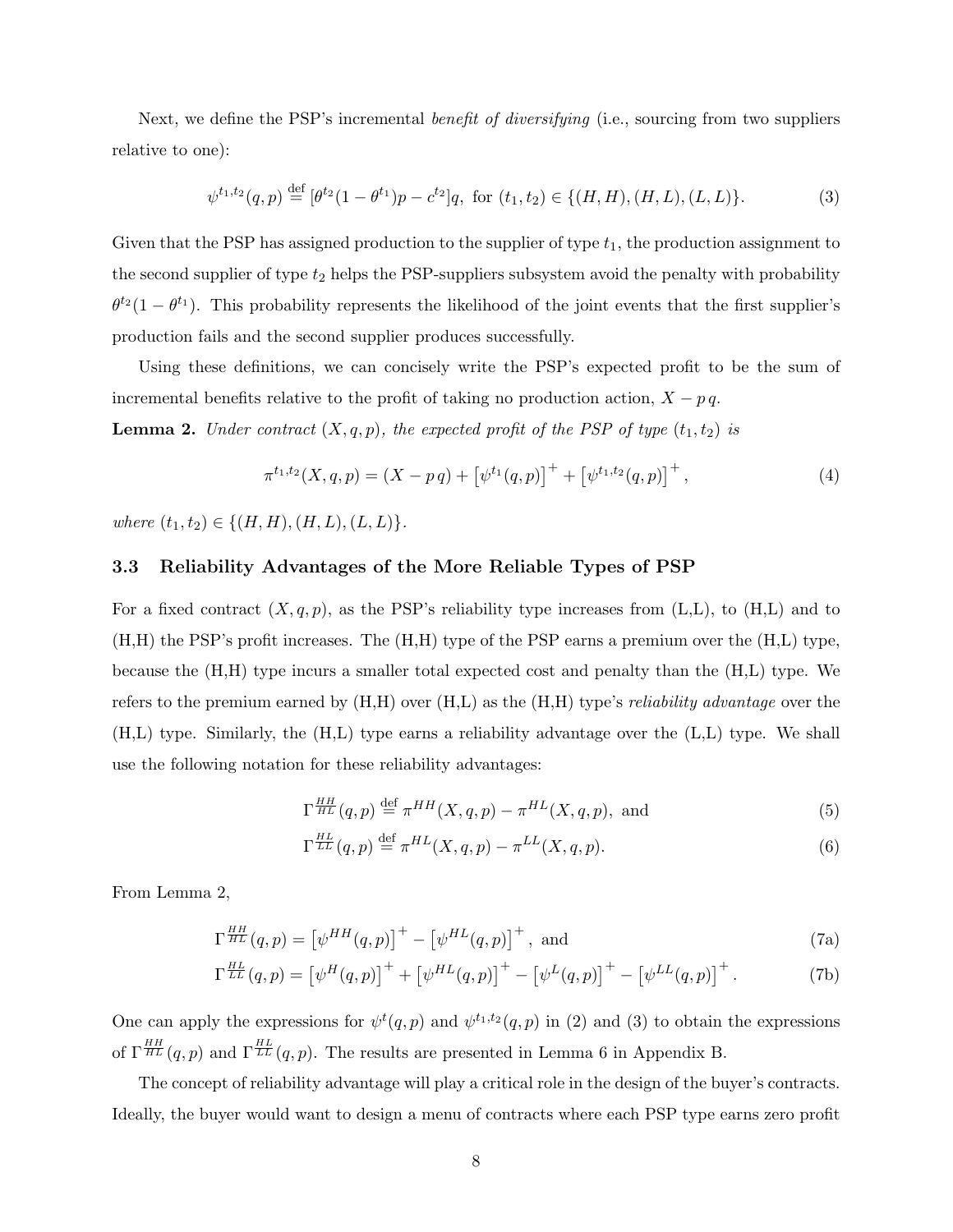Next, we define the PSP's incremental *benefit of diversifying* (i.e., sourcing from two suppliers relative to one):

$$\psi^{t_1,t_2}(q,p) \stackrel{\text{def}}{=} [\theta^{t_2}(1-\theta^{t_1})p - c^{t_2}]q, \text{ for } (t_1,t_2) \in \{(H,H),(H,L),(L,L)\}. \tag{3}$$

Given that the PSP has assigned production to the supplier of type $t_1$, the production assignment to the second supplier of type $t_2$ helps the PSP-suppliers subsystem avoid the penalty with probability $\theta^{t_2}(1-\theta^{t_1})$. This probability represents the likelihood of the joint events that the first supplier's production fails and the second supplier produces successfully.

Using these definitions, we can concisely write the PSP's expected profit to be the sum of incremental benefits relative to the profit of taking no production action, $X - p\,q$.

**Lemma 2.** *Under contract $(X,q,p)$, the expected profit of the PSP of type $(t_1,t_2)$ is*

$$\pi^{t_1,t_2}(X,q,p) = (X - p\,q) + \left[\psi^{t_1}(q,p)\right]^+ + \left[\psi^{t_1,t_2}(q,p)\right]^+, \tag{4}$$

*where $(t_1,t_2) \in \{(H,H),(H,L),(L,L)\}$.*

### 3.3 Reliability Advantages of the More Reliable Types of PSP

For a fixed contract $(X,q,p)$, as the PSP's reliability type increases from (L,L), to (H,L) and to (H,H) the PSP's profit increases. The (H,H) type of the PSP earns a premium over the (H,L) type, because the (H,H) type incurs a smaller total expected cost and penalty than the (H,L) type. We refers to the premium earned by (H,H) over (H,L) as the (H,H) type's *reliability advantage* over the (H,L) type. Similarly, the (H,L) type earns a reliability advantage over the (L,L) type. We shall use the following notation for these reliability advantages:

$$\Gamma^{\frac{HH}{HL}}(q,p) \stackrel{\text{def}}{=} \pi^{HH}(X,q,p) - \pi^{HL}(X,q,p), \text{ and} \tag{5}$$

$$\Gamma^{\frac{HL}{LL}}(q,p) \stackrel{\text{def}}{=} \pi^{HL}(X,q,p) - \pi^{LL}(X,q,p). \tag{6}$$

From Lemma 2,

$$\Gamma^{\frac{HH}{HL}}(q,p) = \left[\psi^{HH}(q,p)\right]^+ - \left[\psi^{HL}(q,p)\right]^+, \text{ and} \tag{7a}$$

$$\Gamma^{\frac{HL}{LL}}(q,p) = \left[\psi^{H}(q,p)\right]^+ + \left[\psi^{HL}(q,p)\right]^+ - \left[\psi^{L}(q,p)\right]^+ - \left[\psi^{LL}(q,p)\right]^+. \tag{7b}$$

One can apply the expressions for $\psi^t(q,p)$ and $\psi^{t_1,t_2}(q,p)$ in (2) and (3) to obtain the expressions of $\Gamma^{\frac{HH}{HL}}(q,p)$ and $\Gamma^{\frac{HL}{LL}}(q,p)$. The results are presented in Lemma 6 in Appendix B.

The concept of reliability advantage will play a critical role in the design of the buyer's contracts. Ideally, the buyer would want to design a menu of contracts where each PSP type earns zero profit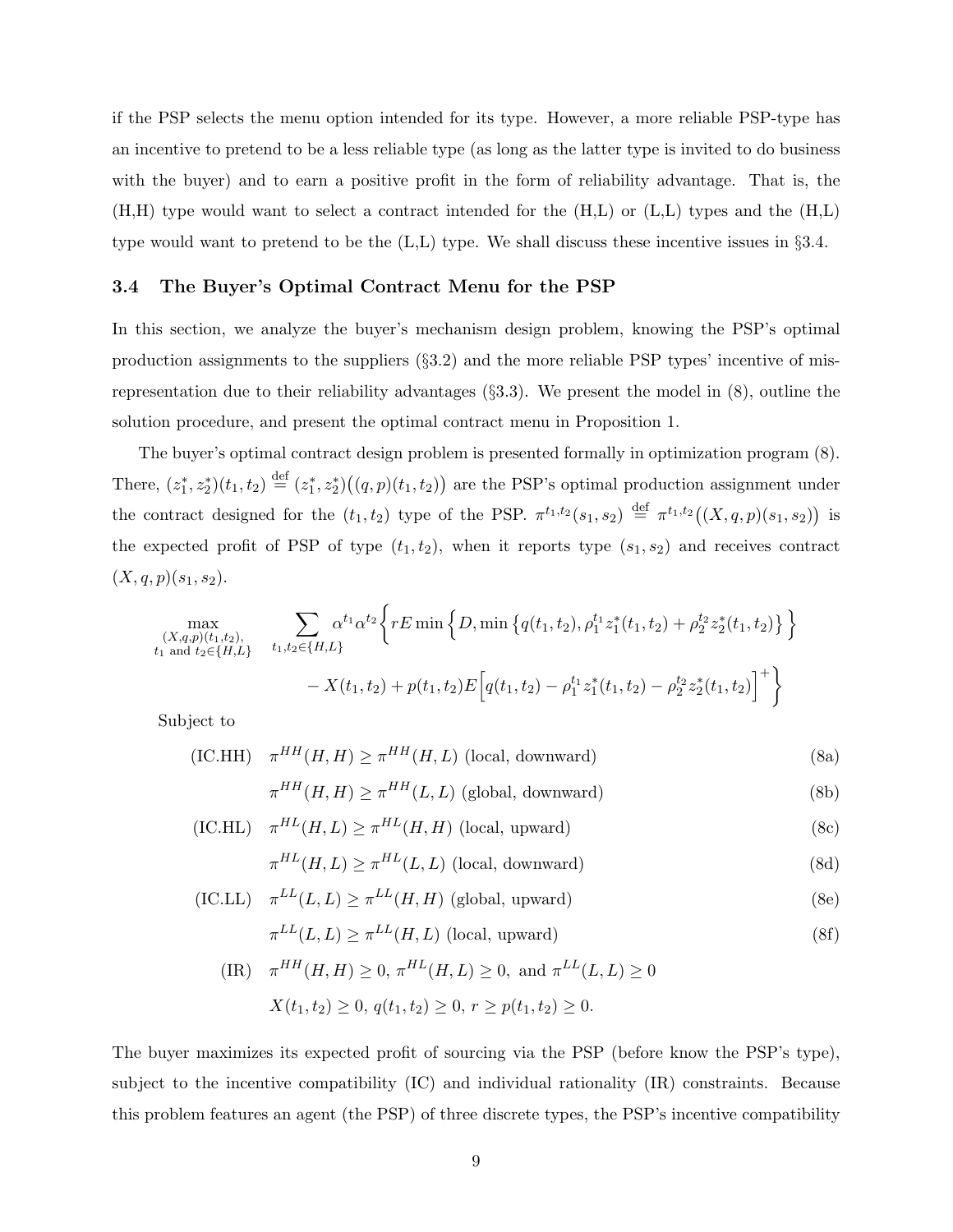if the PSP selects the menu option intended for its type. However, a more reliable PSP-type has an incentive to pretend to be a less reliable type (as long as the latter type is invited to do business with the buyer) and to earn a positive profit in the form of reliability advantage. That is, the (H,H) type would want to select a contract intended for the (H,L) or (L,L) types and the (H,L) type would want to pretend to be the (L,L) type. We shall discuss these incentive issues in §3.4.

### 3.4 The Buyer's Optimal Contract Menu for the PSP

In this section, we analyze the buyer's mechanism design problem, knowing the PSP's optimal production assignments to the suppliers (§3.2) and the more reliable PSP types' incentive of misrepresentation due to their reliability advantages (§3.3). We present the model in (8), outline the solution procedure, and present the optimal contract menu in Proposition 1.

The buyer's optimal contract design problem is presented formally in optimization program (8). There, $(z_1^*, z_2^*)(t_1, t_2) \stackrel{\text{def}}{=} (z_1^*, z_2^*)\big((q,p)(t_1,t_2)\big)$ are the PSP's optimal production assignment under the contract designed for the $(t_1, t_2)$ type of the PSP. $\pi^{t_1,t_2}(s_1, s_2) \stackrel{\text{def}}{=} \pi^{t_1,t_2}\big((X,q,p)(s_1,s_2)\big)$ is the expected profit of PSP of type $(t_1, t_2)$, when it reports type $(s_1, s_2)$ and receives contract $(X, q, p)(s_1, s_2)$.

$$
\max_{\substack{(X,q,p)(t_1,t_2),\\ t_1 \text{ and } t_2 \in \{H,L\}}} \quad \sum_{t_1,t_2 \in \{H,L\}} \alpha^{t_1}\alpha^{t_2}\Big\{ rE\min\Big\{D, \min\big\{q(t_1,t_2), \rho_1^{t_1} z_1^*(t_1,t_2) + \rho_2^{t_2} z_2^*(t_1,t_2)\big\}\Big\}
$$
$$
- X(t_1,t_2) + p(t_1,t_2)E\Big[q(t_1,t_2) - \rho_1^{t_1} z_1^*(t_1,t_2) - \rho_2^{t_2} z_2^*(t_1,t_2)\Big]^+\Big\}
$$

Subject to

$$
\text{(IC.HH)} \quad \pi^{HH}(H,H) \geq \pi^{HH}(H,L) \text{ (local, downward)} \tag{8a}
$$
$$
\pi^{HH}(H,H) \geq \pi^{HH}(L,L) \text{ (global, downward)} \tag{8b}
$$
$$
\text{(IC.HL)} \quad \pi^{HL}(H,L) \geq \pi^{HL}(H,H) \text{ (local, upward)} \tag{8c}
$$
$$
\pi^{HL}(H,L) \geq \pi^{HL}(L,L) \text{ (local, downward)} \tag{8d}
$$
$$
\text{(IC.LL)} \quad \pi^{LL}(L,L) \geq \pi^{LL}(H,H) \text{ (global, upward)} \tag{8e}
$$
$$
\pi^{LL}(L,L) \geq \pi^{LL}(H,L) \text{ (local, upward)} \tag{8f}
$$
$$
\text{(IR)} \quad \pi^{HH}(H,H) \geq 0,\ \pi^{HL}(H,L) \geq 0, \text{ and } \pi^{LL}(L,L) \geq 0
$$
$$
X(t_1,t_2) \geq 0,\ q(t_1,t_2) \geq 0,\ r \geq p(t_1,t_2) \geq 0.
$$

The buyer maximizes its expected profit of sourcing via the PSP (before know the PSP's type), subject to the incentive compatibility (IC) and individual rationality (IR) constraints. Because this problem features an agent (the PSP) of three discrete types, the PSP's incentive compatibility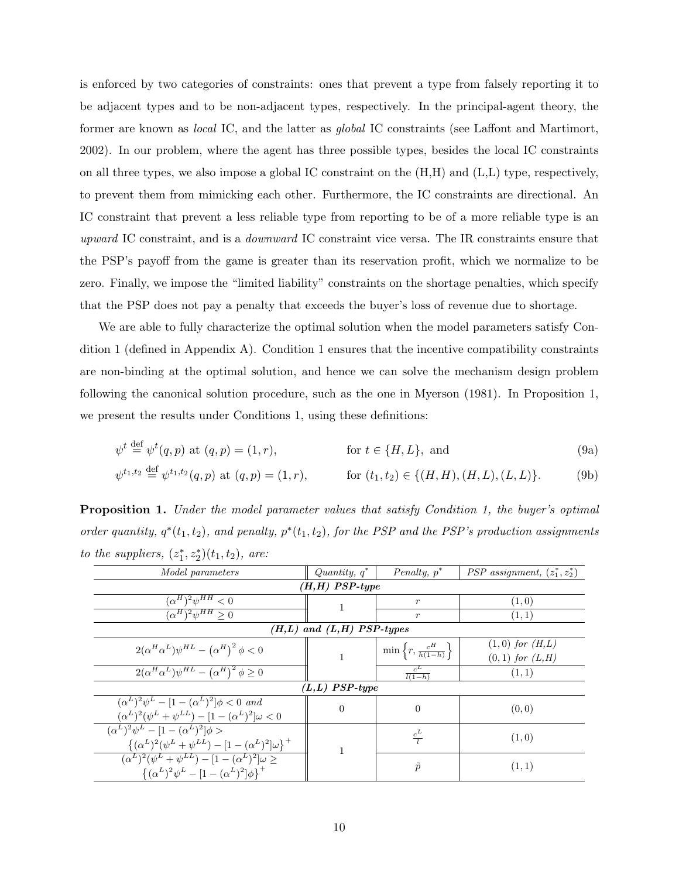is enforced by two categories of constraints: ones that prevent a type from falsely reporting it to be adjacent types and to be non-adjacent types, respectively. In the principal-agent theory, the former are known as *local* IC, and the latter as *global* IC constraints (see Laffont and Martimort, 2002). In our problem, where the agent has three possible types, besides the local IC constraints on all three types, we also impose a global IC constraint on the (H,H) and (L,L) type, respectively, to prevent them from mimicking each other. Furthermore, the IC constraints are directional. An IC constraint that prevent a less reliable type from reporting to be of a more reliable type is an *upward* IC constraint, and is a *downward* IC constraint vice versa. The IR constraints ensure that the PSP's payoff from the game is greater than its reservation profit, which we normalize to be zero. Finally, we impose the "limited liability" constraints on the shortage penalties, which specify that the PSP does not pay a penalty that exceeds the buyer's loss of revenue due to shortage.

We are able to fully characterize the optimal solution when the model parameters satisfy Condition 1 (defined in Appendix A). Condition 1 ensures that the incentive compatibility constraints are non-binding at the optimal solution, and hence we can solve the mechanism design problem following the canonical solution procedure, such as the one in Myerson (1981). In Proposition 1, we present the results under Conditions 1, using these definitions:

$$\psi^t \stackrel{\text{def}}{=} \psi^t(q,p) \text{ at } (q,p) = (1,r), \qquad \text{for } t \in \{H,L\}, \text{ and} \tag{9a}$$

$$\psi^{t_1,t_2} \stackrel{\text{def}}{=} \psi^{t_1,t_2}(q,p) \text{ at } (q,p) = (1,r), \qquad \text{for } (t_1,t_2) \in \{(H,H),(H,L),(L,L)\}. \tag{9b}$$

**Proposition 1.** *Under the model parameter values that satisfy Condition 1, the buyer's optimal order quantity, $q^*(t_1,t_2)$, and penalty, $p^*(t_1,t_2)$, for the PSP and the PSP's production assignments to the suppliers, $(z_1^*,z_2^*)(t_1,t_2)$, are:*

| *Model parameters* | *Quantity, $q^*$* | *Penalty, $p^*$* | *PSP assignment, $(z_1^*,z_2^*)$* |
|---|---|---|---|
| ***(H,H) PSP-type*** | | | |
| $(\alpha^H)^2\psi^{HH} < 0$ | 1 | $r$ | $(1,0)$ |
| $(\alpha^H)^2\psi^{HH} \geq 0$ | | $r$ | $(1,1)$ |
| ***(H,L) and (L,H) PSP-types*** | | | |
| $2(\alpha^H\alpha^L)\psi^{HL} - \left(\alpha^H\right)^2\phi < 0$ | 1 | $\min\left\{r, \frac{c^H}{h(1-h)}\right\}$ | $(1,0)$ *for (H,L)* $(0,1)$ *for (L,H)* |
| $2(\alpha^H\alpha^L)\psi^{HL} - \left(\alpha^H\right)^2\phi \geq 0$ | | $\frac{c^L}{l(1-h)}$ | $(1,1)$ |
| ***(L,L) PSP-type*** | | | |
| $(\alpha^L)^2\psi^L - [1-(\alpha^L)^2]\phi < 0$ *and* $(\alpha^L)^2(\psi^L + \psi^{LL}) - [1-(\alpha^L)^2]\omega < 0$ | 0 | 0 | $(0,0)$ |
| $(\alpha^L)^2\psi^L - [1-(\alpha^L)^2]\phi >$ $\left\{(\alpha^L)^2(\psi^L + \psi^{LL}) - [1-(\alpha^L)^2]\omega\right\}^+$ | 1 | $\frac{c^L}{l}$ | $(1,0)$ |
| $(\alpha^L)^2(\psi^L + \psi^{LL}) - [1-(\alpha^L)^2]\omega \geq$ $\left\{(\alpha^L)^2\psi^L - [1-(\alpha^L)^2]\phi\right\}^+$ | | $\tilde{p}$ | $(1,1)$ |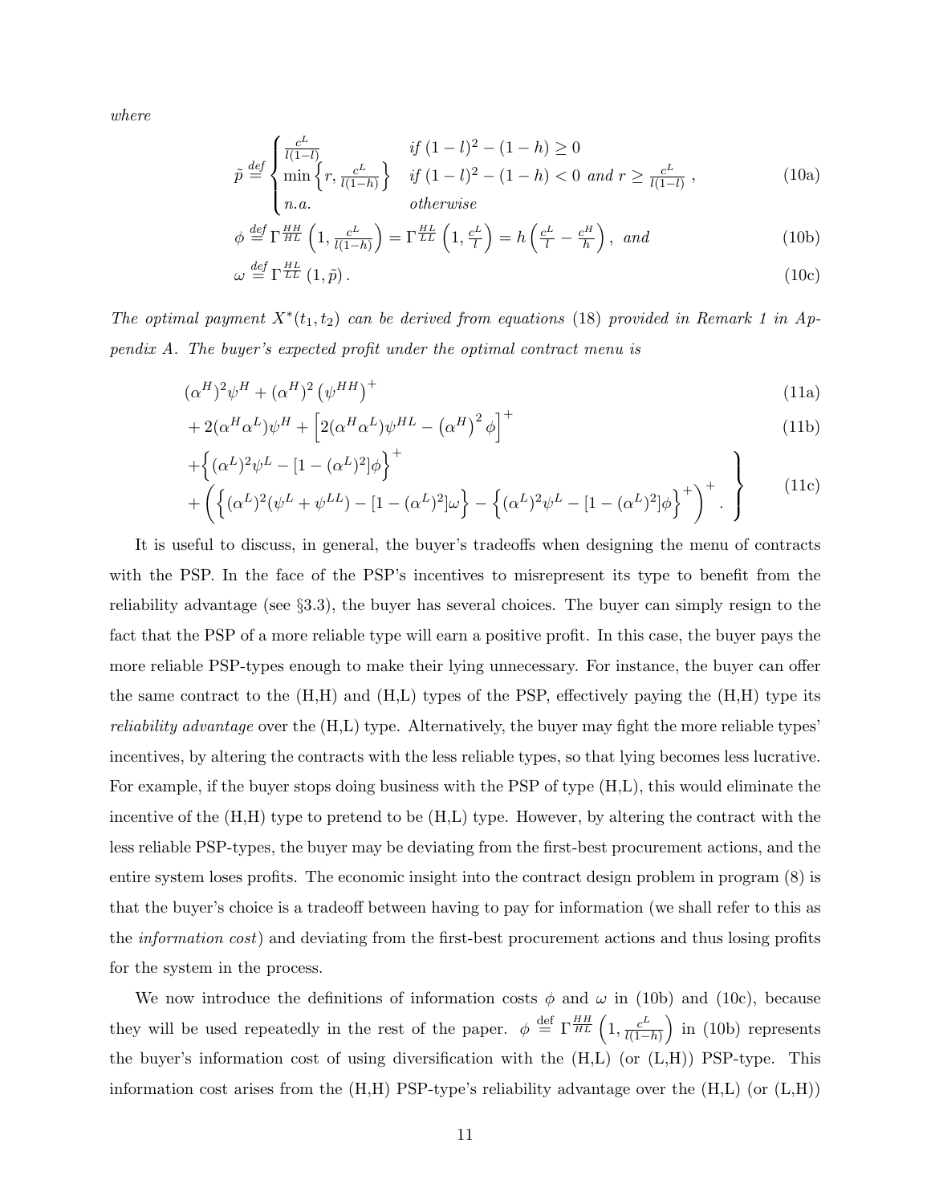where

$$\tilde{p} \stackrel{def}{=} \begin{cases} \frac{c^L}{l(1-l)} & \text{if } (1-l)^2 - (1-h) \geq 0 \\ \min\left\{r, \frac{c^L}{l(1-h)}\right\} & \text{if } (1-l)^2 - (1-h) < 0 \text{ and } r \geq \frac{c^L}{l(1-l)} \\ n.a. & \text{otherwise} \end{cases}, \tag{10a}$$

$$\phi \stackrel{def}{=} \Gamma^{HH}_{HL}\left(1, \frac{c^L}{l(1-h)}\right) = \Gamma^{HL}_{LL}\left(1, \frac{c^L}{l}\right) = h\left(\frac{c^L}{l} - \frac{c^H}{h}\right), \text{ and} \tag{10b}$$

$$\omega \stackrel{def}{=} \Gamma^{HL}_{LL}\left(1, \tilde{p}\right). \tag{10c}$$

*The optimal payment $X^*(t_1, t_2)$ can be derived from equations (18) provided in Remark 1 in Appendix A. The buyer's expected profit under the optimal contract menu is*

$$(\alpha^H)^2\psi^H + (\alpha^H)^2\left(\psi^{HH}\right)^+ \tag{11a}$$

$$+ 2(\alpha^H\alpha^L)\psi^H + \left[2(\alpha^H\alpha^L)\psi^{HL} - \left(\alpha^H\right)^2\phi\right]^+ \tag{11b}$$

$$\left.\begin{aligned} &+\Big\{(\alpha^L)^2\psi^L - [1-(\alpha^L)^2]\phi\Big\}^+ \\ &+\left(\Big\{(\alpha^L)^2(\psi^L + \psi^{LL}) - [1-(\alpha^L)^2]\omega\Big\} - \Big\{(\alpha^L)^2\psi^L - [1-(\alpha^L)^2]\phi\Big\}^+\right)^+. \end{aligned}\right\} \tag{11c}$$

It is useful to discuss, in general, the buyer's tradeoffs when designing the menu of contracts with the PSP. In the face of the PSP's incentives to misrepresent its type to benefit from the reliability advantage (see §3.3), the buyer has several choices. The buyer can simply resign to the fact that the PSP of a more reliable type will earn a positive profit. In this case, the buyer pays the more reliable PSP-types enough to make their lying unnecessary. For instance, the buyer can offer the same contract to the (H,H) and (H,L) types of the PSP, effectively paying the (H,H) type its *reliability advantage* over the (H,L) type. Alternatively, the buyer may fight the more reliable types' incentives, by altering the contracts with the less reliable types, so that lying becomes less lucrative. For example, if the buyer stops doing business with the PSP of type (H,L), this would eliminate the incentive of the (H,H) type to pretend to be (H,L) type. However, by altering the contract with the less reliable PSP-types, the buyer may be deviating from the first-best procurement actions, and the entire system loses profits. The economic insight into the contract design problem in program (8) is that the buyer's choice is a tradeoff between having to pay for information (we shall refer to this as the *information cost*) and deviating from the first-best procurement actions and thus losing profits for the system in the process.

We now introduce the definitions of information costs $\phi$ and $\omega$ in (10b) and (10c), because they will be used repeatedly in the rest of the paper. $\phi \stackrel{\text{def}}{=} \Gamma^{HH}_{HL}\left(1, \frac{c^L}{l(1-h)}\right)$ in (10b) represents the buyer's information cost of using diversification with the (H,L) (or (L,H)) PSP-type. This information cost arises from the (H,H) PSP-type's reliability advantage over the (H,L) (or (L,H))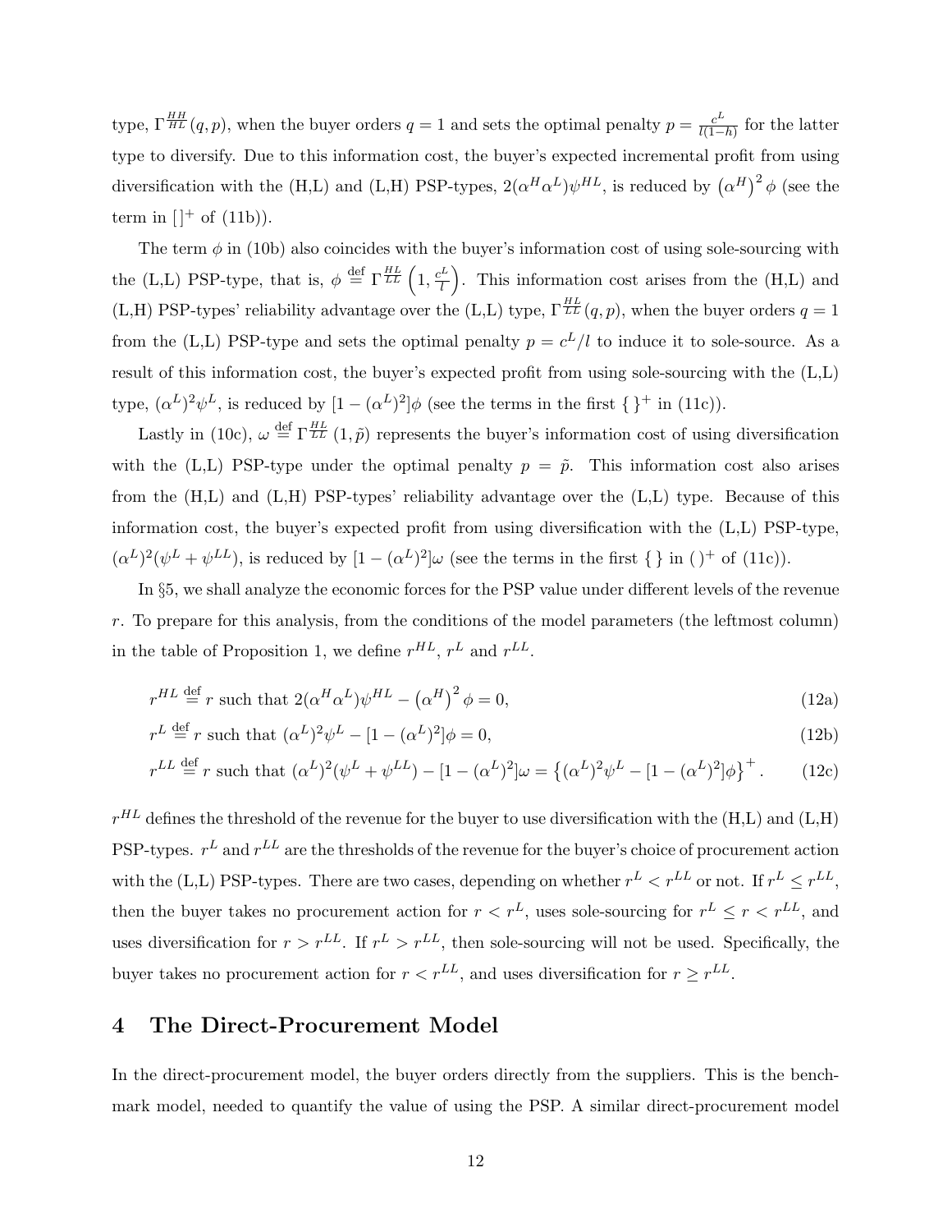type, $\Gamma^{HH}_{HL}(q,p)$, when the buyer orders $q=1$ and sets the optimal penalty $p=\frac{c^L}{l(1-h)}$ for the latter type to diversify. Due to this information cost, the buyer's expected incremental profit from using diversification with the (H,L) and (L,H) PSP-types, $2(\alpha^H\alpha^L)\psi^{HL}$, is reduced by $\left(\alpha^H\right)^2\phi$ (see the term in $[\,]^+$ of (11b)).

The term $\phi$ in (10b) also coincides with the buyer's information cost of using sole-sourcing with the (L,L) PSP-type, that is, $\phi \overset{\text{def}}{=} \Gamma^{HL}_{LL}\left(1,\frac{c^L}{l}\right)$. This information cost arises from the (H,L) and (L,H) PSP-types' reliability advantage over the (L,L) type, $\Gamma^{HL}_{LL}(q,p)$, when the buyer orders $q=1$ from the (L,L) PSP-type and sets the optimal penalty $p=c^L/l$ to induce it to sole-source. As a result of this information cost, the buyer's expected profit from using sole-sourcing with the (L,L) type, $(\alpha^L)^2\psi^L$, is reduced by $[1-(\alpha^L)^2]\phi$ (see the terms in the first $\{\,\}^+$ in (11c)).

Lastly in (10c), $\omega \overset{\text{def}}{=} \Gamma^{HL}_{LL}(1,\tilde{p})$ represents the buyer's information cost of using diversification with the (L,L) PSP-type under the optimal penalty $p=\tilde{p}$. This information cost also arises from the (H,L) and (L,H) PSP-types' reliability advantage over the (L,L) type. Because of this information cost, the buyer's expected profit from using diversification with the (L,L) PSP-type, $(\alpha^L)^2(\psi^L+\psi^{LL})$, is reduced by $[1-(\alpha^L)^2]\omega$ (see the terms in the first $\{\,\}$ in $(\,)^+$ of (11c)).

In §5, we shall analyze the economic forces for the PSP value under different levels of the revenue $r$. To prepare for this analysis, from the conditions of the model parameters (the leftmost column) in the table of Proposition 1, we define $r^{HL}$, $r^L$ and $r^{LL}$.

$$r^{HL} \overset{\text{def}}{=} r \text{ such that } 2(\alpha^H\alpha^L)\psi^{HL} - \left(\alpha^H\right)^2\phi = 0, \tag{12a}$$

$$r^{L} \overset{\text{def}}{=} r \text{ such that } (\alpha^L)^2\psi^L - [1-(\alpha^L)^2]\phi = 0, \tag{12b}$$

$$r^{LL} \overset{\text{def}}{=} r \text{ such that } (\alpha^L)^2(\psi^L+\psi^{LL}) - [1-(\alpha^L)^2]\omega = \left\{(\alpha^L)^2\psi^L - [1-(\alpha^L)^2]\phi\right\}^+. \tag{12c}$$

$r^{HL}$ defines the threshold of the revenue for the buyer to use diversification with the (H,L) and (L,H) PSP-types. $r^L$ and $r^{LL}$ are the thresholds of the revenue for the buyer's choice of procurement action with the (L,L) PSP-types. There are two cases, depending on whether $r^L<r^{LL}$ or not. If $r^L\le r^{LL}$, then the buyer takes no procurement action for $r<r^L$, uses sole-sourcing for $r^L\le r<r^{LL}$, and uses diversification for $r>r^{LL}$. If $r^L>r^{LL}$, then sole-sourcing will not be used. Specifically, the buyer takes no procurement action for $r<r^{LL}$, and uses diversification for $r\ge r^{LL}$.

# 4 The Direct-Procurement Model

In the direct-procurement model, the buyer orders directly from the suppliers. This is the benchmark model, needed to quantify the value of using the PSP. A similar direct-procurement model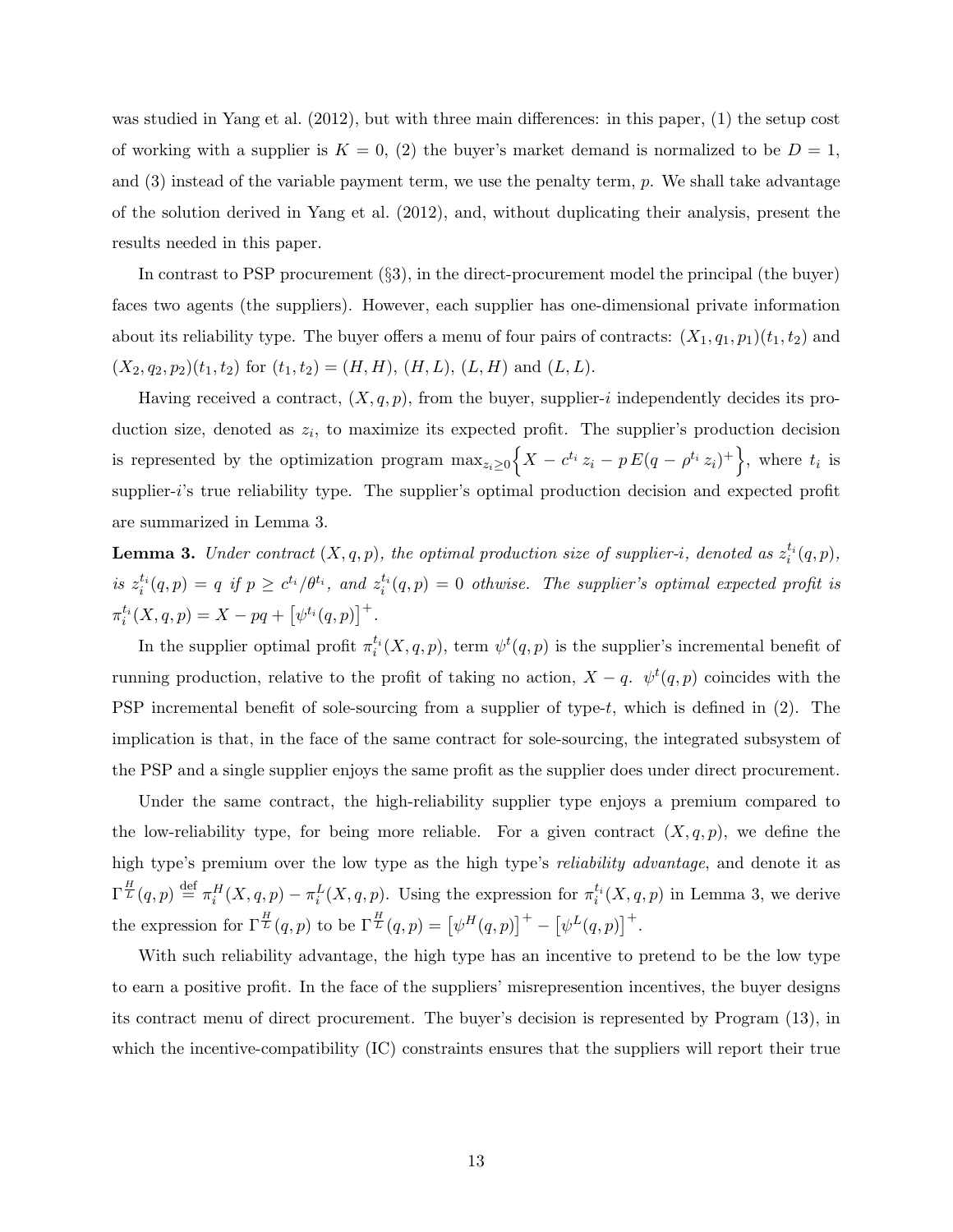was studied in Yang et al. (2012), but with three main differences: in this paper, (1) the setup cost of working with a supplier is $K = 0$, (2) the buyer's market demand is normalized to be $D = 1$, and (3) instead of the variable payment term, we use the penalty term, $p$. We shall take advantage of the solution derived in Yang et al. (2012), and, without duplicating their analysis, present the results needed in this paper.

In contrast to PSP procurement (§3), in the direct-procurement model the principal (the buyer) faces two agents (the suppliers). However, each supplier has one-dimensional private information about its reliability type. The buyer offers a menu of four pairs of contracts: $(X_1, q_1, p_1)(t_1, t_2)$ and $(X_2, q_2, p_2)(t_1, t_2)$ for $(t_1, t_2) = (H, H)$, $(H, L)$, $(L, H)$ and $(L, L)$.

Having received a contract, $(X, q, p)$, from the buyer, supplier-$i$ independently decides its production size, denoted as $z_i$, to maximize its expected profit. The supplier's production decision is represented by the optimization program $\max_{z_i \geq 0}\Big\{X - c^{t_i}\, z_i - p\, E(q - \rho^{t_i}\, z_i)^{+}\Big\}$, where $t_i$ is supplier-$i$'s true reliability type. The supplier's optimal production decision and expected profit are summarized in Lemma 3.

**Lemma 3.** *Under contract $(X, q, p)$, the optimal production size of supplier-$i$, denoted as $z_i^{t_i}(q, p)$, is $z_i^{t_i}(q, p) = q$ if $p \geq c^{t_i}/\theta^{t_i}$, and $z_i^{t_i}(q, p) = 0$ othwise. The supplier's optimal expected profit is $\pi_i^{t_i}(X, q, p) = X - pq + \big[\psi^{t_i}(q, p)\big]^{+}$.*

In the supplier optimal profit $\pi_i^{t_i}(X, q, p)$, term $\psi^t(q, p)$ is the supplier's incremental benefit of running production, relative to the profit of taking no action, $X - q$. $\psi^t(q, p)$ coincides with the PSP incremental benefit of sole-sourcing from a supplier of type-$t$, which is defined in (2). The implication is that, in the face of the same contract for sole-sourcing, the integrated subsystem of the PSP and a single supplier enjoys the same profit as the supplier does under direct procurement.

Under the same contract, the high-reliability supplier type enjoys a premium compared to the low-reliability type, for being more reliable. For a given contract $(X, q, p)$, we define the high type's premium over the low type as the high type's *reliability advantage*, and denote it as $\Gamma^{\frac{H}{L}}(q, p) \stackrel{\text{def}}{=} \pi_i^H(X, q, p) - \pi_i^L(X, q, p)$. Using the expression for $\pi_i^{t_i}(X, q, p)$ in Lemma 3, we derive the expression for $\Gamma^{\frac{H}{L}}(q, p)$ to be $\Gamma^{\frac{H}{L}}(q, p) = \big[\psi^H(q, p)\big]^{+} - \big[\psi^L(q, p)\big]^{+}$.

With such reliability advantage, the high type has an incentive to pretend to be the low type to earn a positive profit. In the face of the suppliers' misrepresention incentives, the buyer designs its contract menu of direct procurement. The buyer's decision is represented by Program (13), in which the incentive-compatibility (IC) constraints ensures that the suppliers will report their true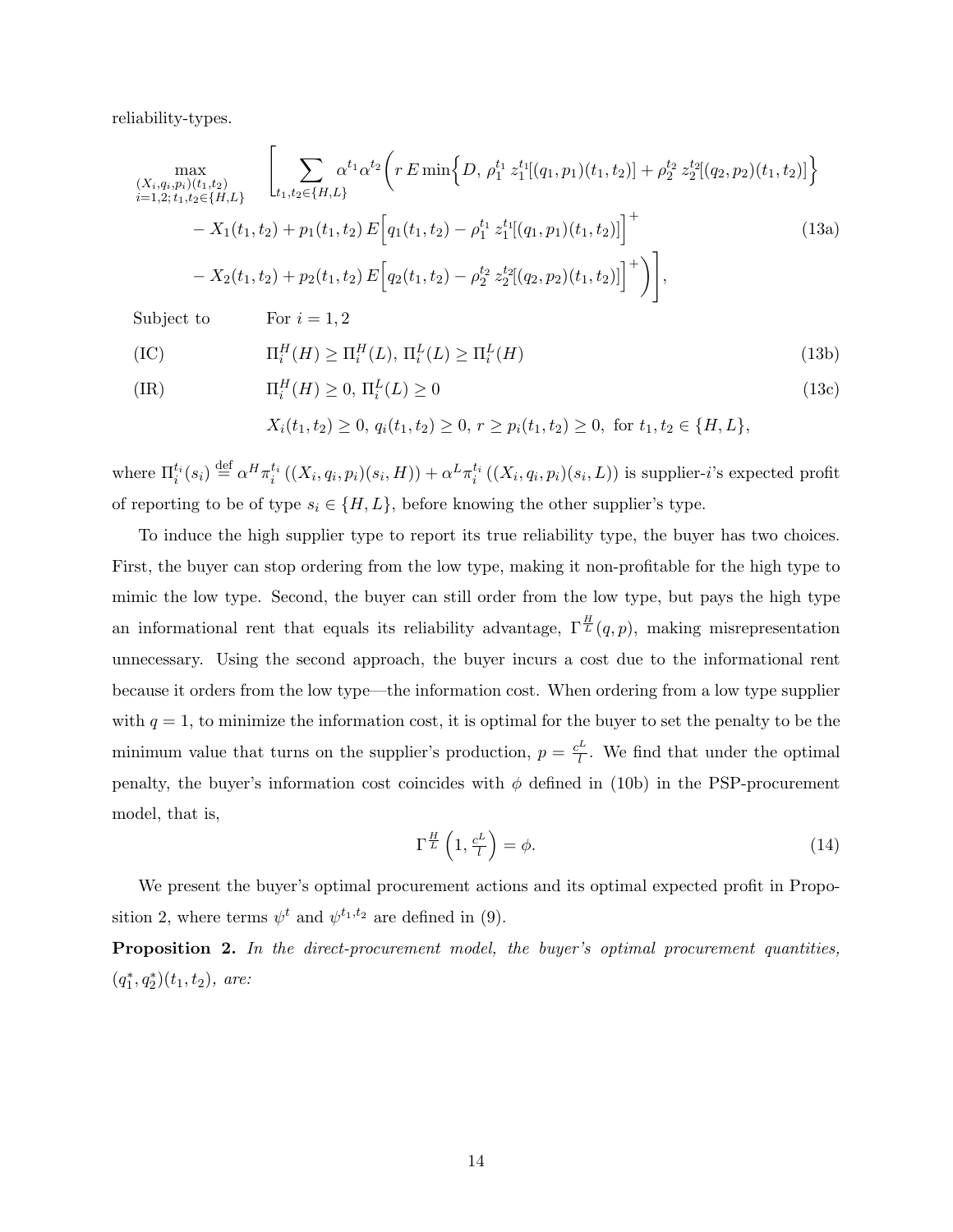reliability-types.

$$
\begin{aligned}
\max_{\substack{(X_i,q_i,p_i)(t_1,t_2)\\ i=1,2;\, t_1,t_2\in\{H,L\}}} \quad & \Bigg[\sum_{t_1,t_2\in\{H,L\}} \alpha^{t_1}\alpha^{t_2}\bigg(r\,E\min\Big\{D,\ \rho_1^{t_1}\, z_1^{t_1}[(q_1,p_1)(t_1,t_2)] + \rho_2^{t_2}\, z_2^{t_2}[(q_2,p_2)(t_1,t_2)]\Big\} \\
& - X_1(t_1,t_2) + p_1(t_1,t_2)\, E\Big[q_1(t_1,t_2) - \rho_1^{t_1}\, z_1^{t_1}[(q_1,p_1)(t_1,t_2)]\Big]^+ \\
& - X_2(t_1,t_2) + p_2(t_1,t_2)\, E\Big[q_2(t_1,t_2) - \rho_2^{t_2}\, z_2^{t_2}[(q_2,p_2)(t_1,t_2)]\Big]^+\bigg)\Bigg],
\end{aligned} \tag{13a}
$$

Subject to $\qquad$ For $i = 1, 2$

$$
\text{(IC)} \qquad \Pi_i^H(H) \geq \Pi_i^H(L),\ \Pi_i^L(L) \geq \Pi_i^L(H) \tag{13b}
$$

$$
\text{(IR)} \qquad \Pi_i^H(H) \geq 0,\ \Pi_i^L(L) \geq 0 \tag{13c}
$$

$$
X_i(t_1,t_2) \geq 0,\ q_i(t_1,t_2) \geq 0,\ r \geq p_i(t_1,t_2) \geq 0,\ \text{for } t_1,t_2 \in \{H,L\},
$$

where $\Pi_i^{t_i}(s_i) \stackrel{\text{def}}{=} \alpha^H \pi_i^{t_i}\left((X_i,q_i,p_i)(s_i,H)\right) + \alpha^L \pi_i^{t_i}\left((X_i,q_i,p_i)(s_i,L)\right)$ is supplier-$i$'s expected profit of reporting to be of type $s_i \in \{H, L\}$, before knowing the other supplier's type.

To induce the high supplier type to report its true reliability type, the buyer has two choices. First, the buyer can stop ordering from the low type, making it non-profitable for the high type to mimic the low type. Second, the buyer can still order from the low type, but pays the high type an informational rent that equals its reliability advantage, $\Gamma^{\frac{H}{L}}(q,p)$, making misrepresentation unnecessary. Using the second approach, the buyer incurs a cost due to the informational rent because it orders from the low type—the information cost. When ordering from a low type supplier with $q = 1$, to minimize the information cost, it is optimal for the buyer to set the penalty to be the minimum value that turns on the supplier's production, $p = \frac{c^L}{l}$. We find that under the optimal penalty, the buyer's information cost coincides with $\phi$ defined in (10b) in the PSP-procurement model, that is,

$$
\Gamma^{\frac{H}{L}}\left(1, \tfrac{c^L}{l}\right) = \phi. \tag{14}
$$

We present the buyer's optimal procurement actions and its optimal expected profit in Proposition 2, where terms $\psi^t$ and $\psi^{t_1,t_2}$ are defined in (9).

**Proposition 2.** *In the direct-procurement model, the buyer's optimal procurement quantities,* $(q_1^*, q_2^*)(t_1, t_2)$*, are:*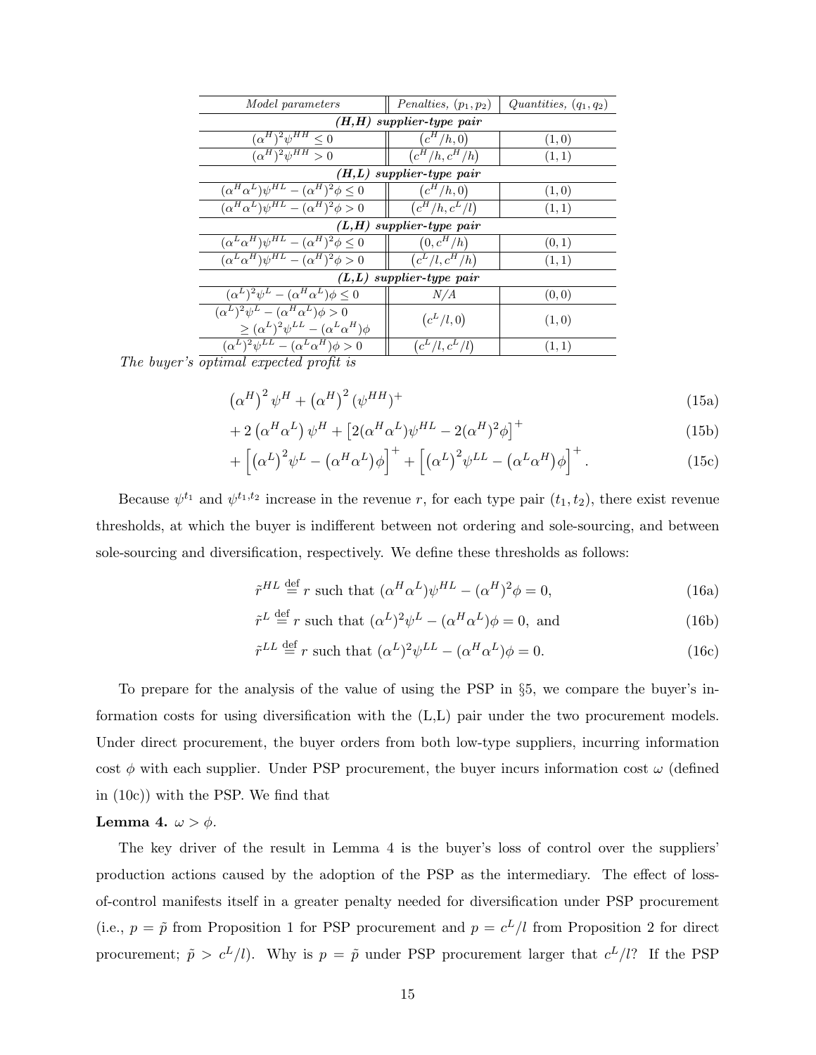| *Model parameters* | *Penalties, $(p_1, p_2)$* | *Quantities, $(q_1, q_2)$* |
|---|---|---|
| ***(H,H) supplier-type pair*** | | |
| $(\alpha^H)^2\psi^{HH} \leq 0$ | $(c^H/h, 0)$ | $(1, 0)$ |
| $(\alpha^H)^2\psi^{HH} > 0$ | $(c^H/h, c^H/h)$ | $(1, 1)$ |
| ***(H,L) supplier-type pair*** | | |
| $(\alpha^H\alpha^L)\psi^{HL} - (\alpha^H)^2\phi \leq 0$ | $(c^H/h, 0)$ | $(1, 0)$ |
| $(\alpha^H\alpha^L)\psi^{HL} - (\alpha^H)^2\phi > 0$ | $(c^H/h, c^L/l)$ | $(1, 1)$ |
| ***(L,H) supplier-type pair*** | | |
| $(\alpha^L\alpha^H)\psi^{HL} - (\alpha^H)^2\phi \leq 0$ | $(0, c^H/h)$ | $(0, 1)$ |
| $(\alpha^L\alpha^H)\psi^{HL} - (\alpha^H)^2\phi > 0$ | $(c^L/l, c^H/h)$ | $(1, 1)$ |
| ***(L,L) supplier-type pair*** | | |
| $(\alpha^L)^2\psi^L - (\alpha^H\alpha^L)\phi \leq 0$ | N/A | $(0, 0)$ |
| $(\alpha^L)^2\psi^L - (\alpha^H\alpha^L)\phi > 0 \geq (\alpha^L)^2\psi^{LL} - (\alpha^L\alpha^H)\phi$ | $(c^L/l, 0)$ | $(1, 0)$ |
| $(\alpha^L)^2\psi^{LL} - (\alpha^L\alpha^H)\phi > 0$ | $(c^L/l, c^L/l)$ | $(1, 1)$ |

*The buyer's optimal expected profit is*

$$\left(\alpha^H\right)^2\psi^H + \left(\alpha^H\right)^2(\psi^{HH})^+ \tag{15a}$$

$$+\, 2\left(\alpha^H\alpha^L\right)\psi^H + \left[2(\alpha^H\alpha^L)\psi^{HL} - 2(\alpha^H)^2\phi\right]^+ \tag{15b}$$

$$+\left[\left(\alpha^L\right)^2\psi^L - \left(\alpha^H\alpha^L\right)\phi\right]^+ + \left[\left(\alpha^L\right)^2\psi^{LL} - \left(\alpha^L\alpha^H\right)\phi\right]^+. \tag{15c}$$

Because $\psi^{t_1}$ and $\psi^{t_1,t_2}$ increase in the revenue $r$, for each type pair $(t_1, t_2)$, there exist revenue thresholds, at which the buyer is indifferent between not ordering and sole-sourcing, and between sole-sourcing and diversification, respectively. We define these thresholds as follows:

$$\tilde{r}^{HL} \stackrel{\text{def}}{=} r \text{ such that } (\alpha^H\alpha^L)\psi^{HL} - (\alpha^H)^2\phi = 0, \tag{16a}$$

$$\tilde{r}^{L} \stackrel{\text{def}}{=} r \text{ such that } (\alpha^L)^2\psi^{L} - (\alpha^H\alpha^L)\phi = 0, \text{ and} \tag{16b}$$

$$\tilde{r}^{LL} \stackrel{\text{def}}{=} r \text{ such that } (\alpha^L)^2\psi^{LL} - (\alpha^H\alpha^L)\phi = 0. \tag{16c}$$

To prepare for the analysis of the value of using the PSP in §5, we compare the buyer's information costs for using diversification with the (L,L) pair under the two procurement models. Under direct procurement, the buyer orders from both low-type suppliers, incurring information cost $\phi$ with each supplier. Under PSP procurement, the buyer incurs information cost $\omega$ (defined in (10c)) with the PSP. We find that

**Lemma 4.** $\omega > \phi$.

The key driver of the result in Lemma 4 is the buyer's loss of control over the suppliers' production actions caused by the adoption of the PSP as the intermediary. The effect of loss-of-control manifests itself in a greater penalty needed for diversification under PSP procurement (i.e., $p = \tilde{p}$ from Proposition 1 for PSP procurement and $p = c^L/l$ from Proposition 2 for direct procurement; $\tilde{p} > c^L/l$). Why is $p = \tilde{p}$ under PSP procurement larger that $c^L/l$? If the PSP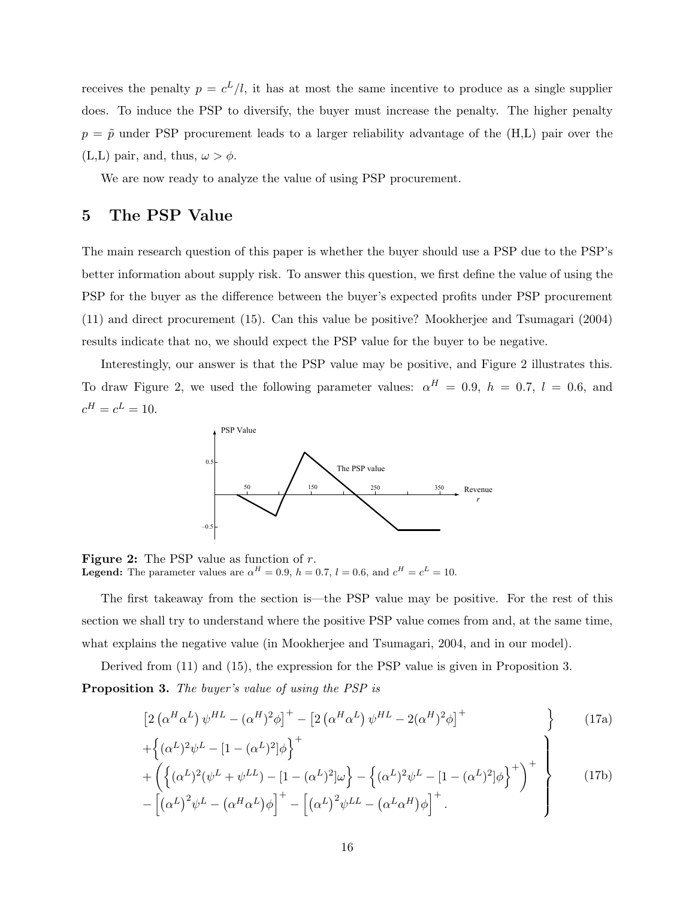receives the penalty $p = c^L/l$, it has at most the same incentive to produce as a single supplier does. To induce the PSP to diversify, the buyer must increase the penalty. The higher penalty $p = \tilde{p}$ under PSP procurement leads to a larger reliability advantage of the (H,L) pair over the (L,L) pair, and, thus, $\omega > \phi$.

We are now ready to analyze the value of using PSP procurement.

# 5 The PSP Value

The main research question of this paper is whether the buyer should use a PSP due to the PSP's better information about supply risk. To answer this question, we first define the value of using the PSP for the buyer as the difference between the buyer's expected profits under PSP procurement (11) and direct procurement (15). Can this value be positive? Mookherjee and Tsumagari (2004) results indicate that no, we should expect the PSP value for the buyer to be negative.

Interestingly, our answer is that the PSP value may be positive, and Figure 2 illustrates this. To draw Figure 2, we used the following parameter values: $\alpha^H = 0.9$, $h = 0.7$, $l = 0.6$, and $c^H = c^L = 10$.

**Figure 2:** The PSP value as function of $r$.
**Legend:** The parameter values are $\alpha^H = 0.9$, $h = 0.7$, $l = 0.6$, and $c^H = c^L = 10$.

The first takeaway from the section is—the PSP value may be positive. For the rest of this section we shall try to understand where the positive PSP value comes from and, at the same time, what explains the negative value (in Mookherjee and Tsumagari, 2004, and in our model).

Derived from (11) and (15), the expression for the PSP value is given in Proposition 3.

**Proposition 3.** *The buyer's value of using the PSP is*

$$\left[2\left(\alpha^H\alpha^L\right)\psi^{HL} - (\alpha^H)^2\phi\right]^+ - \left[2\left(\alpha^H\alpha^L\right)\psi^{HL} - 2(\alpha^H)^2\phi\right]^+ \tag{17a}$$

$$\begin{aligned}
&+\Big\{(\alpha^L)^2\psi^L - [1-(\alpha^L)^2]\phi\Big\}^+ \\
&+\left(\Big\{(\alpha^L)^2(\psi^L + \psi^{LL}) - [1-(\alpha^L)^2]\omega\Big\} - \Big\{(\alpha^L)^2\psi^L - [1-(\alpha^L)^2]\phi\Big\}^+\right)^+ \\
&-\left[\left(\alpha^L\right)^2\psi^L - \left(\alpha^H\alpha^L\right)\phi\right]^+ - \left[\left(\alpha^L\right)^2\psi^{LL} - \left(\alpha^L\alpha^H\right)\phi\right]^+.
\end{aligned} \tag{17b}$$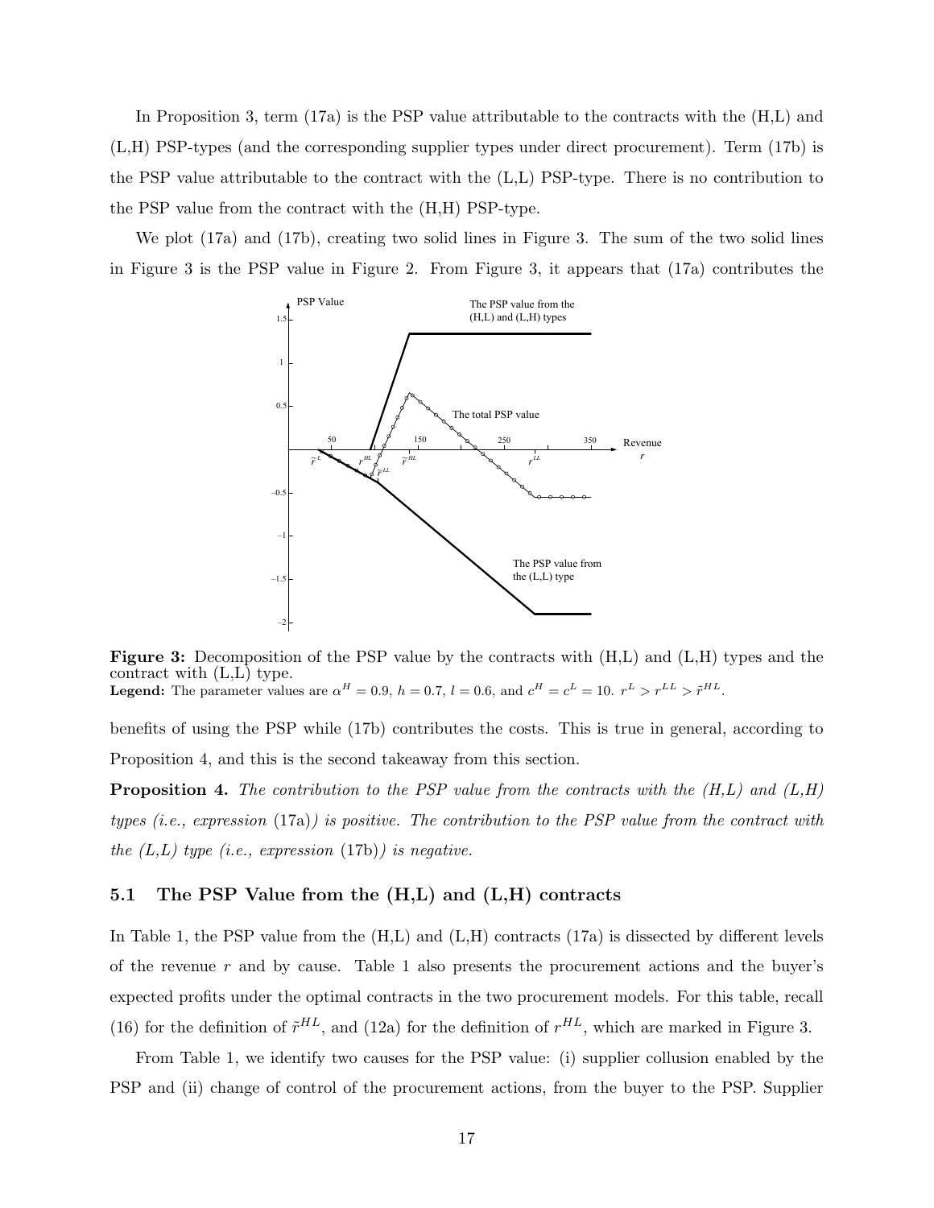In Proposition 3, term (17a) is the PSP value attributable to the contracts with the (H,L) and (L,H) PSP-types (and the corresponding supplier types under direct procurement). Term (17b) is the PSP value attributable to the contract with the (L,L) PSP-type. There is no contribution to the PSP value from the contract with the (H,H) PSP-type.

We plot (17a) and (17b), creating two solid lines in Figure 3. The sum of the two solid lines in Figure 3 is the PSP value in Figure 2. From Figure 3, it appears that (17a) contributes the benefits of using the PSP while (17b) contributes the costs. This is true in general, according to Proposition 4, and this is the second takeaway from this section.

**Figure 3:** Decomposition of the PSP value by the contracts with (H,L) and (L,H) types and the contract with (L,L) type.
**Legend:** The parameter values are $\alpha^H = 0.9$, $h = 0.7$, $l = 0.6$, and $c^H = c^L = 10$. $r^L > r^{LL} > \tilde{r}^{HL}$.

**Proposition 4.** *The contribution to the PSP value from the contracts with the (H,L) and (L,H) types (i.e., expression* (17a)*) is positive. The contribution to the PSP value from the contract with the (L,L) type (i.e., expression* (17b)*) is negative.*

## 5.1 The PSP Value from the (H,L) and (L,H) contracts

In Table 1, the PSP value from the (H,L) and (L,H) contracts (17a) is dissected by different levels of the revenue $r$ and by cause. Table 1 also presents the procurement actions and the buyer's expected profits under the optimal contracts in the two procurement models. For this table, recall (16) for the definition of $\tilde{r}^{HL}$, and (12a) for the definition of $r^{HL}$, which are marked in Figure 3.

From Table 1, we identify two causes for the PSP value: (i) supplier collusion enabled by the PSP and (ii) change of control of the procurement actions, from the buyer to the PSP. Supplier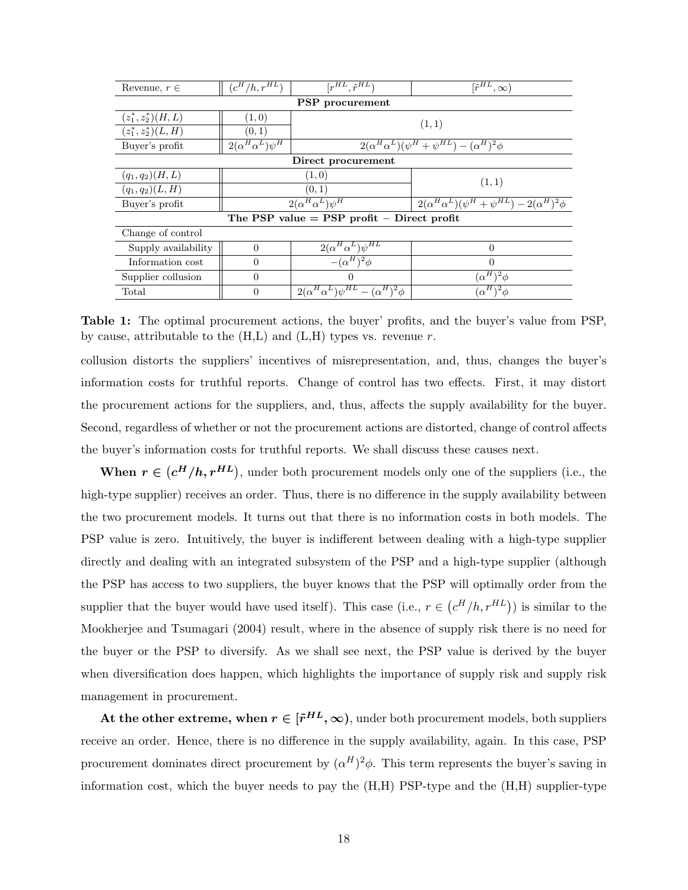| Revenue, $r \in$ | $(c^H/h, r^{HL})$ | $[r^{HL}, \tilde{r}^{HL})$ | $[\tilde{r}^{HL}, \infty)$ |
|---|---|---|---|
| **PSP procurement** | | | |
| $(z_1^*, z_2^*)(H,L)$ | $(1,0)$ | $(1,1)$ | |
| $(z_1^*, z_2^*)(L,H)$ | $(0,1)$ | | |
| Buyer's profit | $2(\alpha^H\alpha^L)\psi^H$ | $2(\alpha^H\alpha^L)(\psi^H+\psi^{HL})-(\alpha^H)^2\phi$ | |
| **Direct procurement** | | | |
| $(q_1, q_2)(H,L)$ | $(1,0)$ | | $(1,1)$ |
| $(q_1, q_2)(L,H)$ | $(0,1)$ | | |
| Buyer's profit | $2(\alpha^H\alpha^L)\psi^H$ | | $2(\alpha^H\alpha^L)(\psi^H+\psi^{HL})-2(\alpha^H)^2\phi$ |
| **The PSP value = PSP profit − Direct profit** | | | |
| Change of control | | | |
| Supply availability | 0 | $2(\alpha^H\alpha^L)\psi^{HL}$ | 0 |
| Information cost | 0 | $-(\alpha^H)^2\phi$ | 0 |
| Supplier collusion | 0 | 0 | $(\alpha^H)^2\phi$ |
| Total | 0 | $2(\alpha^H\alpha^L)\psi^{HL}-(\alpha^H)^2\phi$ | $(\alpha^H)^2\phi$ |

**Table 1:** The optimal procurement actions, the buyer' profits, and the buyer's value from PSP, by cause, attributable to the (H,L) and (L,H) types vs. revenue $r$.

collusion distorts the suppliers' incentives of misrepresentation, and, thus, changes the buyer's information costs for truthful reports. Change of control has two effects. First, it may distort the procurement actions for the suppliers, and, thus, affects the supply availability for the buyer. Second, regardless of whether or not the procurement actions are distorted, change of control affects the buyer's information costs for truthful reports. We shall discuss these causes next.

**When $r \in (c^H/h, r^{HL})$**, under both procurement models only one of the suppliers (i.e., the high-type supplier) receives an order. Thus, there is no difference in the supply availability between the two procurement models. It turns out that there is no information costs in both models. The PSP value is zero. Intuitively, the buyer is indifferent between dealing with a high-type supplier directly and dealing with an integrated subsystem of the PSP and a high-type supplier (although the PSP has access to two suppliers, the buyer knows that the PSP will optimally order from the supplier that the buyer would have used itself). This case (i.e., $r \in (c^H/h, r^{HL})$) is similar to the Mookherjee and Tsumagari (2004) result, where in the absence of supply risk there is no need for the buyer or the PSP to diversify. As we shall see next, the PSP value is derived by the buyer when diversification does happen, which highlights the importance of supply risk and supply risk management in procurement.

**At the other extreme, when $r \in [\tilde{r}^{HL}, \infty)$**, under both procurement models, both suppliers receive an order. Hence, there is no difference in the supply availability, again. In this case, PSP procurement dominates direct procurement by $(\alpha^H)^2\phi$. This term represents the buyer's saving in information cost, which the buyer needs to pay the (H,H) PSP-type and the (H,H) supplier-type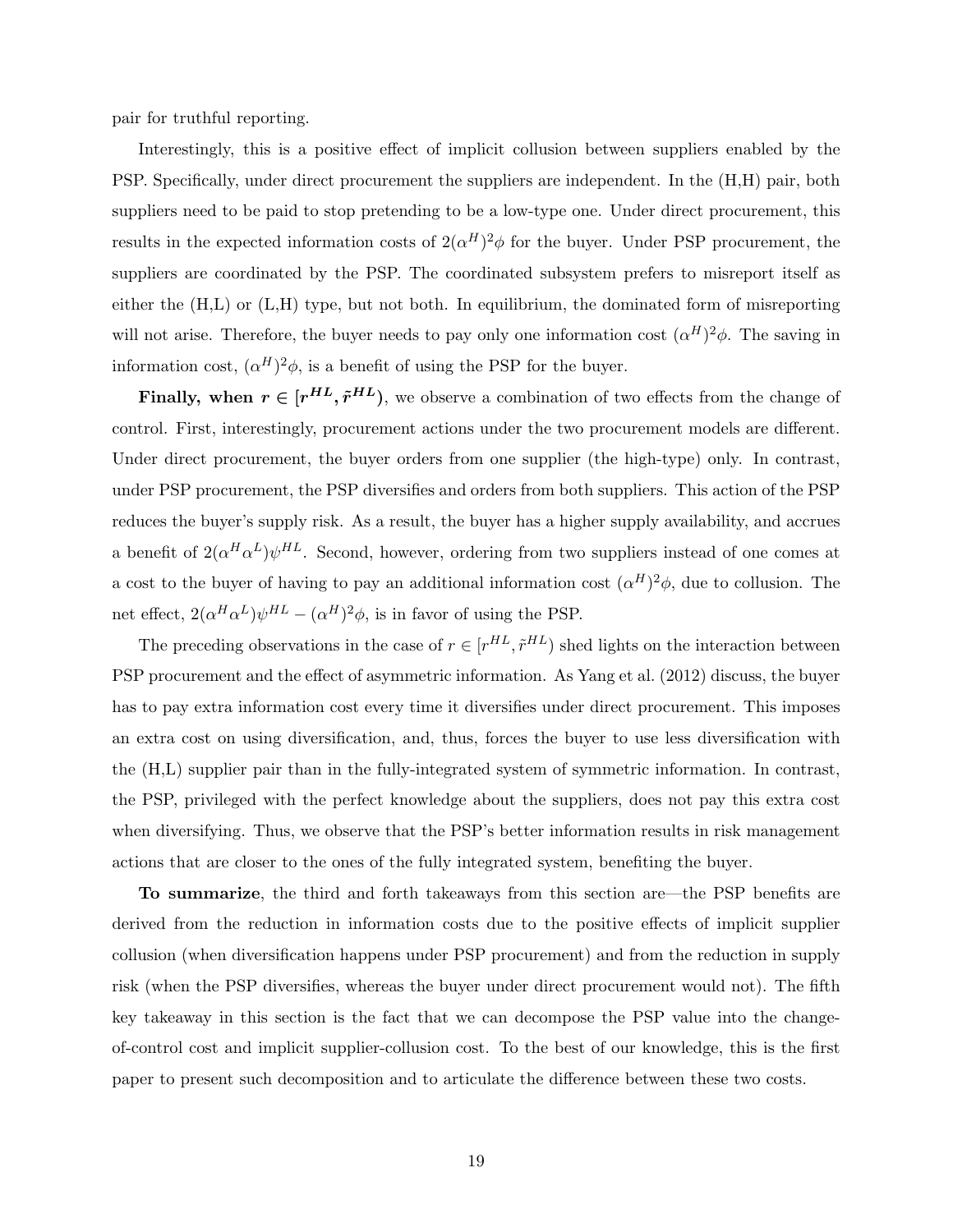pair for truthful reporting.

Interestingly, this is a positive effect of implicit collusion between suppliers enabled by the PSP. Specifically, under direct procurement the suppliers are independent. In the (H,H) pair, both suppliers need to be paid to stop pretending to be a low-type one. Under direct procurement, this results in the expected information costs of $2(\alpha^H)^2\phi$ for the buyer. Under PSP procurement, the suppliers are coordinated by the PSP. The coordinated subsystem prefers to misreport itself as either the (H,L) or (L,H) type, but not both. In equilibrium, the dominated form of misreporting will not arise. Therefore, the buyer needs to pay only one information cost $(\alpha^H)^2\phi$. The saving in information cost, $(\alpha^H)^2\phi$, is a benefit of using the PSP for the buyer.

**Finally, when $r \in [r^{HL}, \tilde{r}^{HL})$**, we observe a combination of two effects from the change of control. First, interestingly, procurement actions under the two procurement models are different. Under direct procurement, the buyer orders from one supplier (the high-type) only. In contrast, under PSP procurement, the PSP diversifies and orders from both suppliers. This action of the PSP reduces the buyer's supply risk. As a result, the buyer has a higher supply availability, and accrues a benefit of $2(\alpha^H\alpha^L)\psi^{HL}$. Second, however, ordering from two suppliers instead of one comes at a cost to the buyer of having to pay an additional information cost $(\alpha^H)^2\phi$, due to collusion. The net effect, $2(\alpha^H\alpha^L)\psi^{HL} - (\alpha^H)^2\phi$, is in favor of using the PSP.

The preceding observations in the case of $r \in [r^{HL}, \tilde{r}^{HL})$ shed lights on the interaction between PSP procurement and the effect of asymmetric information. As Yang et al. (2012) discuss, the buyer has to pay extra information cost every time it diversifies under direct procurement. This imposes an extra cost on using diversification, and, thus, forces the buyer to use less diversification with the (H,L) supplier pair than in the fully-integrated system of symmetric information. In contrast, the PSP, privileged with the perfect knowledge about the suppliers, does not pay this extra cost when diversifying. Thus, we observe that the PSP's better information results in risk management actions that are closer to the ones of the fully integrated system, benefiting the buyer.

**To summarize**, the third and forth takeaways from this section are—the PSP benefits are derived from the reduction in information costs due to the positive effects of implicit supplier collusion (when diversification happens under PSP procurement) and from the reduction in supply risk (when the PSP diversifies, whereas the buyer under direct procurement would not). The fifth key takeaway in this section is the fact that we can decompose the PSP value into the change-of-control cost and implicit supplier-collusion cost. To the best of our knowledge, this is the first paper to present such decomposition and to articulate the difference between these two costs.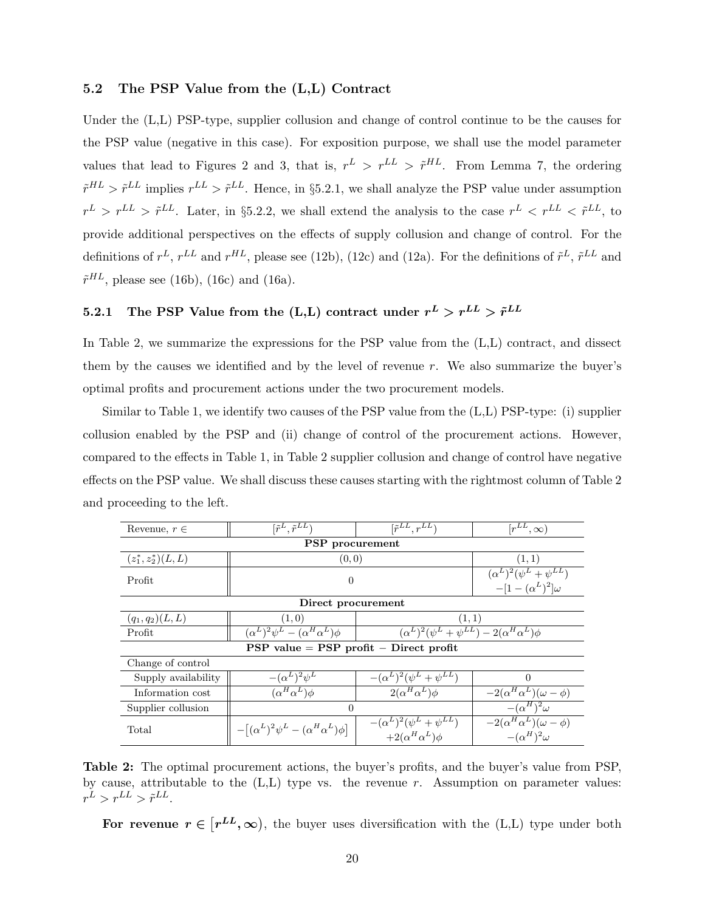### 5.2 The PSP Value from the (L,L) Contract

Under the (L,L) PSP-type, supplier collusion and change of control continue to be the causes for the PSP value (negative in this case). For exposition purpose, we shall use the model parameter values that lead to Figures 2 and 3, that is, $r^L > r^{LL} > \tilde{r}^{HL}$. From Lemma 7, the ordering $\tilde{r}^{HL} > \tilde{r}^{LL}$ implies $r^{LL} > \tilde{r}^{LL}$. Hence, in §5.2.1, we shall analyze the PSP value under assumption $r^L > r^{LL} > \tilde{r}^{LL}$. Later, in §5.2.2, we shall extend the analysis to the case $r^L < r^{LL} < \tilde{r}^{LL}$, to provide additional perspectives on the effects of supply collusion and change of control. For the definitions of $r^L$, $r^{LL}$ and $r^{HL}$, please see (12b), (12c) and (12a). For the definitions of $\tilde{r}^L$, $\tilde{r}^{LL}$ and $\tilde{r}^{HL}$, please see (16b), (16c) and (16a).

#### 5.2.1 The PSP Value from the (L,L) contract under $r^L > r^{LL} > \tilde{r}^{LL}$

In Table 2, we summarize the expressions for the PSP value from the (L,L) contract, and dissect them by the causes we identified and by the level of revenue $r$. We also summarize the buyer's optimal profits and procurement actions under the two procurement models.

Similar to Table 1, we identify two causes of the PSP value from the (L,L) PSP-type: (i) supplier collusion enabled by the PSP and (ii) change of control of the procurement actions. However, compared to the effects in Table 1, in Table 2 supplier collusion and change of control have negative effects on the PSP value. We shall discuss these causes starting with the rightmost column of Table 2 and proceeding to the left.

| Revenue, $r \in$ | $[\tilde{r}^L, \tilde{r}^{LL})$ | $[\tilde{r}^{LL}, r^{LL})$ | $[r^{LL}, \infty)$ |
|---|---|---|---|
| **PSP procurement** | | | |
| $(z_1^*, z_2^*)(L,L)$ | $(0,0)$ | | $(1,1)$ |
| Profit | $0$ | | $(\alpha^L)^2(\psi^L + \psi^{LL})$ $-[1-(\alpha^L)^2]\omega$ |
| **Direct procurement** | | | |
| $(q_1, q_2)(L,L)$ | $(1,0)$ | $(1,1)$ | |
| Profit | $(\alpha^L)^2\psi^L - (\alpha^H\alpha^L)\phi$ | $(\alpha^L)^2(\psi^L + \psi^{LL}) - 2(\alpha^H\alpha^L)\phi$ | |
| **PSP value = PSP profit − Direct profit** | | | |
| Change of control | | | |
| Supply availability | $-(\alpha^L)^2\psi^L$ | $-(\alpha^L)^2(\psi^L + \psi^{LL})$ | $0$ |
| Information cost | $(\alpha^H\alpha^L)\phi$ | $2(\alpha^H\alpha^L)\phi$ | $-2(\alpha^H\alpha^L)(\omega - \phi)$ |
| Supplier collusion | $0$ | | $-(\alpha^H)^2\omega$ |
| Total | $-\left[(\alpha^L)^2\psi^L - (\alpha^H\alpha^L)\phi\right]$ | $-(\alpha^L)^2(\psi^L + \psi^{LL})$ $+2(\alpha^H\alpha^L)\phi$ | $-2(\alpha^H\alpha^L)(\omega - \phi)$ $-(\alpha^H)^2\omega$ |

**Table 2:** The optimal procurement actions, the buyer's profits, and the buyer's value from PSP, by cause, attributable to the (L,L) type vs. the revenue $r$. Assumption on parameter values: $r^L > r^{LL} > \tilde{r}^{LL}$.

**For revenue $r \in [r^{LL}, \infty)$**, the buyer uses diversification with the (L,L) type under both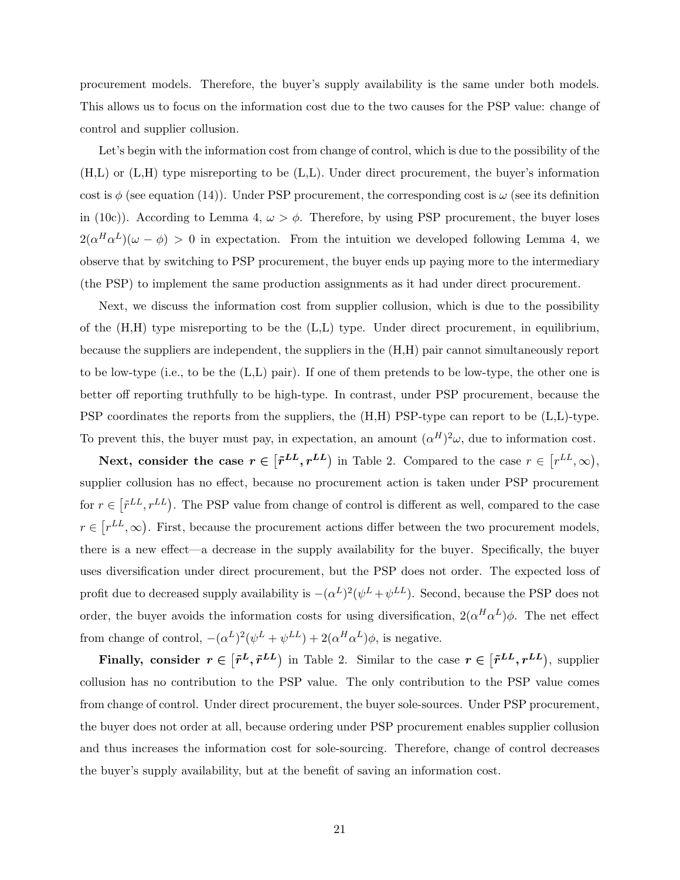procurement models. Therefore, the buyer's supply availability is the same under both models. This allows us to focus on the information cost due to the two causes for the PSP value: change of control and supplier collusion.

Let's begin with the information cost from change of control, which is due to the possibility of the (H,L) or (L,H) type misreporting to be (L,L). Under direct procurement, the buyer's information cost is $\phi$ (see equation (14)). Under PSP procurement, the corresponding cost is $\omega$ (see its definition in (10c)). According to Lemma 4, $\omega > \phi$. Therefore, by using PSP procurement, the buyer loses $2(\alpha^H\alpha^L)(\omega - \phi) > 0$ in expectation. From the intuition we developed following Lemma 4, we observe that by switching to PSP procurement, the buyer ends up paying more to the intermediary (the PSP) to implement the same production assignments as it had under direct procurement.

Next, we discuss the information cost from supplier collusion, which is due to the possibility of the (H,H) type misreporting to be the (L,L) type. Under direct procurement, in equilibrium, because the suppliers are independent, the suppliers in the (H,H) pair cannot simultaneously report to be low-type (i.e., to be the (L,L) pair). If one of them pretends to be low-type, the other one is better off reporting truthfully to be high-type. In contrast, under PSP procurement, because the PSP coordinates the reports from the suppliers, the (H,H) PSP-type can report to be (L,L)-type. To prevent this, the buyer must pay, in expectation, an amount $(\alpha^H)^2\omega$, due to information cost.

**Next, consider the case $\boldsymbol{r \in [\tilde{r}^{LL}, r^{LL})}$** in Table 2. Compared to the case $r \in [r^{LL}, \infty)$, supplier collusion has no effect, because no procurement action is taken under PSP procurement for $r \in [\tilde{r}^{LL}, r^{LL})$. The PSP value from change of control is different as well, compared to the case $r \in [r^{LL}, \infty)$. First, because the procurement actions differ between the two procurement models, there is a new effect—a decrease in the supply availability for the buyer. Specifically, the buyer uses diversification under direct procurement, but the PSP does not order. The expected loss of profit due to decreased supply availability is $-(\alpha^L)^2(\psi^L + \psi^{LL})$. Second, because the PSP does not order, the buyer avoids the information costs for using diversification, $2(\alpha^H\alpha^L)\phi$. The net effect from change of control, $-(\alpha^L)^2(\psi^L + \psi^{LL}) + 2(\alpha^H\alpha^L)\phi$, is negative.

**Finally, consider $\boldsymbol{r \in [\tilde{r}^{L}, \tilde{r}^{LL})}$** in Table 2. Similar to the case $\boldsymbol{r \in [\tilde{r}^{LL}, r^{LL})}$, supplier collusion has no contribution to the PSP value. The only contribution to the PSP value comes from change of control. Under direct procurement, the buyer sole-sources. Under PSP procurement, the buyer does not order at all, because ordering under PSP procurement enables supplier collusion and thus increases the information cost for sole-sourcing. Therefore, change of control decreases the buyer's supply availability, but at the benefit of saving an information cost.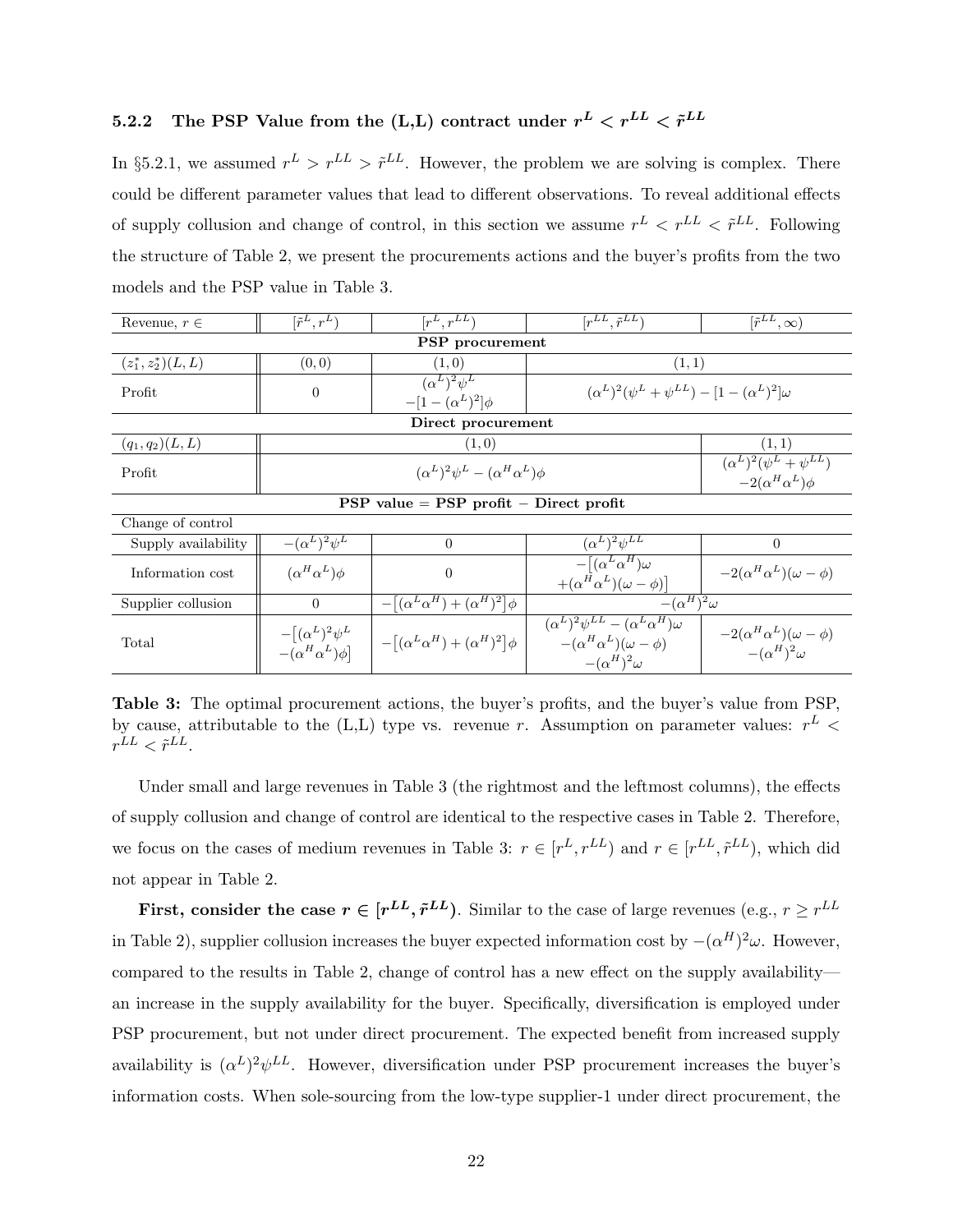### 5.2.2 The PSP Value from the (L,L) contract under $r^L < r^{LL} < \tilde{r}^{LL}$

In §5.2.1, we assumed $r^L > r^{LL} > \tilde{r}^{LL}$. However, the problem we are solving is complex. There could be different parameter values that lead to different observations. To reveal additional effects of supply collusion and change of control, in this section we assume $r^L < r^{LL} < \tilde{r}^{LL}$. Following the structure of Table 2, we present the procurements actions and the buyer's profits from the two models and the PSP value in Table 3.

| Revenue, $r \in$ | $[\tilde{r}^L, r^L)$ | $[r^L, r^{LL})$ | $[r^{LL}, \tilde{r}^{LL})$ | $[\tilde{r}^{LL}, \infty)$ |
|---|---|---|---|---|
| **PSP procurement** | | | | |
| $(z_1^*, z_2^*)(L,L)$ | $(0,0)$ | $(1,0)$ | $(1,1)$ | |
| Profit | $0$ | $(\alpha^L)^2\psi^L - [1-(\alpha^L)^2]\phi$ | $(\alpha^L)^2(\psi^L+\psi^{LL}) - [1-(\alpha^L)^2]\omega$ | |
| **Direct procurement** | | | | |
| $(q_1, q_2)(L,L)$ | $(1,0)$ | | | $(1,1)$ |
| Profit | $(\alpha^L)^2\psi^L - (\alpha^H\alpha^L)\phi$ | | | $(\alpha^L)^2(\psi^L+\psi^{LL}) - 2(\alpha^H\alpha^L)\phi$ |
| **PSP value = PSP profit − Direct profit** | | | | |
| Change of control | | | | |
| Supply availability | $-(\alpha^L)^2\psi^L$ | $0$ | $(\alpha^L)^2\psi^{LL}$ | $0$ |
| Information cost | $(\alpha^H\alpha^L)\phi$ | $0$ | $-\big[(\alpha^L\alpha^H)\omega + (\alpha^H\alpha^L)(\omega-\phi)\big]$ | $-2(\alpha^H\alpha^L)(\omega-\phi)$ |
| Supplier collusion | $0$ | $-\big[(\alpha^L\alpha^H)+(\alpha^H)^2\big]\phi$ | $-(\alpha^H)^2\omega$ | |
| Total | $-\big[(\alpha^L)^2\psi^L - (\alpha^H\alpha^L)\phi\big]$ | $-\big[(\alpha^L\alpha^H)+(\alpha^H)^2\big]\phi$ | $(\alpha^L)^2\psi^{LL} - (\alpha^L\alpha^H)\omega - (\alpha^H\alpha^L)(\omega-\phi) - (\alpha^H)^2\omega$ | $-2(\alpha^H\alpha^L)(\omega-\phi) - (\alpha^H)^2\omega$ |

**Table 3:** The optimal procurement actions, the buyer's profits, and the buyer's value from PSP, by cause, attributable to the (L,L) type vs. revenue $r$. Assumption on parameter values: $r^L < r^{LL} < \tilde{r}^{LL}$.

Under small and large revenues in Table 3 (the rightmost and the leftmost columns), the effects of supply collusion and change of control are identical to the respective cases in Table 2. Therefore, we focus on the cases of medium revenues in Table 3: $r \in [r^L, r^{LL})$ and $r \in [r^{LL}, \tilde{r}^{LL})$, which did not appear in Table 2.

**First, consider the case $r \in [r^{LL}, \tilde{r}^{LL})$.** Similar to the case of large revenues (e.g., $r \geq r^{LL}$ in Table 2), supplier collusion increases the buyer expected information cost by $-(\alpha^H)^2\omega$. However, compared to the results in Table 2, change of control has a new effect on the supply availability—an increase in the supply availability for the buyer. Specifically, diversification is employed under PSP procurement, but not under direct procurement. The expected benefit from increased supply availability is $(\alpha^L)^2\psi^{LL}$. However, diversification under PSP procurement increases the buyer's information costs. When sole-sourcing from the low-type supplier-1 under direct procurement, the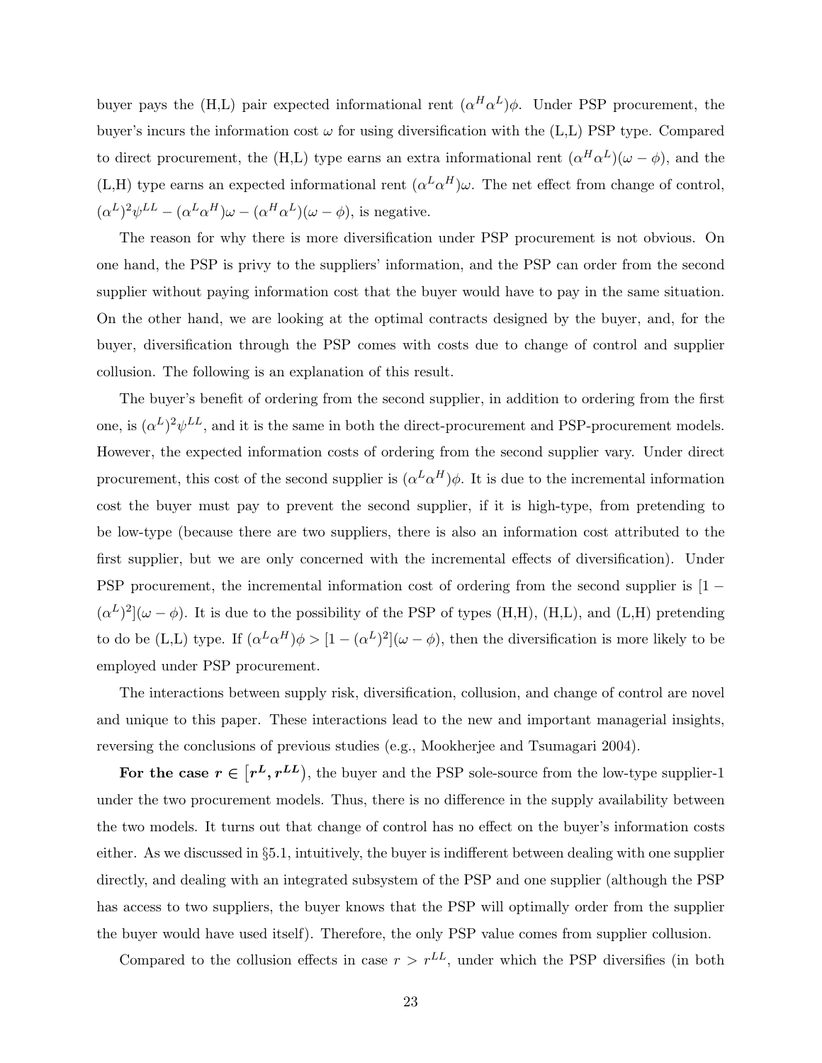buyer pays the (H,L) pair expected informational rent $(\alpha^H \alpha^L)\phi$. Under PSP procurement, the buyer's incurs the information cost $\omega$ for using diversification with the (L,L) PSP type. Compared to direct procurement, the (H,L) type earns an extra informational rent $(\alpha^H \alpha^L)(\omega - \phi)$, and the (L,H) type earns an expected informational rent $(\alpha^L \alpha^H)\omega$. The net effect from change of control, $(\alpha^L)^2 \psi^{LL} - (\alpha^L \alpha^H)\omega - (\alpha^H \alpha^L)(\omega - \phi)$, is negative.

The reason for why there is more diversification under PSP procurement is not obvious. On one hand, the PSP is privy to the suppliers' information, and the PSP can order from the second supplier without paying information cost that the buyer would have to pay in the same situation. On the other hand, we are looking at the optimal contracts designed by the buyer, and, for the buyer, diversification through the PSP comes with costs due to change of control and supplier collusion. The following is an explanation of this result.

The buyer's benefit of ordering from the second supplier, in addition to ordering from the first one, is $(\alpha^L)^2 \psi^{LL}$, and it is the same in both the direct-procurement and PSP-procurement models. However, the expected information costs of ordering from the second supplier vary. Under direct procurement, this cost of the second supplier is $(\alpha^L \alpha^H)\phi$. It is due to the incremental information cost the buyer must pay to prevent the second supplier, if it is high-type, from pretending to be low-type (because there are two suppliers, there is also an information cost attributed to the first supplier, but we are only concerned with the incremental effects of diversification). Under PSP procurement, the incremental information cost of ordering from the second supplier is $[1 - (\alpha^L)^2](\omega - \phi)$. It is due to the possibility of the PSP of types (H,H), (H,L), and (L,H) pretending to do be (L,L) type. If $(\alpha^L \alpha^H)\phi > [1 - (\alpha^L)^2](\omega - \phi)$, then the diversification is more likely to be employed under PSP procurement.

The interactions between supply risk, diversification, collusion, and change of control are novel and unique to this paper. These interactions lead to the new and important managerial insights, reversing the conclusions of previous studies (e.g., Mookherjee and Tsumagari 2004).

**For the case $r \in [r^L, r^{LL})$**, the buyer and the PSP sole-source from the low-type supplier-1 under the two procurement models. Thus, there is no difference in the supply availability between the two models. It turns out that change of control has no effect on the buyer's information costs either. As we discussed in §5.1, intuitively, the buyer is indifferent between dealing with one supplier directly, and dealing with an integrated subsystem of the PSP and one supplier (although the PSP has access to two suppliers, the buyer knows that the PSP will optimally order from the supplier the buyer would have used itself). Therefore, the only PSP value comes from supplier collusion.

Compared to the collusion effects in case $r > r^{LL}$, under which the PSP diversifies (in both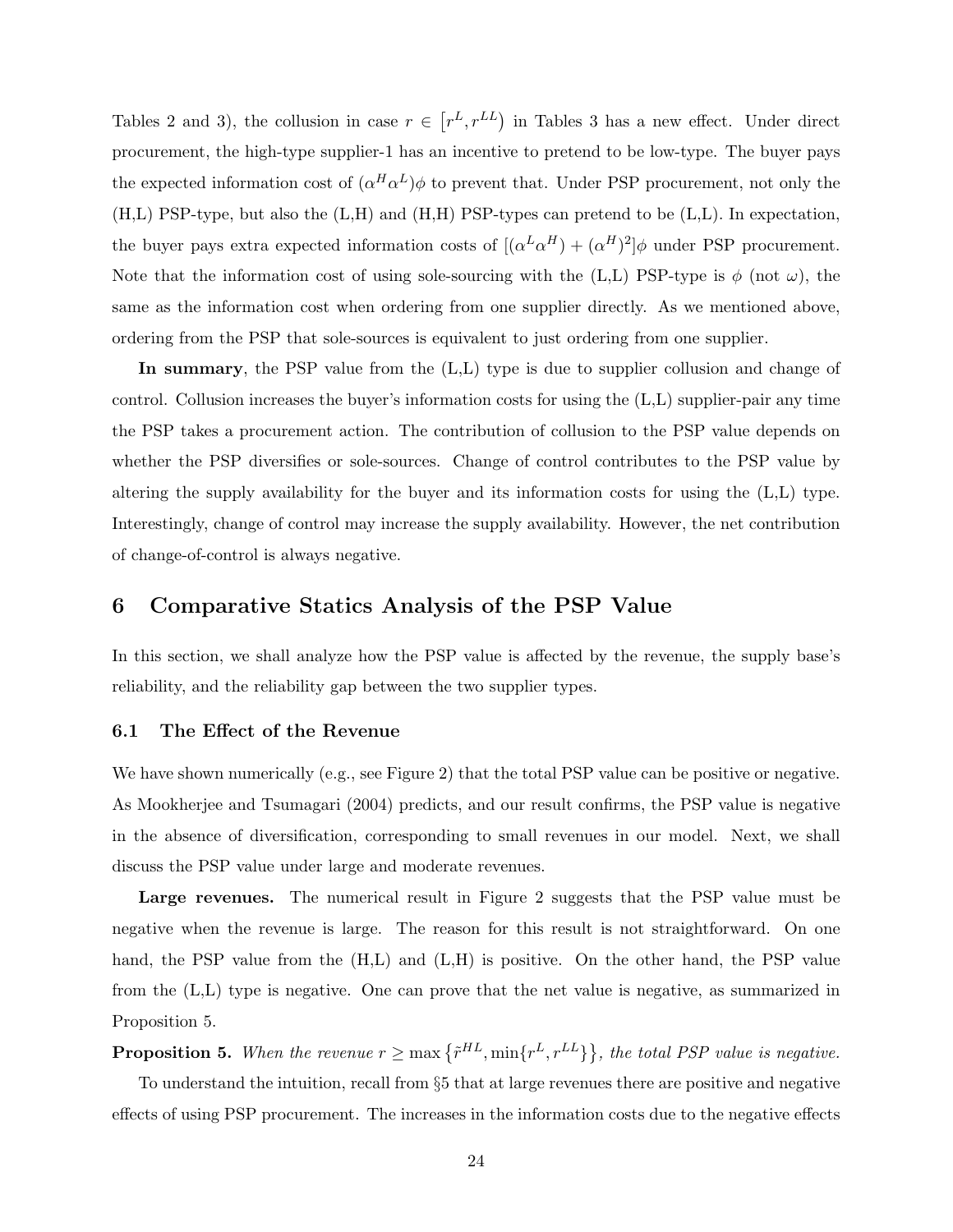Tables 2 and 3), the collusion in case $r \in [r^L, r^{LL})$ in Tables 3 has a new effect. Under direct procurement, the high-type supplier-1 has an incentive to pretend to be low-type. The buyer pays the expected information cost of $(\alpha^H \alpha^L)\phi$ to prevent that. Under PSP procurement, not only the (H,L) PSP-type, but also the (L,H) and (H,H) PSP-types can pretend to be (L,L). In expectation, the buyer pays extra expected information costs of $[(\alpha^L \alpha^H) + (\alpha^H)^2]\phi$ under PSP procurement. Note that the information cost of using sole-sourcing with the (L,L) PSP-type is $\phi$ (not $\omega$), the same as the information cost when ordering from one supplier directly. As we mentioned above, ordering from the PSP that sole-sources is equivalent to just ordering from one supplier.

**In summary**, the PSP value from the (L,L) type is due to supplier collusion and change of control. Collusion increases the buyer's information costs for using the (L,L) supplier-pair any time the PSP takes a procurement action. The contribution of collusion to the PSP value depends on whether the PSP diversifies or sole-sources. Change of control contributes to the PSP value by altering the supply availability for the buyer and its information costs for using the (L,L) type. Interestingly, change of control may increase the supply availability. However, the net contribution of change-of-control is always negative.

## 6 Comparative Statics Analysis of the PSP Value

In this section, we shall analyze how the PSP value is affected by the revenue, the supply base's reliability, and the reliability gap between the two supplier types.

### 6.1 The Effect of the Revenue

We have shown numerically (e.g., see Figure 2) that the total PSP value can be positive or negative. As Mookherjee and Tsumagari (2004) predicts, and our result confirms, the PSP value is negative in the absence of diversification, corresponding to small revenues in our model. Next, we shall discuss the PSP value under large and moderate revenues.

**Large revenues.** The numerical result in Figure 2 suggests that the PSP value must be negative when the revenue is large. The reason for this result is not straightforward. On one hand, the PSP value from the (H,L) and (L,H) is positive. On the other hand, the PSP value from the (L,L) type is negative. One can prove that the net value is negative, as summarized in Proposition 5.

**Proposition 5.** *When the revenue $r \geq \max\{\tilde{r}^{HL}, \min\{r^L, r^{LL}\}\}$, the total PSP value is negative.*

To understand the intuition, recall from §5 that at large revenues there are positive and negative effects of using PSP procurement. The increases in the information costs due to the negative effects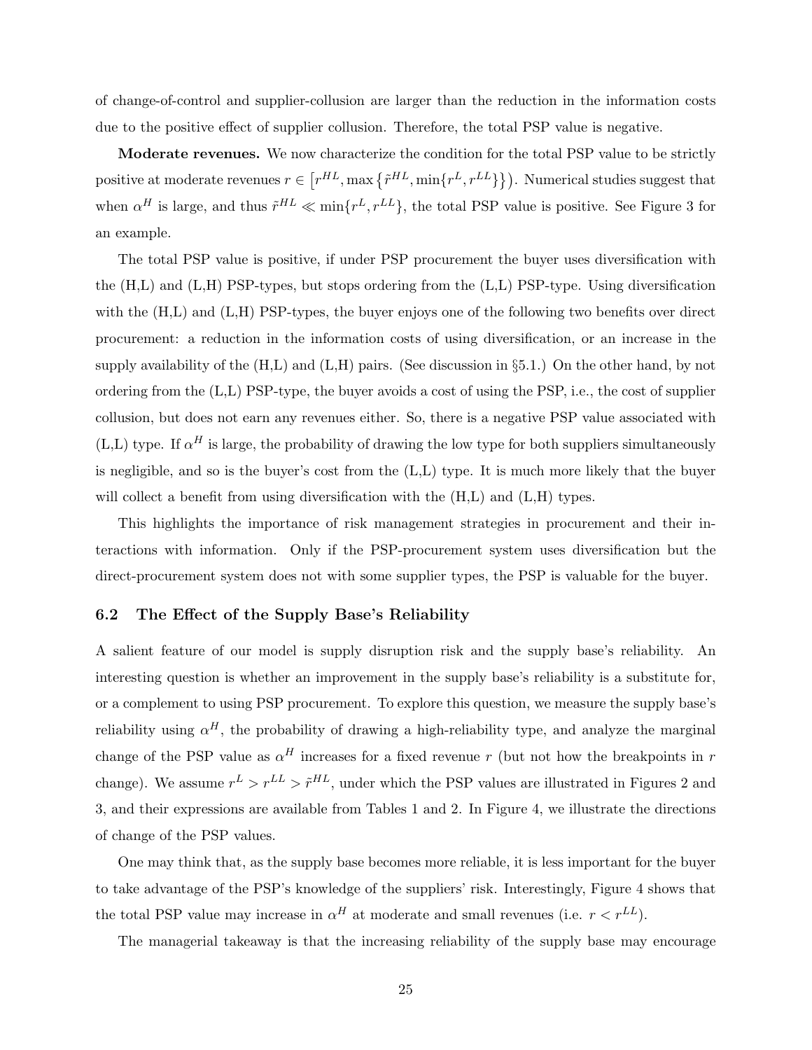of change-of-control and supplier-collusion are larger than the reduction in the information costs due to the positive effect of supplier collusion. Therefore, the total PSP value is negative.

**Moderate revenues.** We now characterize the condition for the total PSP value to be strictly positive at moderate revenues $r \in [r^{HL}, \max\{\tilde{r}^{HL}, \min\{r^{L}, r^{LL}\}\})$. Numerical studies suggest that when $\alpha^{H}$ is large, and thus $\tilde{r}^{HL} \ll \min\{r^{L}, r^{LL}\}$, the total PSP value is positive. See Figure 3 for an example.

The total PSP value is positive, if under PSP procurement the buyer uses diversification with the (H,L) and (L,H) PSP-types, but stops ordering from the (L,L) PSP-type. Using diversification with the (H,L) and (L,H) PSP-types, the buyer enjoys one of the following two benefits over direct procurement: a reduction in the information costs of using diversification, or an increase in the supply availability of the (H,L) and (L,H) pairs. (See discussion in §5.1.) On the other hand, by not ordering from the (L,L) PSP-type, the buyer avoids a cost of using the PSP, i.e., the cost of supplier collusion, but does not earn any revenues either. So, there is a negative PSP value associated with (L,L) type. If $\alpha^{H}$ is large, the probability of drawing the low type for both suppliers simultaneously is negligible, and so is the buyer's cost from the (L,L) type. It is much more likely that the buyer will collect a benefit from using diversification with the (H,L) and (L,H) types.

This highlights the importance of risk management strategies in procurement and their interactions with information. Only if the PSP-procurement system uses diversification but the direct-procurement system does not with some supplier types, the PSP is valuable for the buyer.

### 6.2 The Effect of the Supply Base's Reliability

A salient feature of our model is supply disruption risk and the supply base's reliability. An interesting question is whether an improvement in the supply base's reliability is a substitute for, or a complement to using PSP procurement. To explore this question, we measure the supply base's reliability using $\alpha^{H}$, the probability of drawing a high-reliability type, and analyze the marginal change of the PSP value as $\alpha^{H}$ increases for a fixed revenue $r$ (but not how the breakpoints in $r$ change). We assume $r^{L} > r^{LL} > \tilde{r}^{HL}$, under which the PSP values are illustrated in Figures 2 and 3, and their expressions are available from Tables 1 and 2. In Figure 4, we illustrate the directions of change of the PSP values.

One may think that, as the supply base becomes more reliable, it is less important for the buyer to take advantage of the PSP's knowledge of the suppliers' risk. Interestingly, Figure 4 shows that the total PSP value may increase in $\alpha^{H}$ at moderate and small revenues (i.e. $r < r^{LL}$).

The managerial takeaway is that the increasing reliability of the supply base may encourage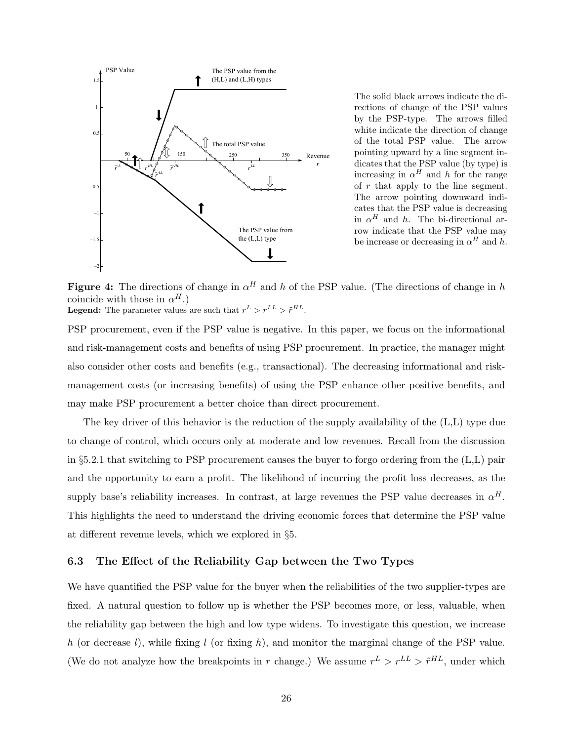The solid black arrows indicate the directions of change of the PSP values by the PSP-type. The arrows filled white indicate the direction of change of the total PSP value. The arrow pointing upward by a line segment indicates that the PSP value (by type) is increasing in $\alpha^H$ and $h$ for the range of $r$ that apply to the line segment. The arrow pointing downward indicates that the PSP value is decreasing in $\alpha^H$ and $h$. The bi-directional arrow indicate that the PSP value may be increase or decreasing in $\alpha^H$ and $h$.

**Figure 4:** The directions of change in $\alpha^H$ and $h$ of the PSP value. (The directions of change in $h$ coincide with those in $\alpha^H$.)
**Legend:** The parameter values are such that $r^L > r^{LL} > \tilde{r}^{HL}$.

PSP procurement, even if the PSP value is negative. In this paper, we focus on the informational and risk-management costs and benefits of using PSP procurement. In practice, the manager might also consider other costs and benefits (e.g., transactional). The decreasing informational and risk-management costs (or increasing benefits) of using the PSP enhance other positive benefits, and may make PSP procurement a better choice than direct procurement.

The key driver of this behavior is the reduction of the supply availability of the (L,L) type due to change of control, which occurs only at moderate and low revenues. Recall from the discussion in §5.2.1 that switching to PSP procurement causes the buyer to forgo ordering from the (L,L) pair and the opportunity to earn a profit. The likelihood of incurring the profit loss decreases, as the supply base's reliability increases. In contrast, at large revenues the PSP value decreases in $\alpha^H$. This highlights the need to understand the driving economic forces that determine the PSP value at different revenue levels, which we explored in §5.

### 6.3 The Effect of the Reliability Gap between the Two Types

We have quantified the PSP value for the buyer when the reliabilities of the two supplier-types are fixed. A natural question to follow up is whether the PSP becomes more, or less, valuable, when the reliability gap between the high and low type widens. To investigate this question, we increase $h$ (or decrease $l$), while fixing $l$ (or fixing $h$), and monitor the marginal change of the PSP value. (We do not analyze how the breakpoints in $r$ change.) We assume $r^L > r^{LL} > \tilde{r}^{HL}$, under which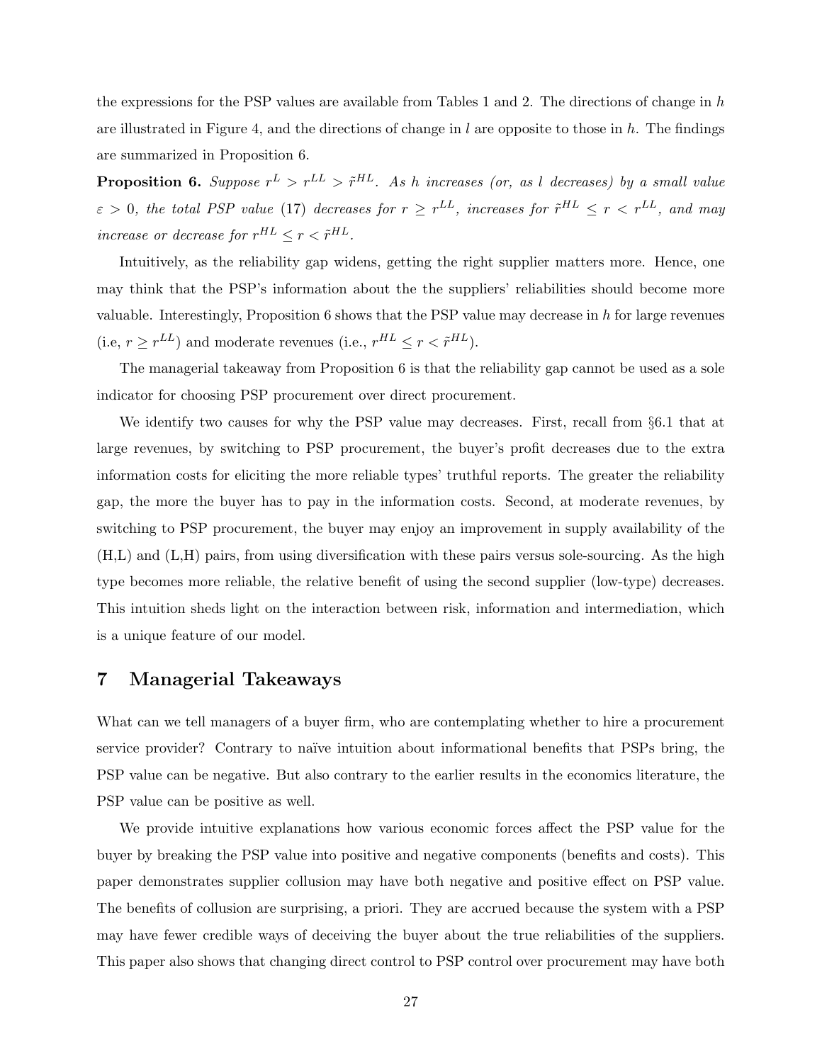the expressions for the PSP values are available from Tables 1 and 2. The directions of change in $h$ are illustrated in Figure 4, and the directions of change in $l$ are opposite to those in $h$. The findings are summarized in Proposition 6.

**Proposition 6.** *Suppose $r^L > r^{LL} > \tilde{r}^{HL}$. As $h$ increases (or, as $l$ decreases) by a small value $\varepsilon > 0$, the total PSP value* (17) *decreases for $r \geq r^{LL}$, increases for $\tilde{r}^{HL} \leq r < r^{LL}$, and may increase or decrease for $r^{HL} \leq r < \tilde{r}^{HL}$.*

Intuitively, as the reliability gap widens, getting the right supplier matters more. Hence, one may think that the PSP's information about the the suppliers' reliabilities should become more valuable. Interestingly, Proposition 6 shows that the PSP value may decrease in $h$ for large revenues (i.e, $r \geq r^{LL}$) and moderate revenues (i.e., $r^{HL} \leq r < \tilde{r}^{HL}$).

The managerial takeaway from Proposition 6 is that the reliability gap cannot be used as a sole indicator for choosing PSP procurement over direct procurement.

We identify two causes for why the PSP value may decreases. First, recall from §6.1 that at large revenues, by switching to PSP procurement, the buyer's profit decreases due to the extra information costs for eliciting the more reliable types' truthful reports. The greater the reliability gap, the more the buyer has to pay in the information costs. Second, at moderate revenues, by switching to PSP procurement, the buyer may enjoy an improvement in supply availability of the (H,L) and (L,H) pairs, from using diversification with these pairs versus sole-sourcing. As the high type becomes more reliable, the relative benefit of using the second supplier (low-type) decreases. This intuition sheds light on the interaction between risk, information and intermediation, which is a unique feature of our model.

# 7 Managerial Takeaways

What can we tell managers of a buyer firm, who are contemplating whether to hire a procurement service provider? Contrary to naïve intuition about informational benefits that PSPs bring, the PSP value can be negative. But also contrary to the earlier results in the economics literature, the PSP value can be positive as well.

We provide intuitive explanations how various economic forces affect the PSP value for the buyer by breaking the PSP value into positive and negative components (benefits and costs). This paper demonstrates supplier collusion may have both negative and positive effect on PSP value. The benefits of collusion are surprising, a priori. They are accrued because the system with a PSP may have fewer credible ways of deceiving the buyer about the true reliabilities of the suppliers. This paper also shows that changing direct control to PSP control over procurement may have both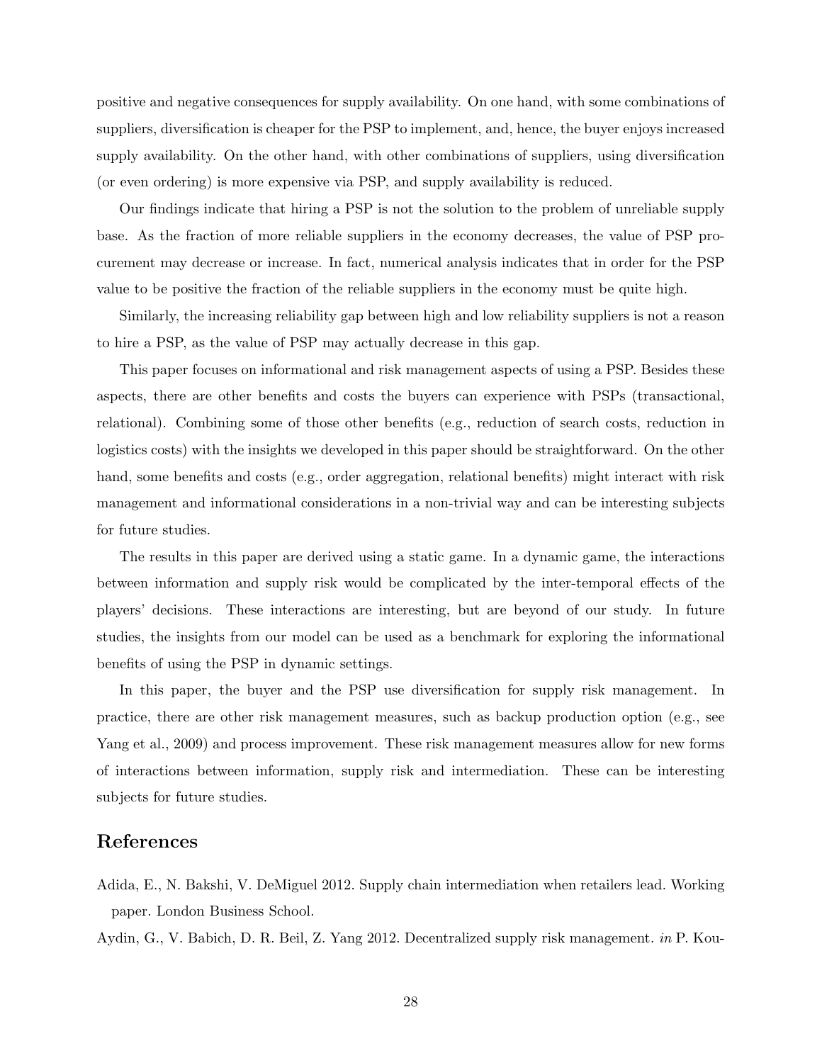positive and negative consequences for supply availability. On one hand, with some combinations of suppliers, diversification is cheaper for the PSP to implement, and, hence, the buyer enjoys increased supply availability. On the other hand, with other combinations of suppliers, using diversification (or even ordering) is more expensive via PSP, and supply availability is reduced.

Our findings indicate that hiring a PSP is not the solution to the problem of unreliable supply base. As the fraction of more reliable suppliers in the economy decreases, the value of PSP procurement may decrease or increase. In fact, numerical analysis indicates that in order for the PSP value to be positive the fraction of the reliable suppliers in the economy must be quite high.

Similarly, the increasing reliability gap between high and low reliability suppliers is not a reason to hire a PSP, as the value of PSP may actually decrease in this gap.

This paper focuses on informational and risk management aspects of using a PSP. Besides these aspects, there are other benefits and costs the buyers can experience with PSPs (transactional, relational). Combining some of those other benefits (e.g., reduction of search costs, reduction in logistics costs) with the insights we developed in this paper should be straightforward. On the other hand, some benefits and costs (e.g., order aggregation, relational benefits) might interact with risk management and informational considerations in a non-trivial way and can be interesting subjects for future studies.

The results in this paper are derived using a static game. In a dynamic game, the interactions between information and supply risk would be complicated by the inter-temporal effects of the players' decisions. These interactions are interesting, but are beyond of our study. In future studies, the insights from our model can be used as a benchmark for exploring the informational benefits of using the PSP in dynamic settings.

In this paper, the buyer and the PSP use diversification for supply risk management. In practice, there are other risk management measures, such as backup production option (e.g., see Yang et al., 2009) and process improvement. These risk management measures allow for new forms of interactions between information, supply risk and intermediation. These can be interesting subjects for future studies.

## References

Adida, E., N. Bakshi, V. DeMiguel 2012. Supply chain intermediation when retailers lead. Working paper. London Business School.

Aydin, G., V. Babich, D. R. Beil, Z. Yang 2012. Decentralized supply risk management. *in* P. Kou-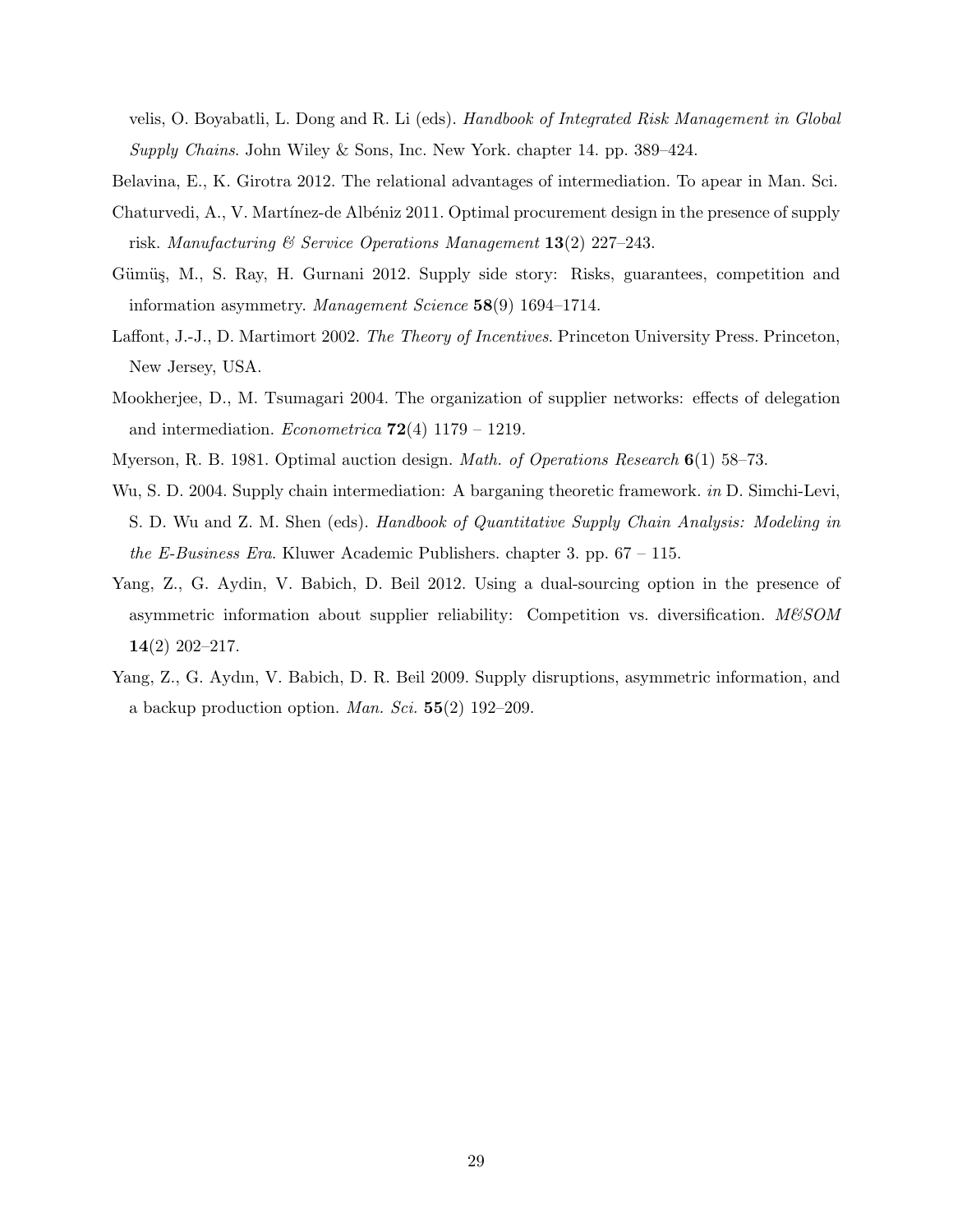velis, O. Boyabatli, L. Dong and R. Li (eds). *Handbook of Integrated Risk Management in Global Supply Chains*. John Wiley & Sons, Inc. New York. chapter 14. pp. 389–424.

Belavina, E., K. Girotra 2012. The relational advantages of intermediation. To apear in Man. Sci.

Chaturvedi, A., V. Martínez-de Albéniz 2011. Optimal procurement design in the presence of supply risk. *Manufacturing & Service Operations Management* **13**(2) 227–243.

Gümüş, M., S. Ray, H. Gurnani 2012. Supply side story: Risks, guarantees, competition and information asymmetry. *Management Science* **58**(9) 1694–1714.

Laffont, J.-J., D. Martimort 2002. *The Theory of Incentives*. Princeton University Press. Princeton, New Jersey, USA.

Mookherjee, D., M. Tsumagari 2004. The organization of supplier networks: effects of delegation and intermediation. *Econometrica* **72**(4) 1179 – 1219.

Myerson, R. B. 1981. Optimal auction design. *Math. of Operations Research* **6**(1) 58–73.

Wu, S. D. 2004. Supply chain intermediation: A barganing theoretic framework. *in* D. Simchi-Levi, S. D. Wu and Z. M. Shen (eds). *Handbook of Quantitative Supply Chain Analysis: Modeling in the E-Business Era*. Kluwer Academic Publishers. chapter 3. pp. 67 – 115.

Yang, Z., G. Aydin, V. Babich, D. Beil 2012. Using a dual-sourcing option in the presence of asymmetric information about supplier reliability: Competition vs. diversification. *M&SOM* **14**(2) 202–217.

Yang, Z., G. Aydın, V. Babich, D. R. Beil 2009. Supply disruptions, asymmetric information, and a backup production option. *Man. Sci.* **55**(2) 192–209.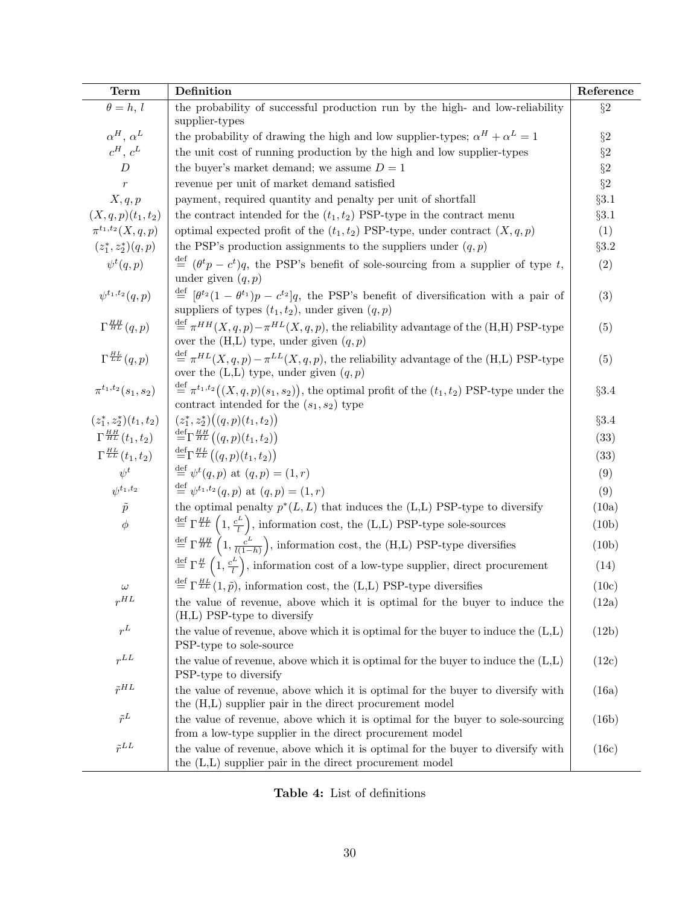| Term | Definition | Reference |
|---|---|---|
| $\theta = h,\, l$ | the probability of successful production run by the high- and low-reliability supplier-types | §2 |
| $\alpha^H,\, \alpha^L$ | the probability of drawing the high and low supplier-types; $\alpha^H + \alpha^L = 1$ | §2 |
| $c^H,\, c^L$ | the unit cost of running production by the high and low supplier-types | §2 |
| $D$ | the buyer's market demand; we assume $D = 1$ | §2 |
| $r$ | revenue per unit of market demand satisfied | §2 |
| $X, q, p$ | payment, required quantity and penalty per unit of shortfall | §3.1 |
| $(X, q, p)(t_1, t_2)$ | the contract intended for the $(t_1, t_2)$ PSP-type in the contract menu | §3.1 |
| $\pi^{t_1,t_2}(X, q, p)$ | optimal expected profit of the $(t_1, t_2)$ PSP-type, under contract $(X, q, p)$ | (1) |
| $(z_1^*, z_2^*)(q, p)$ | the PSP's production assignments to the suppliers under $(q, p)$ | §3.2 |
| $\psi^t(q, p)$ | $\stackrel{\text{def}}{=} (\theta^t p - c^t)q$, the PSP's benefit of sole-sourcing from a supplier of type $t$, under given $(q, p)$ | (2) |
| $\psi^{t_1 t_2}(q, p)$ | $\stackrel{\text{def}}{=} [\theta^{t_2}(1 - \theta^{t_1})p - c^{t_2}]q$, the PSP's benefit of diversification with a pair of suppliers of types $(t_1, t_2)$, under given $(q, p)$ | (3) |
| $\Gamma^{HH}_{HL}(q, p)$ | $\stackrel{\text{def}}{=} \pi^{HH}(X, q, p) - \pi^{HL}(X, q, p)$, the reliability advantage of the (H,H) PSP-type over the (H,L) type, under given $(q, p)$ | (5) |
| $\Gamma^{HL}_{LL}(q, p)$ | $\stackrel{\text{def}}{=} \pi^{HL}(X, q, p) - \pi^{LL}(X, q, p)$, the reliability advantage of the (H,L) PSP-type over the (L,L) type, under given $(q, p)$ | (5) |
| $\pi^{t_1,t_2}(s_1, s_2)$ | $\stackrel{\text{def}}{=} \pi^{t_1,t_2}\big((X, q, p)(s_1, s_2)\big)$, the optimal profit of the $(t_1, t_2)$ PSP-type under the contract intended for the $(s_1, s_2)$ type | §3.4 |
| $(z_1^*, z_2^*)(t_1, t_2)$ | $(z_1^*, z_2^*)\big((q, p)(t_1, t_2)\big)$ | §3.4 |
| $\Gamma^{HH}_{HL}(t_1, t_2)$ | $\stackrel{\text{def}}{=} \Gamma^{HH}_{HL}\big((q, p)(t_1, t_2)\big)$ | (33) |
| $\Gamma^{HL}_{LL}(t_1, t_2)$ | $\stackrel{\text{def}}{=} \Gamma^{HL}_{LL}\big((q, p)(t_1, t_2)\big)$ | (33) |
| $\psi^t$ | $\stackrel{\text{def}}{=} \psi^t(q, p)$ at $(q, p) = (1, r)$ | (9) |
| $\psi^{t_1,t_2}$ | $\stackrel{\text{def}}{=} \psi^{t_1,t_2}(q, p)$ at $(q, p) = (1, r)$ | (9) |
| $\tilde{p}$ | the optimal penalty $p^*(L, L)$ that induces the (L,L) PSP-type to diversify | (10a) |
| $\phi$ | $\stackrel{\text{def}}{=} \Gamma^{HL}_{LL}\left(1, \frac{c^L}{l}\right)$, information cost, the (L,L) PSP-type sole-sources | (10b) |
| | $\stackrel{\text{def}}{=} \Gamma^{HH}_{HL}\left(1, \frac{c^L}{l(1-h)}\right)$, information cost, the (H,L) PSP-type diversifies | (10b) |
| | $\stackrel{\text{def}}{=} \Gamma^{H}_{L}\left(1, \frac{c^L}{l}\right)$, information cost of a low-type supplier, direct procurement | (14) |
| $\omega$ | $\stackrel{\text{def}}{=} \Gamma^{HL}_{LL}(1, \tilde{p})$, information cost, the (L,L) PSP-type diversifies | (10c) |
| $r^{HL}$ | the value of revenue, above which it is optimal for the buyer to induce the (H,L) PSP-type to diversify | (12a) |
| $r^{L}$ | the value of revenue, above which it is optimal for the buyer to induce the (L,L) PSP-type to sole-source | (12b) |
| $r^{LL}$ | the value of revenue, above which it is optimal for the buyer to induce the (L,L) PSP-type to diversify | (12c) |
| $\tilde{r}^{HL}$ | the value of revenue, above which it is optimal for the buyer to diversify with the (H,L) supplier pair in the direct procurement model | (16a) |
| $\tilde{r}^{L}$ | the value of revenue, above which it is optimal for the buyer to sole-sourcing from a low-type supplier in the direct procurement model | (16b) |
| $\tilde{r}^{LL}$ | the value of revenue, above which it is optimal for the buyer to diversify with the (L,L) supplier pair in the direct procurement model | (16c) |

**Table 4:** List of definitions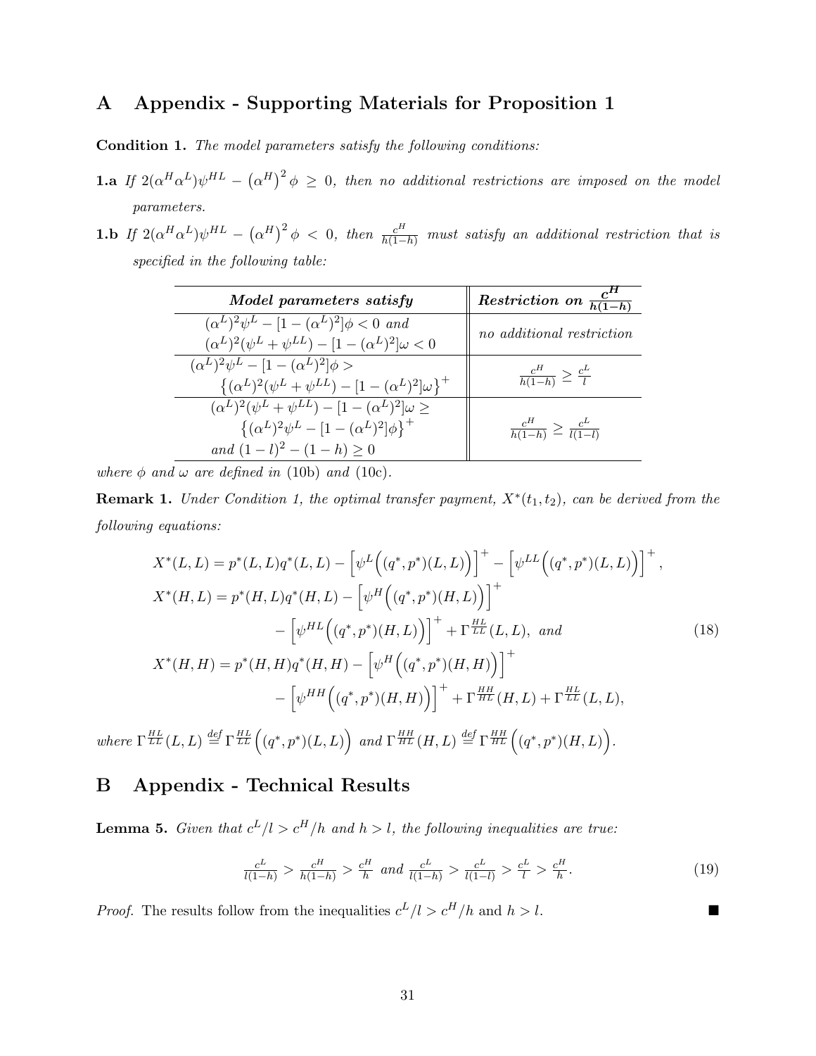# A Appendix - Supporting Materials for Proposition 1

**Condition 1.** *The model parameters satisfy the following conditions:*

**1.a** *If* $2(\alpha^H\alpha^L)\psi^{HL} - (\alpha^H)^2\phi \geq 0$, *then no additional restrictions are imposed on the model parameters.*

**1.b** *If* $2(\alpha^H\alpha^L)\psi^{HL} - (\alpha^H)^2\phi < 0$, *then* $\frac{c^H}{h(1-h)}$ *must satisfy an additional restriction that is specified in the following table:*

| ***Model parameters satisfy*** | ***Restriction on*** $\frac{c^H}{h(1-h)}$ |
|---|---|
| $(\alpha^L)^2\psi^L - [1-(\alpha^L)^2]\phi < 0$ *and* $(\alpha^L)^2(\psi^L+\psi^{LL}) - [1-(\alpha^L)^2]\omega < 0$ | *no additional restriction* |
| $(\alpha^L)^2\psi^L - [1-(\alpha^L)^2]\phi > \left\{(\alpha^L)^2(\psi^L+\psi^{LL}) - [1-(\alpha^L)^2]\omega\right\}^+$ | $\frac{c^H}{h(1-h)} \geq \frac{c^L}{l}$ |
| $(\alpha^L)^2(\psi^L+\psi^{LL}) - [1-(\alpha^L)^2]\omega \geq \left\{(\alpha^L)^2\psi^L - [1-(\alpha^L)^2]\phi\right\}^+$ *and* $(1-l)^2 - (1-h) \geq 0$ | $\frac{c^H}{h(1-h)} \geq \frac{c^L}{l(1-l)}$ |

*where* $\phi$ *and* $\omega$ *are defined in* (10b) *and* (10c).

**Remark 1.** *Under Condition 1, the optimal transfer payment,* $X^*(t_1, t_2)$, *can be derived from the following equations:*

$$
\begin{aligned}
X^*(L,L) &= p^*(L,L)q^*(L,L) - \left[\psi^L\Big((q^*,p^*)(L,L)\Big)\right]^+ - \left[\psi^{LL}\Big((q^*,p^*)(L,L)\Big)\right]^+, \\
X^*(H,L) &= p^*(H,L)q^*(H,L) - \left[\psi^H\Big((q^*,p^*)(H,L)\Big)\right]^+ \\
&\quad - \left[\psi^{HL}\Big((q^*,p^*)(H,L)\Big)\right]^+ + \Gamma^{\frac{HL}{LL}}(L,L), \text{ and} \\
X^*(H,H) &= p^*(H,H)q^*(H,H) - \left[\psi^H\Big((q^*,p^*)(H,H)\Big)\right]^+ \\
&\quad - \left[\psi^{HH}\Big((q^*,p^*)(H,H)\Big)\right]^+ + \Gamma^{\frac{HH}{HL}}(H,L) + \Gamma^{\frac{HL}{LL}}(L,L),
\end{aligned}
\tag{18}
$$

*where* $\Gamma^{\frac{HL}{LL}}(L,L) \stackrel{def}{=} \Gamma^{\frac{HL}{LL}}\Big((q^*,p^*)(L,L)\Big)$ *and* $\Gamma^{\frac{HH}{HL}}(H,L) \stackrel{def}{=} \Gamma^{\frac{HH}{HL}}\Big((q^*,p^*)(H,L)\Big)$.

# B Appendix - Technical Results

**Lemma 5.** *Given that* $c^L/l > c^H/h$ *and* $h > l$, *the following inequalities are true:*

$$
\tfrac{c^L}{l(1-h)} > \tfrac{c^H}{h(1-h)} > \tfrac{c^H}{h} \text{ and } \tfrac{c^L}{l(1-h)} > \tfrac{c^L}{l(1-l)} > \tfrac{c^L}{l} > \tfrac{c^H}{h}. \tag{19}
$$

*Proof.* The results follow from the inequalities $c^L/l > c^H/h$ and $h > l$. ∎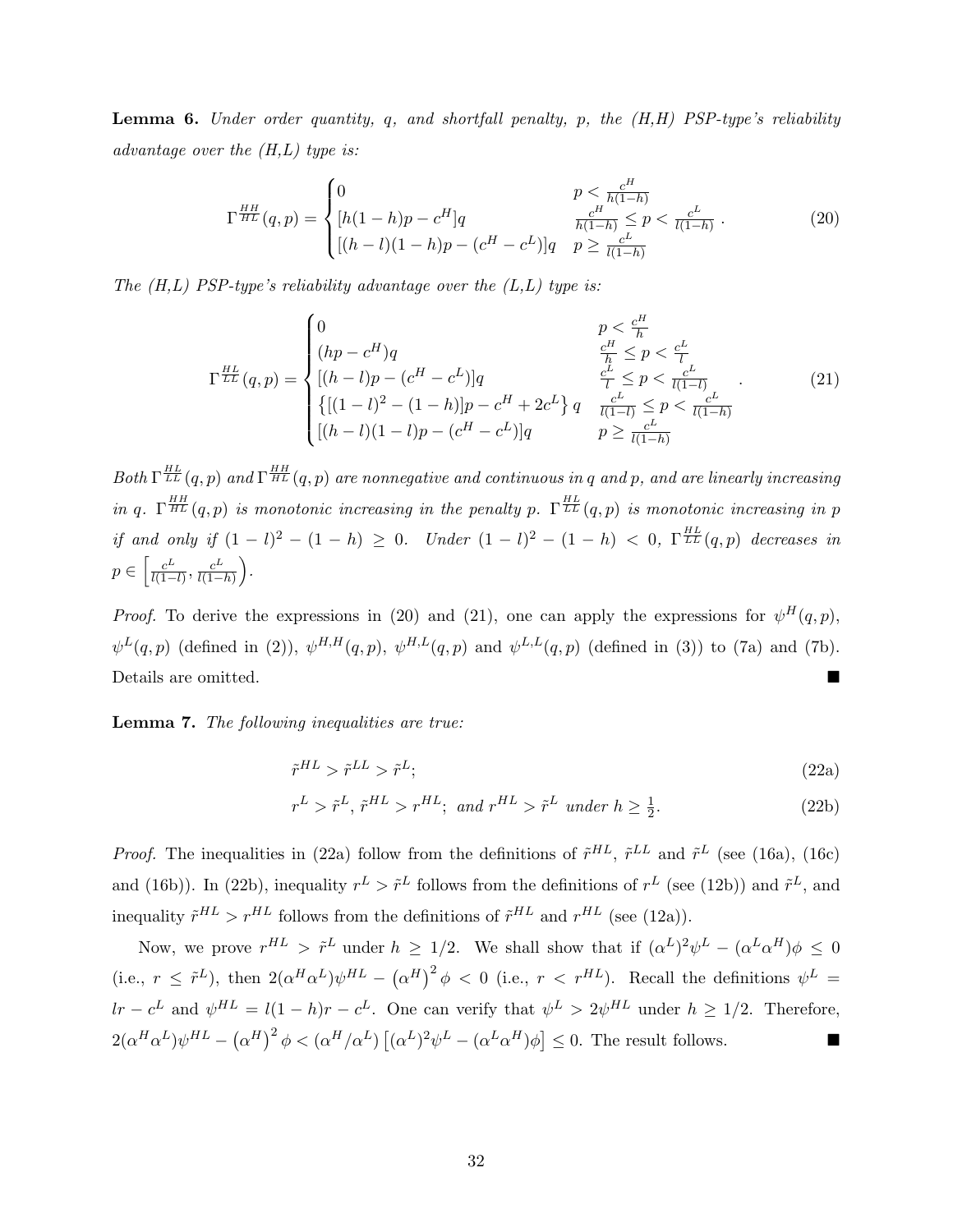**Lemma 6.** *Under order quantity, $q$, and shortfall penalty, $p$, the (H,H) PSP-type's reliability advantage over the (H,L) type is:*

$$\Gamma^{HH}_{HL}(q,p) = \begin{cases} 0 & p < \frac{c^H}{h(1-h)} \\ [h(1-h)p - c^H]q & \frac{c^H}{h(1-h)} \leq p < \frac{c^L}{l(1-h)} \\ [(h-l)(1-h)p - (c^H - c^L)]q & p \geq \frac{c^L}{l(1-h)} \end{cases}. \tag{20}$$

*The (H,L) PSP-type's reliability advantage over the (L,L) type is:*

$$\Gamma^{HL}_{LL}(q,p) = \begin{cases} 0 & p < \frac{c^H}{h} \\ (hp - c^H)q & \frac{c^H}{h} \leq p < \frac{c^L}{l} \\ [(h-l)p - (c^H - c^L)]q & \frac{c^L}{l} \leq p < \frac{c^L}{l(1-l)} \\ \left\{[(1-l)^2 - (1-h)]p - c^H + 2c^L\right\} q & \frac{c^L}{l(1-l)} \leq p < \frac{c^L}{l(1-h)} \\ [(h-l)(1-l)p - (c^H - c^L)]q & p \geq \frac{c^L}{l(1-h)} \end{cases}. \tag{21}$$

*Both $\Gamma^{HL}_{LL}(q,p)$ and $\Gamma^{HH}_{HL}(q,p)$ are nonnegative and continuous in $q$ and $p$, and are linearly increasing in $q$. $\Gamma^{HH}_{HL}(q,p)$ is monotonic increasing in the penalty $p$. $\Gamma^{HL}_{LL}(q,p)$ is monotonic increasing in $p$ if and only if $(1-l)^2 - (1-h) \geq 0$. Under $(1-l)^2 - (1-h) < 0$, $\Gamma^{HL}_{LL}(q,p)$ decreases in $p \in \left[\frac{c^L}{l(1-l)}, \frac{c^L}{l(1-h)}\right)$.*

*Proof.* To derive the expressions in (20) and (21), one can apply the expressions for $\psi^H(q,p)$, $\psi^L(q,p)$ (defined in (2)), $\psi^{H,H}(q,p)$, $\psi^{H,L}(q,p)$ and $\psi^{L,L}(q,p)$ (defined in (3)) to (7a) and (7b). Details are omitted. ∎

**Lemma 7.** *The following inequalities are true:*

$$\tilde{r}^{HL} > \tilde{r}^{LL} > \tilde{r}^{L}; \tag{22a}$$

$$r^L > \tilde{r}^L,\ \tilde{r}^{HL} > r^{HL};\ \text{and } r^{HL} > \tilde{r}^L \text{ under } h \geq \tfrac{1}{2}. \tag{22b}$$

*Proof.* The inequalities in (22a) follow from the definitions of $\tilde{r}^{HL}$, $\tilde{r}^{LL}$ and $\tilde{r}^{L}$ (see (16a), (16c) and (16b)). In (22b), inequality $r^L > \tilde{r}^L$ follows from the definitions of $r^L$ (see (12b)) and $\tilde{r}^L$, and inequality $\tilde{r}^{HL} > r^{HL}$ follows from the definitions of $\tilde{r}^{HL}$ and $r^{HL}$ (see (12a)).

Now, we prove $r^{HL} > \tilde{r}^L$ under $h \geq 1/2$. We shall show that if $(\alpha^L)^2\psi^L - (\alpha^L\alpha^H)\phi \leq 0$ (i.e., $r \leq \tilde{r}^L$), then $2(\alpha^H\alpha^L)\psi^{HL} - \left(\alpha^H\right)^2\phi < 0$ (i.e., $r < r^{HL}$). Recall the definitions $\psi^L = lr - c^L$ and $\psi^{HL} = l(1-h)r - c^L$. One can verify that $\psi^L > 2\psi^{HL}$ under $h \geq 1/2$. Therefore, $2(\alpha^H\alpha^L)\psi^{HL} - \left(\alpha^H\right)^2\phi < (\alpha^H/\alpha^L)\left[(\alpha^L)^2\psi^L - (\alpha^L\alpha^H)\phi\right] \leq 0$. The result follows. ∎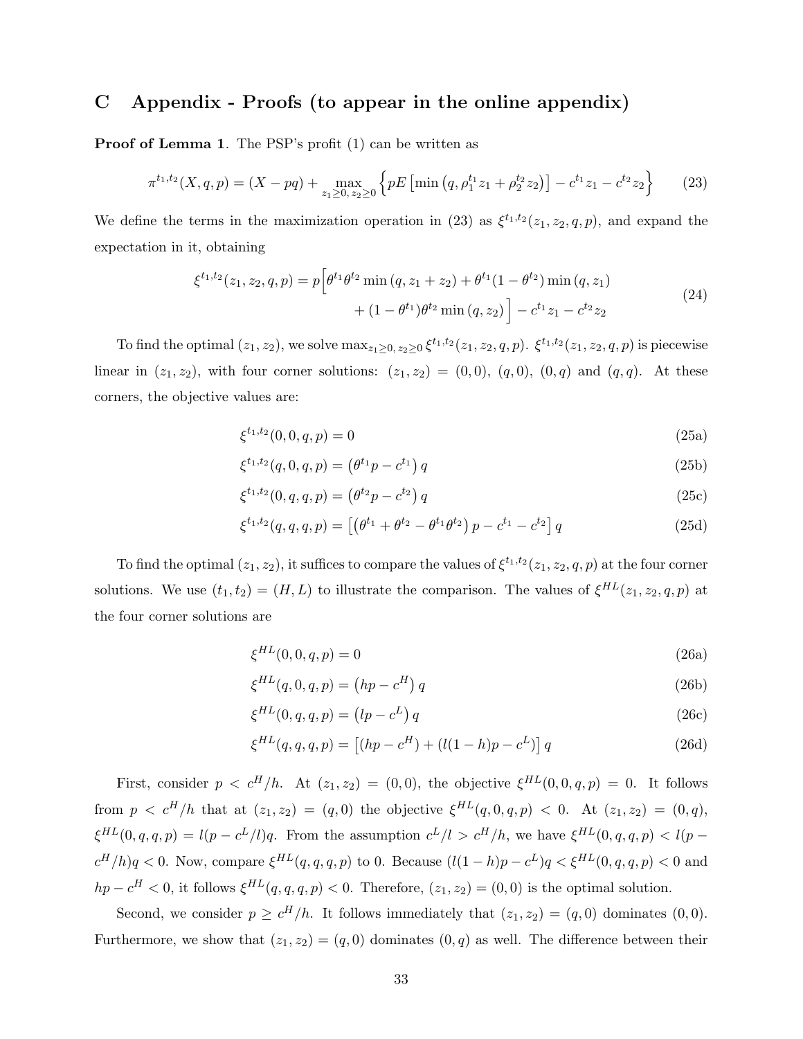# C Appendix - Proofs (to appear in the online appendix)

**Proof of Lemma 1**. The PSP's profit (1) can be written as

$$\pi^{t_1,t_2}(X,q,p) = (X - pq) + \max_{z_1 \geq 0,\, z_2 \geq 0} \left\{ pE\left[\min\left(q, \rho_1^{t_1} z_1 + \rho_2^{t_2} z_2\right)\right] - c^{t_1} z_1 - c^{t_2} z_2 \right\} \tag{23}$$

We define the terms in the maximization operation in (23) as $\xi^{t_1,t_2}(z_1, z_2, q, p)$, and expand the expectation in it, obtaining

$$\begin{aligned} \xi^{t_1,t_2}(z_1, z_2, q, p) = p\Big[&\theta^{t_1}\theta^{t_2} \min(q, z_1 + z_2) + \theta^{t_1}(1-\theta^{t_2}) \min(q, z_1) \\ &+ (1-\theta^{t_1})\theta^{t_2} \min(q, z_2)\Big] - c^{t_1} z_1 - c^{t_2} z_2 \end{aligned} \tag{24}$$

To find the optimal $(z_1, z_2)$, we solve $\max_{z_1 \geq 0, z_2 \geq 0} \xi^{t_1,t_2}(z_1, z_2, q, p)$. $\xi^{t_1,t_2}(z_1, z_2, q, p)$ is piecewise linear in $(z_1, z_2)$, with four corner solutions: $(z_1, z_2) = (0, 0)$, $(q, 0)$, $(0, q)$ and $(q, q)$. At these corners, the objective values are:

$$\xi^{t_1,t_2}(0, 0, q, p) = 0 \tag{25a}$$

$$\xi^{t_1,t_2}(q, 0, q, p) = \left(\theta^{t_1} p - c^{t_1}\right) q \tag{25b}$$

$$\xi^{t_1,t_2}(0, q, q, p) = \left(\theta^{t_2} p - c^{t_2}\right) q \tag{25c}$$

$$\xi^{t_1,t_2}(q, q, q, p) = \left[\left(\theta^{t_1} + \theta^{t_2} - \theta^{t_1}\theta^{t_2}\right) p - c^{t_1} - c^{t_2}\right] q \tag{25d}$$

To find the optimal $(z_1, z_2)$, it suffices to compare the values of $\xi^{t_1,t_2}(z_1, z_2, q, p)$ at the four corner solutions. We use $(t_1, t_2) = (H, L)$ to illustrate the comparison. The values of $\xi^{HL}(z_1, z_2, q, p)$ at the four corner solutions are

$$\xi^{HL}(0, 0, q, p) = 0 \tag{26a}$$

$$\xi^{HL}(q, 0, q, p) = \left(hp - c^H\right) q \tag{26b}$$

$$\xi^{HL}(0, q, q, p) = \left(lp - c^L\right) q \tag{26c}$$

$$\xi^{HL}(q, q, q, p) = \left[(hp - c^H) + (l(1-h)p - c^L)\right] q \tag{26d}$$

First, consider $p < c^H/h$. At $(z_1, z_2) = (0, 0)$, the objective $\xi^{HL}(0, 0, q, p) = 0$. It follows from $p < c^H/h$ that at $(z_1, z_2) = (q, 0)$ the objective $\xi^{HL}(q, 0, q, p) < 0$. At $(z_1, z_2) = (0, q)$, $\xi^{HL}(0, q, q, p) = l(p - c^L/l)q$. From the assumption $c^L/l > c^H/h$, we have $\xi^{HL}(0, q, q, p) < l(p - c^H/h)q < 0$. Now, compare $\xi^{HL}(q, q, q, p)$ to 0. Because $(l(1-h)p - c^L)q < \xi^{HL}(0, q, q, p) < 0$ and $hp - c^H < 0$, it follows $\xi^{HL}(q, q, q, p) < 0$. Therefore, $(z_1, z_2) = (0, 0)$ is the optimal solution.

Second, we consider $p \geq c^H/h$. It follows immediately that $(z_1, z_2) = (q, 0)$ dominates $(0, 0)$. Furthermore, we show that $(z_1, z_2) = (q, 0)$ dominates $(0, q)$ as well. The difference between their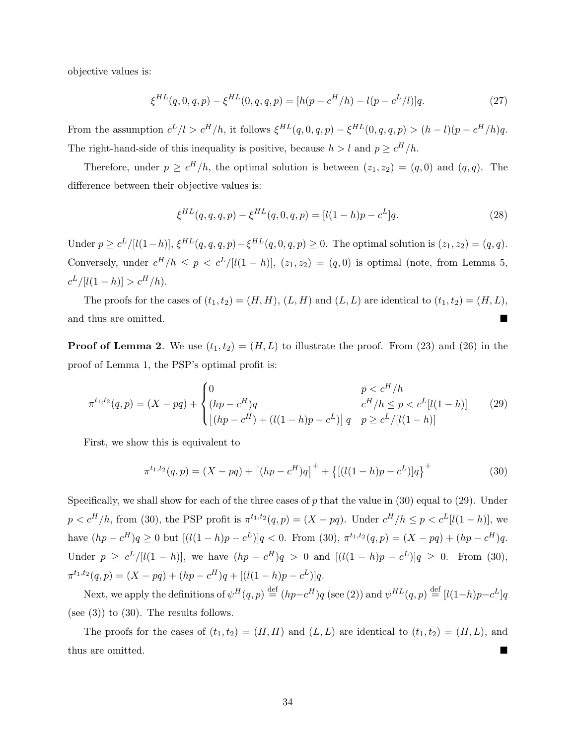objective values is:

$$\xi^{HL}(q,0,q,p) - \xi^{HL}(0,q,q,p) = [h(p - c^H/h) - l(p - c^L/l)]q. \tag{27}$$

From the assumption $c^L/l > c^H/h$, it follows $\xi^{HL}(q,0,q,p) - \xi^{HL}(0,q,q,p) > (h-l)(p - c^H/h)q$. The right-hand-side of this inequality is positive, because $h > l$ and $p \geq c^H/h$.

Therefore, under $p \geq c^H/h$, the optimal solution is between $(z_1, z_2) = (q, 0)$ and $(q, q)$. The difference between their objective values is:

$$\xi^{HL}(q,q,q,p) - \xi^{HL}(q,0,q,p) = [l(1-h)p - c^L]q. \tag{28}$$

Under $p \geq c^L/[l(1-h)]$, $\xi^{HL}(q,q,q,p) - \xi^{HL}(q,0,q,p) \geq 0$. The optimal solution is $(z_1, z_2) = (q, q)$. Conversely, under $c^H/h \leq p < c^L/[l(1-h)]$, $(z_1, z_2) = (q, 0)$ is optimal (note, from Lemma 5, $c^L/[l(1-h)] > c^H/h$).

The proofs for the cases of $(t_1, t_2) = (H, H)$, $(L, H)$ and $(L, L)$ are identical to $(t_1, t_2) = (H, L)$, and thus are omitted. ■

**Proof of Lemma 2**. We use $(t_1, t_2) = (H, L)$ to illustrate the proof. From (23) and (26) in the proof of Lemma 1, the PSP's optimal profit is:

$$\pi^{t_1,t_2}(q,p) = (X - pq) + \begin{cases} 0 & p < c^H/h \\ (hp - c^H)q & c^H/h \leq p < c^L[l(1-h)] \\ \left[(hp - c^H) + (l(1-h)p - c^L)\right]q & p \geq c^L/[l(1-h)] \end{cases} \tag{29}$$

First, we show this is equivalent to

$$\pi^{t_1,t_2}(q,p) = (X - pq) + \left[(hp - c^H)q\right]^+ + \left\{[(l(1-h)p - c^L)]q\right\}^+ \tag{30}$$

Specifically, we shall show for each of the three cases of $p$ that the value in (30) equal to (29). Under $p < c^H/h$, from (30), the PSP profit is $\pi^{t_1,t_2}(q,p) = (X - pq)$. Under $c^H/h \leq p < c^L[l(1-h)]$, we have $(hp - c^H)q \geq 0$ but $[(l(1-h)p - c^L)]q < 0$. From (30), $\pi^{t_1,t_2}(q,p) = (X - pq) + (hp - c^H)q$. Under $p \geq c^L/[l(1-h)]$, we have $(hp - c^H)q > 0$ and $[(l(1-h)p - c^L)]q \geq 0$. From (30), $\pi^{t_1,t_2}(q,p) = (X - pq) + (hp - c^H)q + [(l(1-h)p - c^L)]q$.

Next, we apply the definitions of $\psi^H(q,p) \stackrel{\text{def}}{=} (hp - c^H)q$ (see (2)) and $\psi^{HL}(q,p) \stackrel{\text{def}}{=} [l(1-h)p - c^L]q$ (see (3)) to (30). The results follows.

The proofs for the cases of $(t_1, t_2) = (H, H)$ and $(L, L)$ are identical to $(t_1, t_2) = (H, L)$, and thus are omitted. ■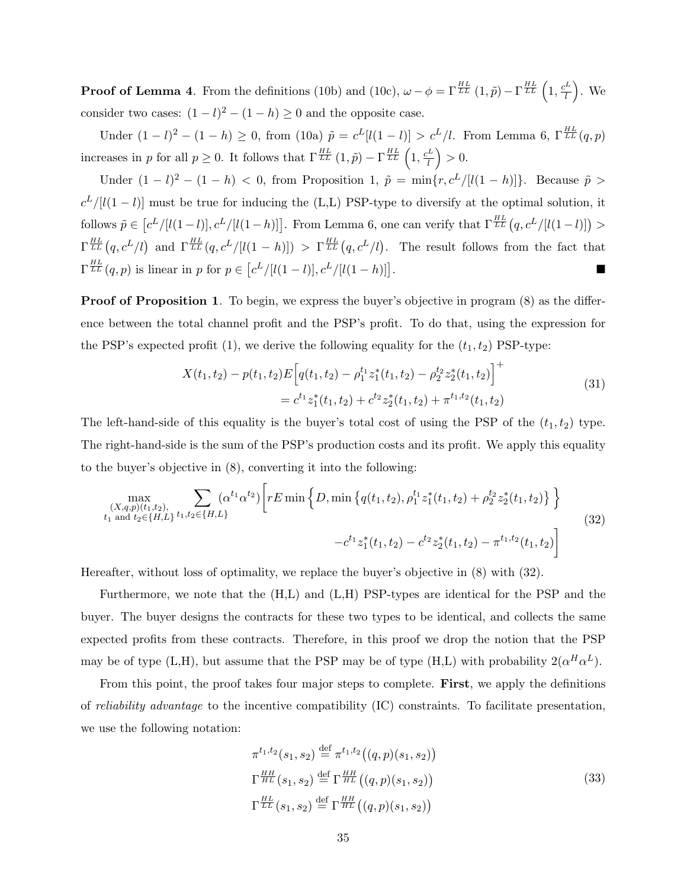**Proof of Lemma 4**. From the definitions (10b) and (10c), $\omega - \phi = \Gamma^{HL}_{LL}(1, \tilde{p}) - \Gamma^{HL}_{LL}\left(1, \frac{c^L}{l}\right)$. We consider two cases: $(1-l)^2 - (1-h) \geq 0$ and the opposite case.

Under $(1-l)^2 - (1-h) \geq 0$, from (10a) $\tilde{p} = c^L[l(1-l)] > c^L/l$. From Lemma 6, $\Gamma^{HL}_{LL}(q,p)$ increases in $p$ for all $p \geq 0$. It follows that $\Gamma^{HL}_{LL}(1, \tilde{p}) - \Gamma^{HL}_{LL}\left(1, \frac{c^L}{l}\right) > 0$.

Under $(1-l)^2 - (1-h) < 0$, from Proposition 1, $\tilde{p} = \min\{r, c^L/[l(1-h)]\}$. Because $\tilde{p} > c^L/[l(1-l)]$ must be true for inducing the (L,L) PSP-type to diversify at the optimal solution, it follows $\tilde{p} \in \left[c^L/[l(1-l)], c^L/[l(1-h)]\right]$. From Lemma 6, one can verify that $\Gamma^{HL}_{LL}\left(q, c^L/[l(1-l)]\right) > \Gamma^{HL}_{LL}\left(q, c^L/l\right)$ and $\Gamma^{HL}_{LL}\left(q, c^L/[l(1-h)]\right) > \Gamma^{HL}_{LL}\left(q, c^L/l\right)$. The result follows from the fact that $\Gamma^{HL}_{LL}(q,p)$ is linear in $p$ for $p \in \left[c^L/[l(1-l)], c^L/[l(1-h)]\right]$. ■

**Proof of Proposition 1**. To begin, we express the buyer's objective in program (8) as the difference between the total channel profit and the PSP's profit. To do that, using the expression for the PSP's expected profit (1), we derive the following equality for the $(t_1, t_2)$ PSP-type:

$$
\begin{aligned}
X(t_1,t_2) - p(t_1,t_2) E\Big[q(t_1,t_2) - \rho_1^{t_1} z_1^*(t_1,t_2) - \rho_2^{t_2} z_2^*(t_1,t_2)\Big]^+ \\
= c^{t_1} z_1^*(t_1,t_2) + c^{t_2} z_2^*(t_1,t_2) + \pi^{t_1,t_2}(t_1,t_2)
\end{aligned}
\tag{31}
$$

The left-hand-side of this equality is the buyer's total cost of using the PSP of the $(t_1, t_2)$ type. The right-hand-side is the sum of the PSP's production costs and its profit. We apply this equality to the buyer's objective in (8), converting it into the following:

$$
\begin{aligned}
\max_{\substack{(X,q,p)(t_1,t_2),\\ t_1 \text{ and } t_2 \in \{H,L\}}} \sum_{t_1,t_2 \in \{H,L\}} (\alpha^{t_1}\alpha^{t_2}) \Big[ rE\min\Big\{D, \min\big\{q(t_1,t_2), \rho_1^{t_1} z_1^*(t_1,t_2) + \rho_2^{t_2} z_2^*(t_1,t_2)\big\}\Big\} \\
- c^{t_1} z_1^*(t_1,t_2) - c^{t_2} z_2^*(t_1,t_2) - \pi^{t_1,t_2}(t_1,t_2)\Big]
\end{aligned}
\tag{32}
$$

Hereafter, without loss of optimality, we replace the buyer's objective in (8) with (32).

Furthermore, we note that the (H,L) and (L,H) PSP-types are identical for the PSP and the buyer. The buyer designs the contracts for these two types to be identical, and collects the same expected profits from these contracts. Therefore, in this proof we drop the notion that the PSP may be of type (L,H), but assume that the PSP may be of type (H,L) with probability $2(\alpha^H\alpha^L)$.

From this point, the proof takes four major steps to complete. **First**, we apply the definitions of *reliability advantage* to the incentive compatibility (IC) constraints. To facilitate presentation, we use the following notation:

$$
\begin{aligned}
\pi^{t_1,t_2}(s_1,s_2) &\stackrel{\text{def}}{=} \pi^{t_1,t_2}\big((q,p)(s_1,s_2)\big) \\
\Gamma^{HH}_{HL}(s_1,s_2) &\stackrel{\text{def}}{=} \Gamma^{HH}_{HL}\big((q,p)(s_1,s_2)\big) \\
\Gamma^{HL}_{LL}(s_1,s_2) &\stackrel{\text{def}}{=} \Gamma^{HH}_{HL}\big((q,p)(s_1,s_2)\big)
\end{aligned}
\tag{33}
$$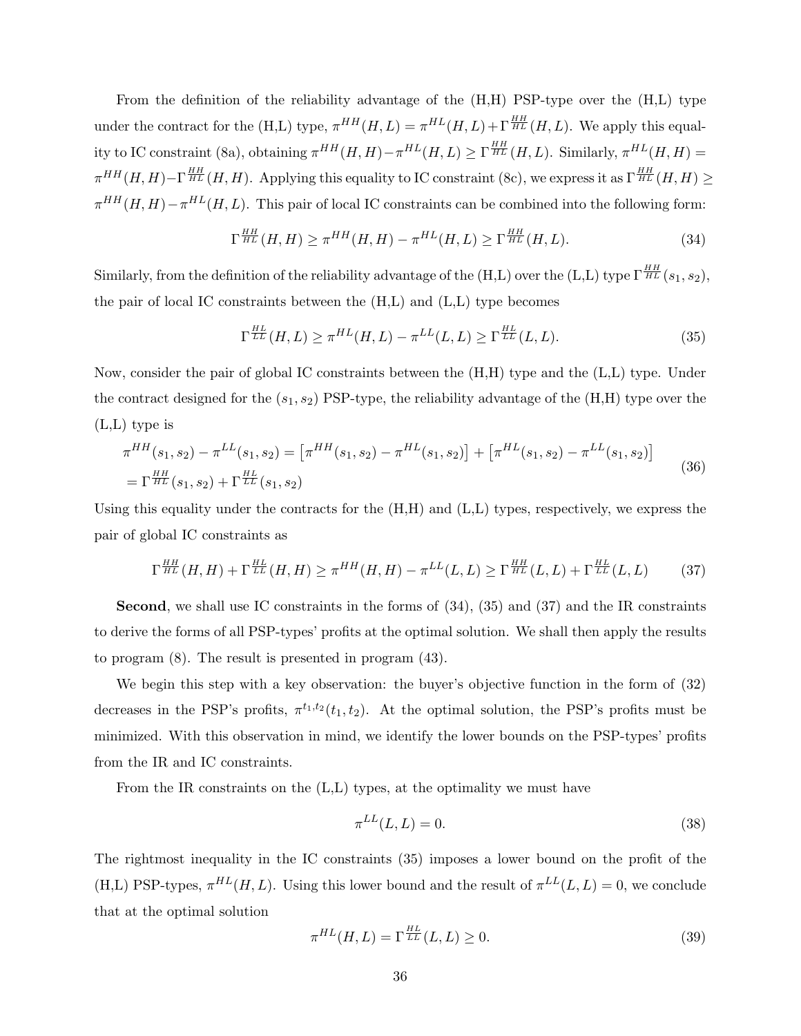From the definition of the reliability advantage of the (H,H) PSP-type over the (H,L) type under the contract for the (H,L) type, $\pi^{HH}(H,L) = \pi^{HL}(H,L) + \Gamma^{\frac{HH}{HL}}(H,L)$. We apply this equality to IC constraint (8a), obtaining $\pi^{HH}(H,H) - \pi^{HL}(H,L) \geq \Gamma^{\frac{HH}{HL}}(H,L)$. Similarly, $\pi^{HL}(H,H) = \pi^{HH}(H,H) - \Gamma^{\frac{HH}{HL}}(H,H)$. Applying this equality to IC constraint (8c), we express it as $\Gamma^{\frac{HH}{HL}}(H,H) \geq \pi^{HH}(H,H) - \pi^{HL}(H,L)$. This pair of local IC constraints can be combined into the following form:

$$\Gamma^{\frac{HH}{HL}}(H,H) \geq \pi^{HH}(H,H) - \pi^{HL}(H,L) \geq \Gamma^{\frac{HH}{HL}}(H,L). \tag{34}$$

Similarly, from the definition of the reliability advantage of the (H,L) over the (L,L) type $\Gamma^{\frac{HH}{HL}}(s_1, s_2)$, the pair of local IC constraints between the (H,L) and (L,L) type becomes

$$\Gamma^{\frac{HL}{LL}}(H,L) \geq \pi^{HL}(H,L) - \pi^{LL}(L,L) \geq \Gamma^{\frac{HL}{LL}}(L,L). \tag{35}$$

Now, consider the pair of global IC constraints between the (H,H) type and the (L,L) type. Under the contract designed for the $(s_1, s_2)$ PSP-type, the reliability advantage of the (H,H) type over the (L,L) type is

$$\begin{aligned} &\pi^{HH}(s_1,s_2) - \pi^{LL}(s_1,s_2) = \left[\pi^{HH}(s_1,s_2) - \pi^{HL}(s_1,s_2)\right] + \left[\pi^{HL}(s_1,s_2) - \pi^{LL}(s_1,s_2)\right] \\ &= \Gamma^{\frac{HH}{HL}}(s_1,s_2) + \Gamma^{\frac{HL}{LL}}(s_1,s_2) \end{aligned} \tag{36}$$

Using this equality under the contracts for the (H,H) and (L,L) types, respectively, we express the pair of global IC constraints as

$$\Gamma^{\frac{HH}{HL}}(H,H) + \Gamma^{\frac{HL}{LL}}(H,H) \geq \pi^{HH}(H,H) - \pi^{LL}(L,L) \geq \Gamma^{\frac{HH}{HL}}(L,L) + \Gamma^{\frac{HL}{LL}}(L,L) \tag{37}$$

**Second**, we shall use IC constraints in the forms of (34), (35) and (37) and the IR constraints to derive the forms of all PSP-types' profits at the optimal solution. We shall then apply the results to program (8). The result is presented in program (43).

We begin this step with a key observation: the buyer's objective function in the form of (32) decreases in the PSP's profits, $\pi^{t_1,t_2}(t_1,t_2)$. At the optimal solution, the PSP's profits must be minimized. With this observation in mind, we identify the lower bounds on the PSP-types' profits from the IR and IC constraints.

From the IR constraints on the (L,L) types, at the optimality we must have

$$\pi^{LL}(L,L) = 0. \tag{38}$$

The rightmost inequality in the IC constraints (35) imposes a lower bound on the profit of the (H,L) PSP-types, $\pi^{HL}(H,L)$. Using this lower bound and the result of $\pi^{LL}(L,L) = 0$, we conclude that at the optimal solution

$$\pi^{HL}(H,L) = \Gamma^{\frac{HL}{LL}}(L,L) \geq 0. \tag{39}$$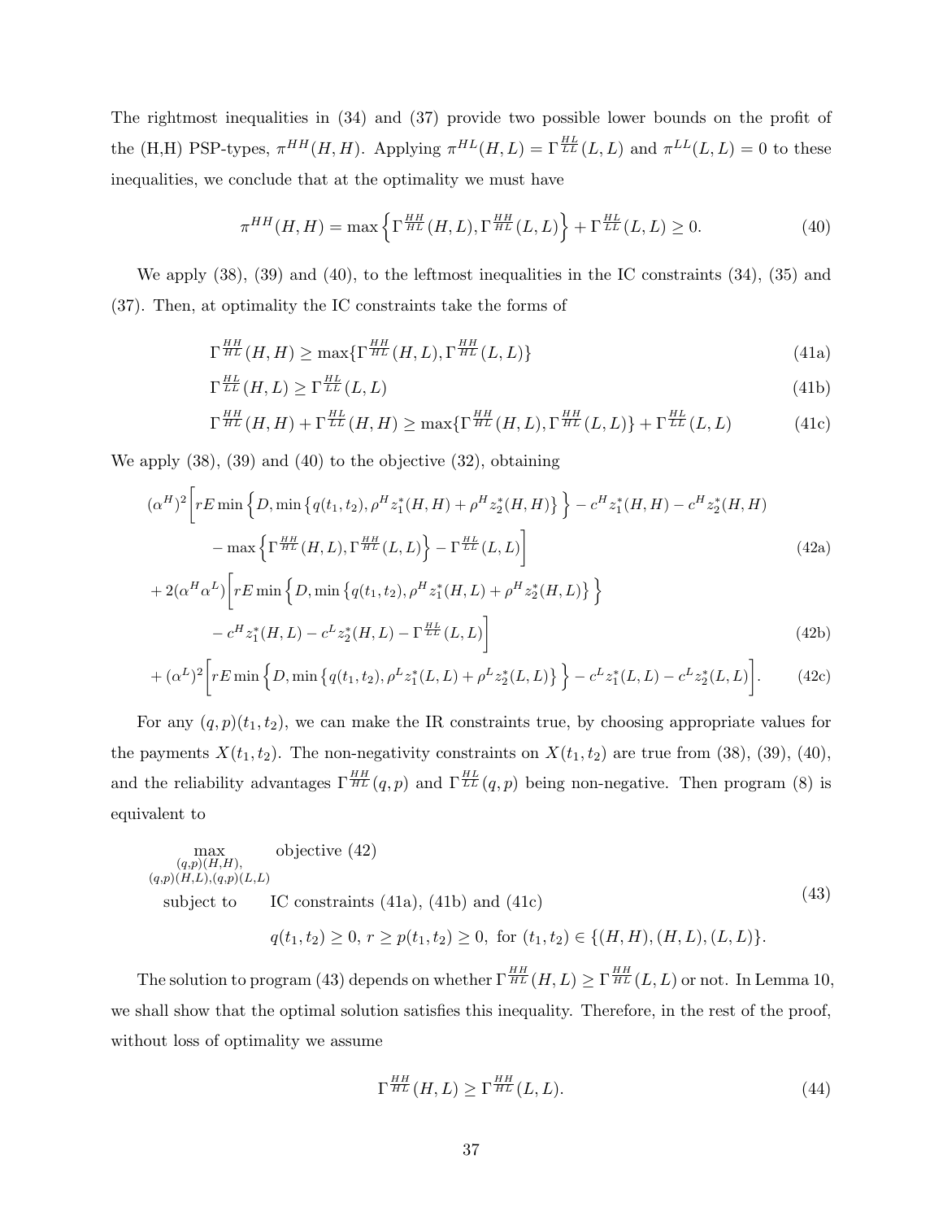The rightmost inequalities in (34) and (37) provide two possible lower bounds on the profit of the (H,H) PSP-types, $\pi^{HH}(H,H)$. Applying $\pi^{HL}(H,L) = \Gamma^{HL}_{LL}(L,L)$ and $\pi^{LL}(L,L) = 0$ to these inequalities, we conclude that at the optimality we must have

$$\pi^{HH}(H,H) = \max\left\{\Gamma^{HH}_{HL}(H,L), \Gamma^{HH}_{HL}(L,L)\right\} + \Gamma^{HL}_{LL}(L,L) \geq 0. \tag{40}$$

We apply (38), (39) and (40), to the leftmost inequalities in the IC constraints (34), (35) and (37). Then, at optimality the IC constraints take the forms of

$$\Gamma^{HH}_{HL}(H,H) \geq \max\{\Gamma^{HH}_{HL}(H,L), \Gamma^{HH}_{HL}(L,L)\} \tag{41a}$$

$$\Gamma^{HL}_{LL}(H,L) \geq \Gamma^{HL}_{LL}(L,L) \tag{41b}$$

$$\Gamma^{HH}_{HL}(H,H) + \Gamma^{HL}_{LL}(H,H) \geq \max\{\Gamma^{HH}_{HL}(H,L), \Gamma^{HH}_{HL}(L,L)\} + \Gamma^{HL}_{LL}(L,L) \tag{41c}$$

We apply (38), (39) and (40) to the objective (32), obtaining

$$(\alpha^H)^2\Big[rE\min\Big\{D, \min\big\{q(t_1,t_2), \rho^H z_1^*(H,H) + \rho^H z_2^*(H,H)\big\}\Big\} - c^H z_1^*(H,H) - c^H z_2^*(H,H)$$
$$- \max\Big\{\Gamma^{HH}_{HL}(H,L), \Gamma^{HH}_{HL}(L,L)\Big\} - \Gamma^{HL}_{LL}(L,L)\Big] \tag{42a}$$

$$+ 2(\alpha^H\alpha^L)\Big[rE\min\Big\{D, \min\big\{q(t_1,t_2), \rho^H z_1^*(H,L) + \rho^H z_2^*(H,L)\big\}\Big\}$$
$$- c^H z_1^*(H,L) - c^L z_2^*(H,L) - \Gamma^{HL}_{LL}(L,L)\Big] \tag{42b}$$

$$+ (\alpha^L)^2\Big[rE\min\Big\{D, \min\big\{q(t_1,t_2), \rho^L z_1^*(L,L) + \rho^L z_2^*(L,L)\big\}\Big\} - c^L z_1^*(L,L) - c^L z_2^*(L,L)\Big]. \tag{42c}$$

For any $(q,p)(t_1,t_2)$, we can make the IR constraints true, by choosing appropriate values for the payments $X(t_1,t_2)$. The non-negativity constraints on $X(t_1,t_2)$ are true from (38), (39), (40), and the reliability advantages $\Gamma^{HH}_{HL}(q,p)$ and $\Gamma^{HL}_{LL}(q,p)$ being non-negative. Then program (8) is equivalent to

$$\begin{aligned}
\max_{\substack{(q,p)(H,H),\\ (q,p)(H,L),(q,p)(L,L)}} \quad & \text{objective (42)} \\
\text{subject to} \quad & \text{IC constraints (41a), (41b) and (41c)} \\
& q(t_1,t_2) \geq 0,\ r \geq p(t_1,t_2) \geq 0,\ \text{for } (t_1,t_2) \in \{(H,H),(H,L),(L,L)\}.
\end{aligned} \tag{43}$$

The solution to program (43) depends on whether $\Gamma^{HH}_{HL}(H,L) \geq \Gamma^{HH}_{HL}(L,L)$ or not. In Lemma 10, we shall show that the optimal solution satisfies this inequality. Therefore, in the rest of the proof, without loss of optimality we assume

$$\Gamma^{HH}_{HL}(H,L) \geq \Gamma^{HH}_{HL}(L,L). \tag{44}$$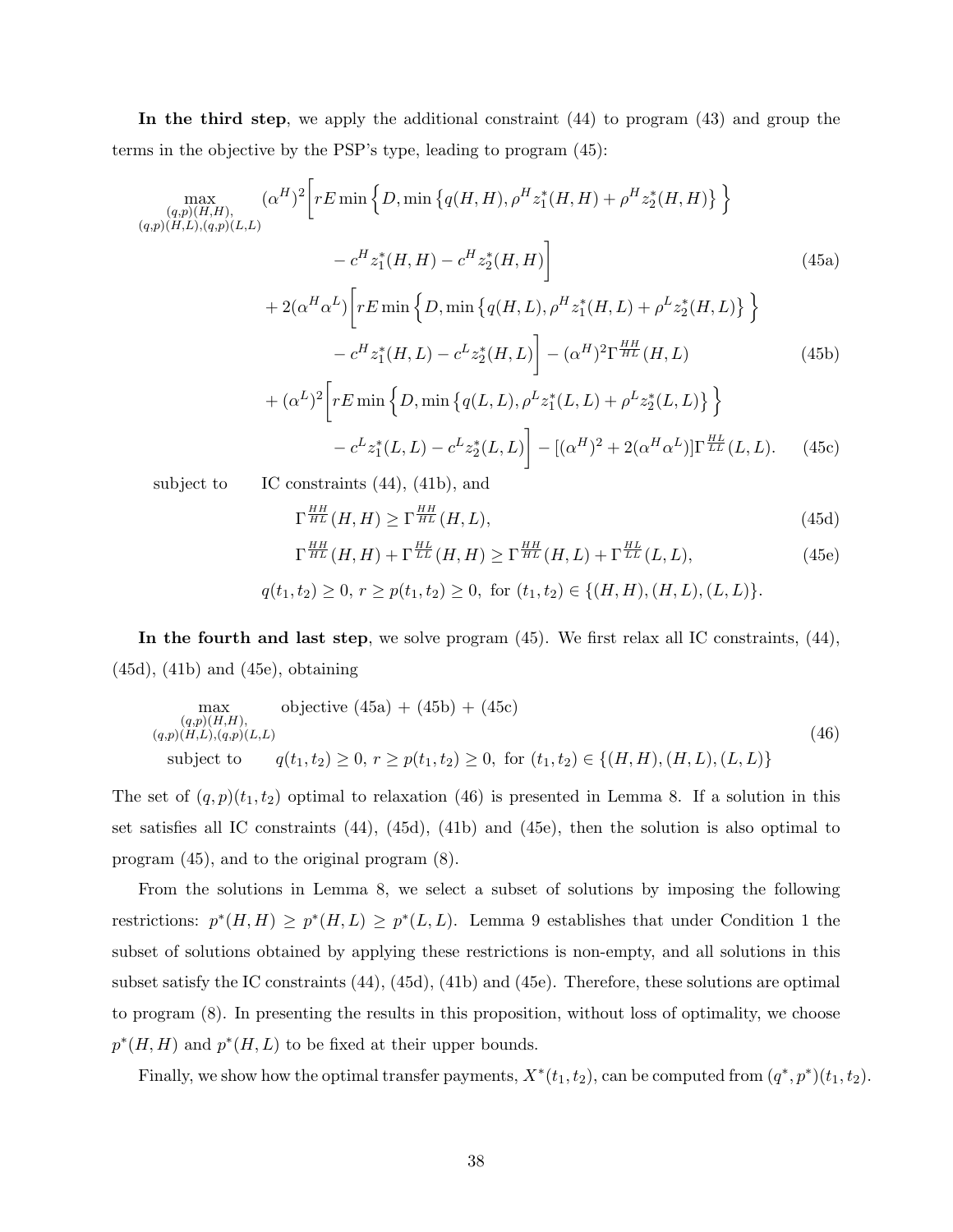**In the third step**, we apply the additional constraint (44) to program (43) and group the terms in the objective by the PSP's type, leading to program (45):

$$
\begin{aligned}
\max_{\substack{(q,p)(H,H),\\(q,p)(H,L),(q,p)(L,L)}} \quad & (\alpha^H)^2 \Big[ rE \min\Big\{D, \min\big\{q(H,H), \rho^H z_1^*(H,H) + \rho^H z_2^*(H,H)\big\}\Big\} \\
& \qquad - c^H z_1^*(H,H) - c^H z_2^*(H,H) \Big] \qquad\qquad (45a) \\
& + 2(\alpha^H \alpha^L) \Big[ rE \min\Big\{D, \min\big\{q(H,L), \rho^H z_1^*(H,L) + \rho^L z_2^*(H,L)\big\}\Big\} \\
& \qquad - c^H z_1^*(H,L) - c^L z_2^*(H,L) \Big] - (\alpha^H)^2 \Gamma^{HH}_{HL}(H,L) \qquad\qquad (45b) \\
& + (\alpha^L)^2 \Big[ rE \min\Big\{D, \min\big\{q(L,L), \rho^L z_1^*(L,L) + \rho^L z_2^*(L,L)\big\}\Big\} \\
& \qquad - c^L z_1^*(L,L) - c^L z_2^*(L,L) \Big] - [(\alpha^H)^2 + 2(\alpha^H \alpha^L)] \Gamma^{HL}_{LL}(L,L). \qquad (45c)
\end{aligned}
$$

subject to IC constraints (44), (41b), and

$$
\Gamma^{HH}_{HL}(H,H) \geq \Gamma^{HH}_{HL}(H,L), \tag{45d}
$$

$$
\Gamma^{HH}_{HL}(H,H) + \Gamma^{HL}_{LL}(H,H) \geq \Gamma^{HH}_{HL}(H,L) + \Gamma^{HL}_{LL}(L,L), \tag{45e}
$$

$$
q(t_1,t_2) \geq 0,\ r \geq p(t_1,t_2) \geq 0,\ \text{for } (t_1,t_2) \in \{(H,H),(H,L),(L,L)\}.
$$

**In the fourth and last step**, we solve program (45). We first relax all IC constraints, (44), (45d), (41b) and (45e), obtaining

$$
\begin{aligned}
\max_{\substack{(q,p)(H,H),\\(q,p)(H,L),(q,p)(L,L)}} \quad & \text{objective (45a) + (45b) + (45c)} \\
\text{subject to} \quad & q(t_1,t_2) \geq 0,\ r \geq p(t_1,t_2) \geq 0,\ \text{for } (t_1,t_2) \in \{(H,H),(H,L),(L,L)\}
\end{aligned}
\tag{46}
$$

The set of $(q,p)(t_1,t_2)$ optimal to relaxation (46) is presented in Lemma 8. If a solution in this set satisfies all IC constraints (44), (45d), (41b) and (45e), then the solution is also optimal to program (45), and to the original program (8).

From the solutions in Lemma 8, we select a subset of solutions by imposing the following restrictions: $p^*(H,H) \geq p^*(H,L) \geq p^*(L,L)$. Lemma 9 establishes that under Condition 1 the subset of solutions obtained by applying these restrictions is non-empty, and all solutions in this subset satisfy the IC constraints (44), (45d), (41b) and (45e). Therefore, these solutions are optimal to program (8). In presenting the results in this proposition, without loss of optimality, we choose $p^*(H,H)$ and $p^*(H,L)$ to be fixed at their upper bounds.

Finally, we show how the optimal transfer payments, $X^*(t_1,t_2)$, can be computed from $(q^*,p^*)(t_1,t_2)$.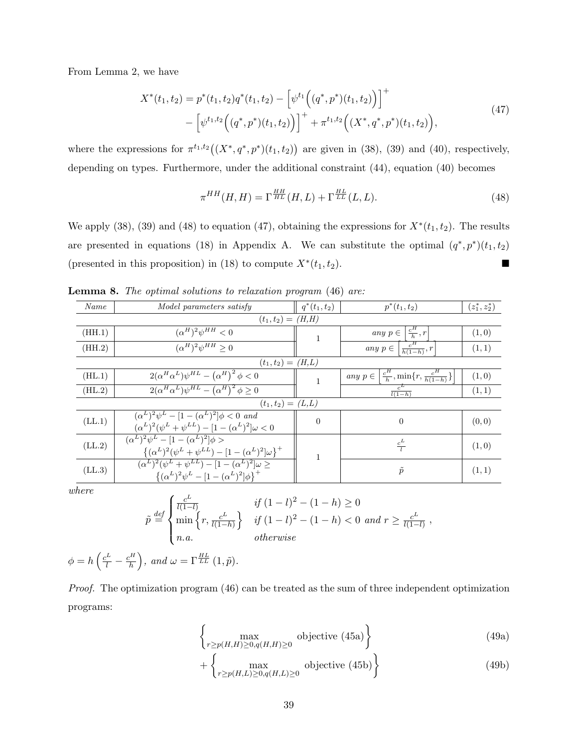From Lemma 2, we have

$$
\begin{aligned}
X^*(t_1, t_2) = p^*(t_1, t_2) q^*(t_1, t_2) &- \Big[\psi^{t_1}\Big((q^*, p^*)(t_1, t_2)\Big)\Big]^+ \\
&- \Big[\psi^{t_1, t_2}\Big((q^*, p^*)(t_1, t_2)\Big)\Big]^+ + \pi^{t_1, t_2}\Big((X^*, q^*, p^*)(t_1, t_2)\Big),
\end{aligned} \tag{47}
$$

where the expressions for $\pi^{t_1,t_2}\big((X^*, q^*, p^*)(t_1, t_2)\big)$ are given in (38), (39) and (40), respectively, depending on types. Furthermore, under the additional constraint (44), equation (40) becomes

$$
\pi^{HH}(H, H) = \Gamma^{\,HH}_{\,HL}(H, L) + \Gamma^{\,HL}_{\,LL}(L, L). \tag{48}
$$

We apply (38), (39) and (48) to equation (47), obtaining the expressions for $X^*(t_1, t_2)$. The results are presented in equations (18) in Appendix A. We can substitute the optimal $(q^*, p^*)(t_1, t_2)$ (presented in this proposition) in (18) to compute $X^*(t_1, t_2)$. ■

**Lemma 8.** *The optimal solutions to relaxation program* (46) *are:*

| *Name* | *Model parameters satisfy* | $q^*(t_1, t_2)$ | $p^*(t_1, t_2)$ | $(z_1^*, z_2^*)$ |
|---|---|---|---|---|
| | $(t_1, t_2) =$ *(H,H)* | | | |
| (HH.1) | $(\alpha^H)^2 \psi^{HH} < 0$ | 1 | *any* $p \in \left[\frac{c^H}{h}, r\right]$ | $(1, 0)$ |
| (HH.2) | $(\alpha^H)^2 \psi^{HH} \geq 0$ | | *any* $p \in \left[\frac{c^H}{h(1-h)}, r\right]$ | $(1, 1)$ |
| | $(t_1, t_2) =$ *(H,L)* | | | |
| (HL.1) | $2(\alpha^H \alpha^L)\psi^{HL} - \left(\alpha^H\right)^2 \phi < 0$ | 1 | *any* $p \in \left[\frac{c^H}{h}, \min\{r, \frac{c^H}{h(1-h)}\}\right]$ | $(1, 0)$ |
| (HL.2) | $2(\alpha^H \alpha^L)\psi^{HL} - \left(\alpha^H\right)^2 \phi \geq 0$ | | $\frac{c^L}{l(1-h)}$ | $(1, 1)$ |
| | $(t_1, t_2) =$ *(L,L)* | | | |
| (LL.1) | $(\alpha^L)^2 \psi^L - [1 - (\alpha^L)^2]\phi < 0$ *and* $(\alpha^L)^2(\psi^L + \psi^{LL}) - [1 - (\alpha^L)^2]\omega < 0$ | 0 | 0 | $(0, 0)$ |
| (LL.2) | $(\alpha^L)^2 \psi^L - [1 - (\alpha^L)^2]\phi >$ $\left\{(\alpha^L)^2(\psi^L + \psi^{LL}) - [1 - (\alpha^L)^2]\omega\right\}^+$ | 1 | $\frac{c^L}{l}$ | $(1, 0)$ |
| (LL.3) | $(\alpha^L)^2(\psi^L + \psi^{LL}) - [1 - (\alpha^L)^2]\omega \geq$ $\left\{(\alpha^L)^2 \psi^L - [1 - (\alpha^L)^2]\phi\right\}^+$ | | $\tilde{p}$ | $(1, 1)$ |

*where*

$$
\tilde{p} \overset{def}{=} \begin{cases} \frac{c^L}{l(1-l)} & \textit{if } (1-l)^2 - (1-h) \geq 0 \\ \min\left\{r, \frac{c^L}{l(1-h)}\right\} & \textit{if } (1-l)^2 - (1-h) < 0 \textit{ and } r \geq \frac{c^L}{l(1-l)} \\ n.a. & \textit{otherwise} \end{cases},
$$

$\phi = h\left(\frac{c^L}{l} - \frac{c^H}{h}\right)$, *and* $\omega = \Gamma^{\,HL}_{\,LL}\,(1, \tilde{p})$.

*Proof.* The optimization program (46) can be treated as the sum of three independent optimization programs:

$$
\left\{\max_{r \geq p(H,H) \geq 0, q(H,H) \geq 0} \text{ objective (45a)}\right\} \tag{49a}
$$

$$
+ \left\{\max_{r \geq p(H,L) \geq 0, q(H,L) \geq 0} \text{ objective (45b)}\right\} \tag{49b}
$$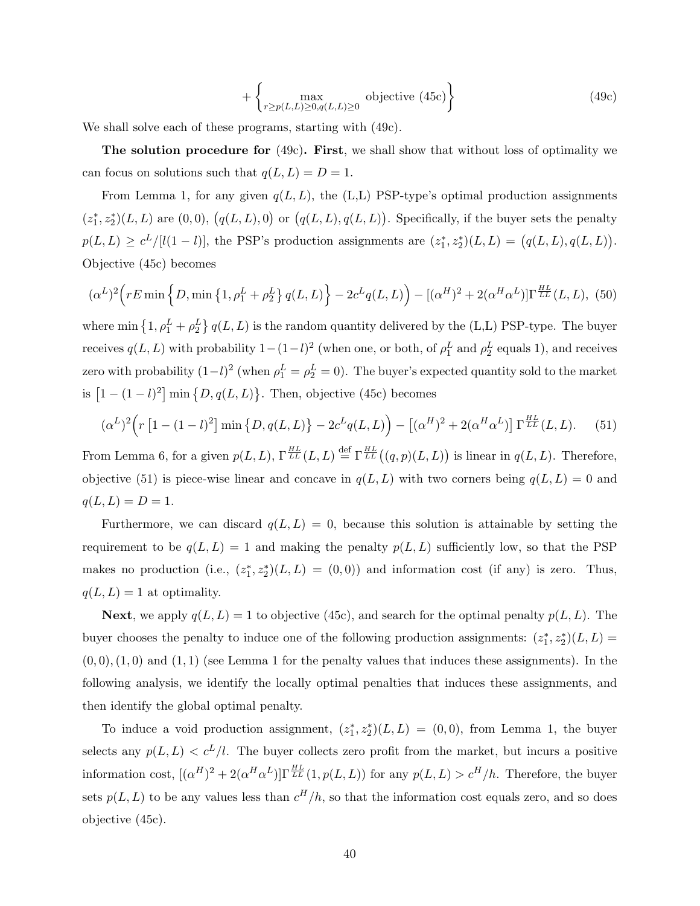$$+\left\{\max_{r\geq p(L,L)\geq 0, q(L,L)\geq 0} \text{ objective (45c)}\right\} \tag{49c}$$

We shall solve each of these programs, starting with (49c).

**The solution procedure for** (49c)**. First**, we shall show that without loss of optimality we can focus on solutions such that $q(L,L) = D = 1$.

From Lemma 1, for any given $q(L,L)$, the (L,L) PSP-type's optimal production assignments $(z_1^*, z_2^*)(L,L)$ are $(0,0)$, $\big(q(L,L), 0\big)$ or $\big(q(L,L), q(L,L)\big)$. Specifically, if the buyer sets the penalty $p(L,L) \geq c^L/[l(1-l)]$, the PSP's production assignments are $(z_1^*, z_2^*)(L,L) = \big(q(L,L), q(L,L)\big)$. Objective (45c) becomes

$$(\alpha^L)^2\Big(rE\min\Big\{D, \min\big\{1, \rho_1^L + \rho_2^L\big\}\, q(L,L)\Big\} - 2c^L q(L,L)\Big) - [(\alpha^H)^2 + 2(\alpha^H\alpha^L)]\Gamma_{LL}^{HL}(L,L), \tag{50}$$

where $\min\big\{1, \rho_1^L + \rho_2^L\big\}\, q(L,L)$ is the random quantity delivered by the (L,L) PSP-type. The buyer receives $q(L,L)$ with probability $1-(1-l)^2$ (when one, or both, of $\rho_1^L$ and $\rho_2^L$ equals 1), and receives zero with probability $(1-l)^2$ (when $\rho_1^L = \rho_2^L = 0$). The buyer's expected quantity sold to the market is $\big[1-(1-l)^2\big]\min\big\{D, q(L,L)\big\}$. Then, objective (45c) becomes

$$(\alpha^L)^2\Big(r\left[1-(1-l)^2\right]\min\big\{D, q(L,L)\big\} - 2c^L q(L,L)\Big) - \left[(\alpha^H)^2 + 2(\alpha^H\alpha^L)\right]\Gamma_{LL}^{HL}(L,L). \tag{51}$$

From Lemma 6, for a given $p(L,L)$, $\Gamma_{LL}^{HL}(L,L) \stackrel{\text{def}}{=} \Gamma_{LL}^{HL}\big((q,p)(L,L)\big)$ is linear in $q(L,L)$. Therefore, objective (51) is piece-wise linear and concave in $q(L,L)$ with two corners being $q(L,L) = 0$ and $q(L,L) = D = 1$.

Furthermore, we can discard $q(L,L) = 0$, because this solution is attainable by setting the requirement to be $q(L,L) = 1$ and making the penalty $p(L,L)$ sufficiently low, so that the PSP makes no production (i.e., $(z_1^*, z_2^*)(L,L) = (0,0)$) and information cost (if any) is zero. Thus, $q(L,L) = 1$ at optimality.

**Next**, we apply $q(L,L) = 1$ to objective (45c), and search for the optimal penalty $p(L,L)$. The buyer chooses the penalty to induce one of the following production assignments: $(z_1^*, z_2^*)(L,L) = (0,0), (1,0)$ and $(1,1)$ (see Lemma 1 for the penalty values that induces these assignments). In the following analysis, we identify the locally optimal penalties that induces these assignments, and then identify the global optimal penalty.

To induce a void production assignment, $(z_1^*, z_2^*)(L,L) = (0,0)$, from Lemma 1, the buyer selects any $p(L,L) < c^L/l$. The buyer collects zero profit from the market, but incurs a positive information cost, $[(\alpha^H)^2 + 2(\alpha^H\alpha^L)]\Gamma_{LL}^{HL}(1, p(L,L))$ for any $p(L,L) > c^H/h$. Therefore, the buyer sets $p(L,L)$ to be any values less than $c^H/h$, so that the information cost equals zero, and so does objective (45c).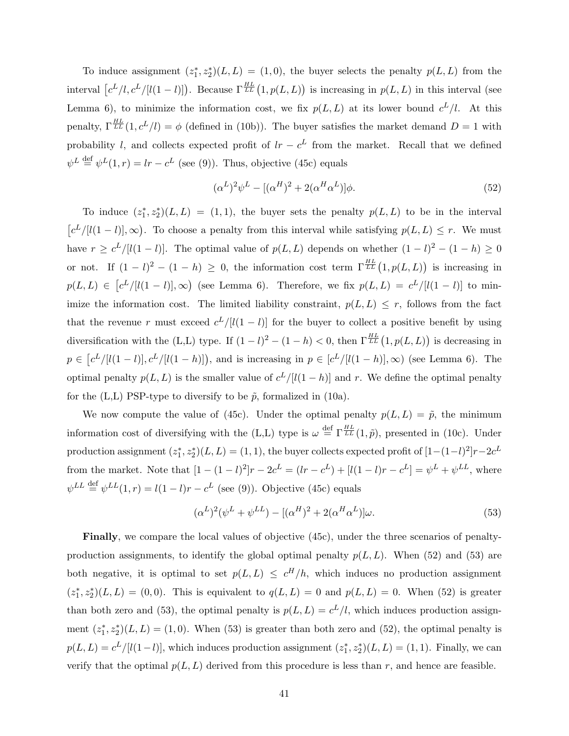To induce assignment $(z_1^*, z_2^*)(L, L) = (1, 0)$, the buyer selects the penalty $p(L, L)$ from the interval $\left[c^L/l, c^L/[l(1-l)]\right)$. Because $\Gamma^{HL}_{LL}\left(1, p(L, L)\right)$ is increasing in $p(L, L)$ in this interval (see Lemma 6), to minimize the information cost, we fix $p(L, L)$ at its lower bound $c^L/l$. At this penalty, $\Gamma^{HL}_{LL}(1, c^L/l) = \phi$ (defined in (10b)). The buyer satisfies the market demand $D = 1$ with probability $l$, and collects expected profit of $lr - c^L$ from the market. Recall that we defined $\psi^L \stackrel{\text{def}}{=} \psi^L(1, r) = lr - c^L$ (see (9)). Thus, objective (45c) equals

$$(\alpha^L)^2 \psi^L - [(\alpha^H)^2 + 2(\alpha^H \alpha^L)]\phi. \tag{52}$$

To induce $(z_1^*, z_2^*)(L, L) = (1, 1)$, the buyer sets the penalty $p(L, L)$ to be in the interval $\left[c^L/[l(1-l)], \infty\right)$. To choose a penalty from this interval while satisfying $p(L, L) \le r$. We must have $r \ge c^L/[l(1-l)]$. The optimal value of $p(L, L)$ depends on whether $(1-l)^2 - (1-h) \ge 0$ or not. If $(1-l)^2 - (1-h) \ge 0$, the information cost term $\Gamma^{HL}_{LL}\left(1, p(L, L)\right)$ is increasing in $p(L, L) \in \left[c^L/[l(1-l)], \infty\right)$ (see Lemma 6). Therefore, we fix $p(L, L) = c^L/[l(1-l)]$ to minimize the information cost. The limited liability constraint, $p(L, L) \le r$, follows from the fact that the revenue $r$ must exceed $c^L/[l(1-l)]$ for the buyer to collect a positive benefit by using diversification with the (L,L) type. If $(1-l)^2 - (1-h) < 0$, then $\Gamma^{HL}_{LL}\left(1, p(L, L)\right)$ is decreasing in $p \in \left[c^L/[l(1-l)], c^L/[l(1-h)]\right)$, and is increasing in $p \in [c^L/[l(1-h)], \infty)$ (see Lemma 6). The optimal penalty $p(L, L)$ is the smaller value of $c^L/[l(1-h)]$ and $r$. We define the optimal penalty for the (L,L) PSP-type to diversify to be $\tilde{p}$, formalized in (10a).

We now compute the value of (45c). Under the optimal penalty $p(L, L) = \tilde{p}$, the minimum information cost of diversifying with the (L,L) type is $\omega \stackrel{\text{def}}{=} \Gamma^{HL}_{LL}(1, \tilde{p})$, presented in (10c). Under production assignment $(z_1^*, z_2^*)(L, L) = (1, 1)$, the buyer collects expected profit of $[1-(1-l)^2]r - 2c^L$ from the market. Note that $[1-(1-l)^2]r - 2c^L = (lr - c^L) + [l(1-l)r - c^L] = \psi^L + \psi^{LL}$, where $\psi^{LL} \stackrel{\text{def}}{=} \psi^{LL}(1, r) = l(1-l)r - c^L$ (see (9)). Objective (45c) equals

$$(\alpha^L)^2(\psi^L + \psi^{LL}) - [(\alpha^H)^2 + 2(\alpha^H \alpha^L)]\omega. \tag{53}$$

**Finally**, we compare the local values of objective (45c), under the three scenarios of penalty-production assignments, to identify the global optimal penalty $p(L, L)$. When (52) and (53) are both negative, it is optimal to set $p(L, L) \le c^H/h$, which induces no production assignment $(z_1^*, z_2^*)(L, L) = (0, 0)$. This is equivalent to $q(L, L) = 0$ and $p(L, L) = 0$. When (52) is greater than both zero and (53), the optimal penalty is $p(L, L) = c^L/l$, which induces production assignment $(z_1^*, z_2^*)(L, L) = (1, 0)$. When (53) is greater than both zero and (52), the optimal penalty is $p(L, L) = c^L/[l(1-l)]$, which induces production assignment $(z_1^*, z_2^*)(L, L) = (1, 1)$. Finally, we can verify that the optimal $p(L, L)$ derived from this procedure is less than $r$, and hence are feasible.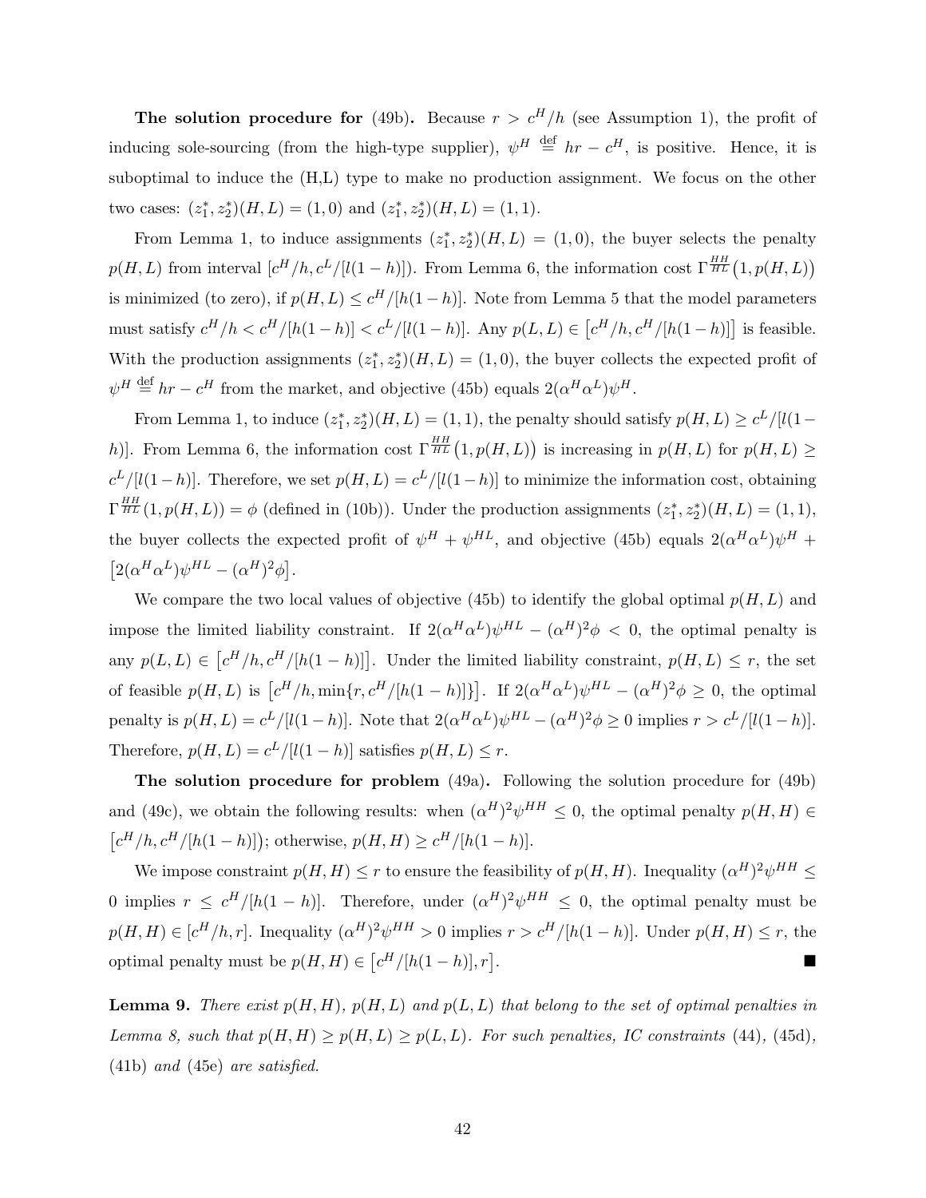**The solution procedure for** (49b)**.** Because $r > c^H/h$ (see Assumption 1), the profit of inducing sole-sourcing (from the high-type supplier), $\psi^H \stackrel{\text{def}}{=} hr - c^H$, is positive. Hence, it is suboptimal to induce the (H,L) type to make no production assignment. We focus on the other two cases: $(z_1^*, z_2^*)(H,L) = (1,0)$ and $(z_1^*, z_2^*)(H,L) = (1,1)$.

From Lemma 1, to induce assignments $(z_1^*, z_2^*)(H,L) = (1,0)$, the buyer selects the penalty $p(H,L)$ from interval $[c^H/h, c^L/[l(1-h)])$. From Lemma 6, the information cost $\Gamma_{HL}^{HH}\big(1, p(H,L)\big)$ is minimized (to zero), if $p(H,L) \leq c^H/[h(1-h)]$. Note from Lemma 5 that the model parameters must satisfy $c^H/h < c^H/[h(1-h)] < c^L/[l(1-h)]$. Any $p(L,L) \in \big[c^H/h, c^H/[h(1-h)]\big]$ is feasible. With the production assignments $(z_1^*, z_2^*)(H,L) = (1,0)$, the buyer collects the expected profit of $\psi^H \stackrel{\text{def}}{=} hr - c^H$ from the market, and objective (45b) equals $2(\alpha^H\alpha^L)\psi^H$.

From Lemma 1, to induce $(z_1^*, z_2^*)(H,L) = (1,1)$, the penalty should satisfy $p(H,L) \geq c^L/[l(1-h)]$. From Lemma 6, the information cost $\Gamma_{HL}^{HH}\big(1, p(H,L)\big)$ is increasing in $p(H,L)$ for $p(H,L) \geq c^L/[l(1-h)]$. Therefore, we set $p(H,L) = c^L/[l(1-h)]$ to minimize the information cost, obtaining $\Gamma_{HL}^{HH}(1, p(H,L)) = \phi$ (defined in (10b)). Under the production assignments $(z_1^*, z_2^*)(H,L) = (1,1)$, the buyer collects the expected profit of $\psi^H + \psi^{HL}$, and objective (45b) equals $2(\alpha^H\alpha^L)\psi^H + \big[2(\alpha^H\alpha^L)\psi^{HL} - (\alpha^H)^2\phi\big]$.

We compare the two local values of objective (45b) to identify the global optimal $p(H,L)$ and impose the limited liability constraint. If $2(\alpha^H\alpha^L)\psi^{HL} - (\alpha^H)^2\phi < 0$, the optimal penalty is any $p(L,L) \in \big[c^H/h, c^H/[h(1-h)]\big]$. Under the limited liability constraint, $p(H,L) \leq r$, the set of feasible $p(H,L)$ is $\big[c^H/h, \min\{r, c^H/[h(1-h)]\}\big]$. If $2(\alpha^H\alpha^L)\psi^{HL} - (\alpha^H)^2\phi \geq 0$, the optimal penalty is $p(H,L) = c^L/[l(1-h)]$. Note that $2(\alpha^H\alpha^L)\psi^{HL} - (\alpha^H)^2\phi \geq 0$ implies $r > c^L/[l(1-h)]$. Therefore, $p(H,L) = c^L/[l(1-h)]$ satisfies $p(H,L) \leq r$.

**The solution procedure for problem** (49a)**.** Following the solution procedure for (49b) and (49c), we obtain the following results: when $(\alpha^H)^2\psi^{HH} \leq 0$, the optimal penalty $p(H,H) \in \big[c^H/h, c^H/[h(1-h)]\big)$; otherwise, $p(H,H) \geq c^H/[h(1-h)]$.

We impose constraint $p(H,H) \leq r$ to ensure the feasibility of $p(H,H)$. Inequality $(\alpha^H)^2\psi^{HH} \leq 0$ implies $r \leq c^H/[h(1-h)]$. Therefore, under $(\alpha^H)^2\psi^{HH} \leq 0$, the optimal penalty must be $p(H,H) \in [c^H/h, r]$. Inequality $(\alpha^H)^2\psi^{HH} > 0$ implies $r > c^H/[h(1-h)]$. Under $p(H,H) \leq r$, the optimal penalty must be $p(H,H) \in \big[c^H/[h(1-h)], r\big]$. ■

**Lemma 9.** *There exist $p(H,H)$, $p(H,L)$ and $p(L,L)$ that belong to the set of optimal penalties in Lemma 8, such that $p(H,H) \geq p(H,L) \geq p(L,L)$. For such penalties, IC constraints* (44), (45d), (41b) *and* (45e) *are satisfied.*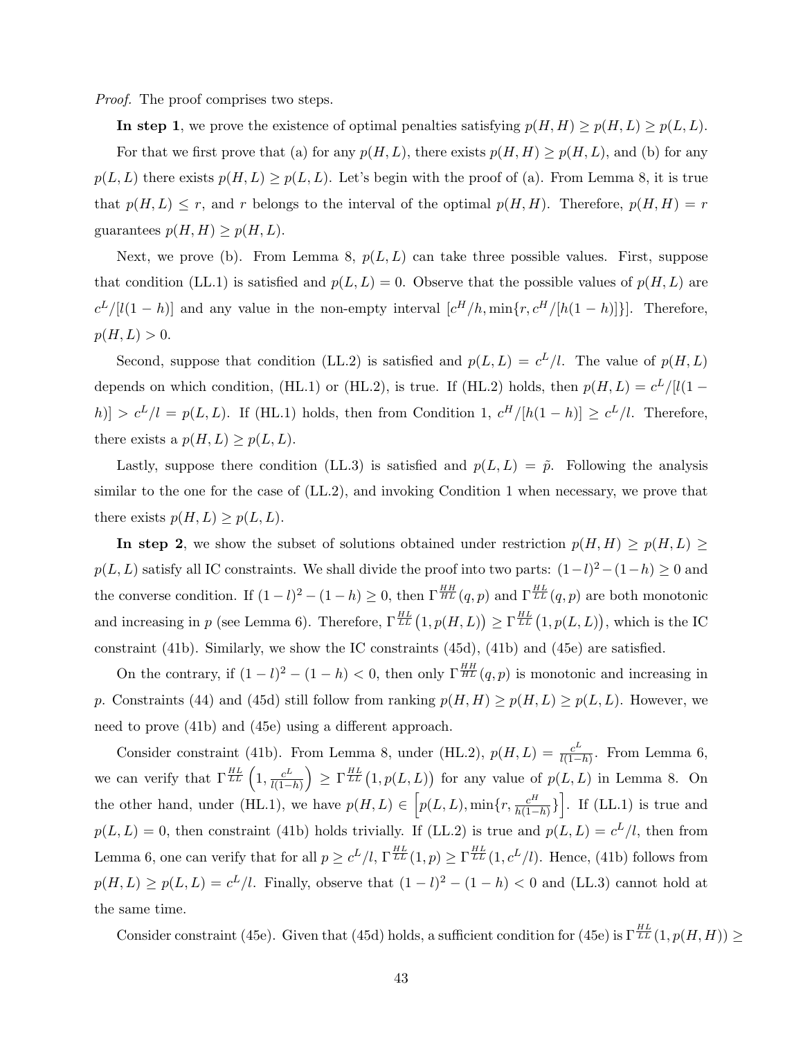*Proof.* The proof comprises two steps.

**In step 1**, we prove the existence of optimal penalties satisfying $p(H,H) \geq p(H,L) \geq p(L,L)$.

For that we first prove that (a) for any $p(H,L)$, there exists $p(H,H) \geq p(H,L)$, and (b) for any $p(L,L)$ there exists $p(H,L) \geq p(L,L)$. Let's begin with the proof of (a). From Lemma 8, it is true that $p(H,L) \leq r$, and $r$ belongs to the interval of the optimal $p(H,H)$. Therefore, $p(H,H) = r$ guarantees $p(H,H) \geq p(H,L)$.

Next, we prove (b). From Lemma 8, $p(L,L)$ can take three possible values. First, suppose that condition (LL.1) is satisfied and $p(L,L) = 0$. Observe that the possible values of $p(H,L)$ are $c^L/[l(1-h)]$ and any value in the non-empty interval $[c^H/h, \min\{r, c^H/[h(1-h)]\}]$. Therefore, $p(H,L) > 0$.

Second, suppose that condition (LL.2) is satisfied and $p(L,L) = c^L/l$. The value of $p(H,L)$ depends on which condition, (HL.1) or (HL.2), is true. If (HL.2) holds, then $p(H,L) = c^L/[l(1-h)] > c^L/l = p(L,L)$. If (HL.1) holds, then from Condition 1, $c^H/[h(1-h)] \geq c^L/l$. Therefore, there exists a $p(H,L) \geq p(L,L)$.

Lastly, suppose there condition (LL.3) is satisfied and $p(L,L) = \tilde{p}$. Following the analysis similar to the one for the case of (LL.2), and invoking Condition 1 when necessary, we prove that there exists $p(H,L) \geq p(L,L)$.

**In step 2**, we show the subset of solutions obtained under restriction $p(H,H) \geq p(H,L) \geq p(L,L)$ satisfy all IC constraints. We shall divide the proof into two parts: $(1-l)^2 - (1-h) \geq 0$ and the converse condition. If $(1-l)^2 - (1-h) \geq 0$, then $\Gamma^{HH}_{HL}(q,p)$ and $\Gamma^{HL}_{LL}(q,p)$ are both monotonic and increasing in $p$ (see Lemma 6). Therefore, $\Gamma^{HL}_{LL}\big(1, p(H,L)\big) \geq \Gamma^{HL}_{LL}\big(1, p(L,L)\big)$, which is the IC constraint (41b). Similarly, we show the IC constraints (45d), (41b) and (45e) are satisfied.

On the contrary, if $(1-l)^2 - (1-h) < 0$, then only $\Gamma^{HH}_{HL}(q,p)$ is monotonic and increasing in $p$. Constraints (44) and (45d) still follow from ranking $p(H,H) \geq p(H,L) \geq p(L,L)$. However, we need to prove (41b) and (45e) using a different approach.

Consider constraint (41b). From Lemma 8, under (HL.2), $p(H,L) = \frac{c^L}{l(1-h)}$. From Lemma 6, we can verify that $\Gamma^{HL}_{LL}\left(1, \frac{c^L}{l(1-h)}\right) \geq \Gamma^{HL}_{LL}\big(1, p(L,L)\big)$ for any value of $p(L,L)$ in Lemma 8. On the other hand, under (HL.1), we have $p(H,L) \in \left[p(L,L), \min\{r, \frac{c^H}{h(1-h)}\}\right]$. If (LL.1) is true and $p(L,L) = 0$, then constraint (41b) holds trivially. If (LL.2) is true and $p(L,L) = c^L/l$, then from Lemma 6, one can verify that for all $p \geq c^L/l$, $\Gamma^{HL}_{LL}(1,p) \geq \Gamma^{HL}_{LL}(1, c^L/l)$. Hence, (41b) follows from $p(H,L) \geq p(L,L) = c^L/l$. Finally, observe that $(1-l)^2 - (1-h) < 0$ and (LL.3) cannot hold at the same time.

Consider constraint (45e). Given that (45d) holds, a sufficient condition for (45e) is $\Gamma^{HL}_{LL}(1, p(H,H)) \geq$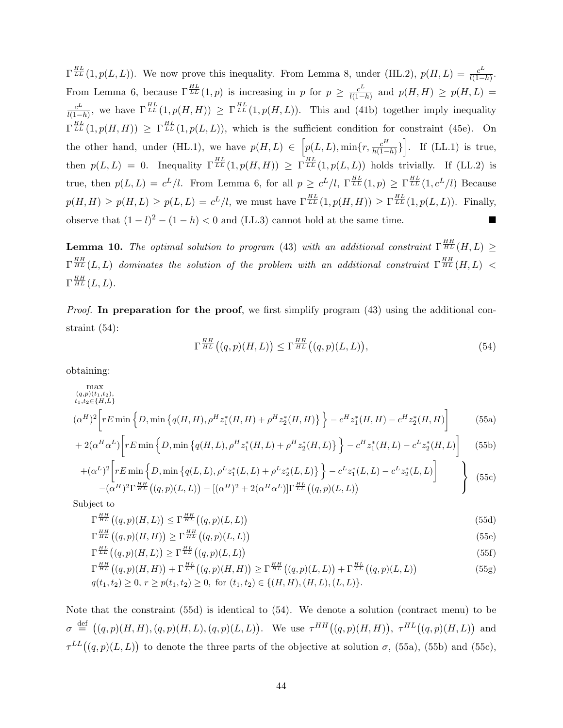$\Gamma^{HL}_{LL}(1, p(L, L))$. We now prove this inequality. From Lemma 8, under (HL.2), $p(H, L) = \frac{c^L}{l(1-h)}$. From Lemma 6, because $\Gamma^{HL}_{LL}(1, p)$ is increasing in $p$ for $p \geq \frac{c^L}{l(1-h)}$ and $p(H, H) \geq p(H, L) = \frac{c^L}{l(1-h)}$, we have $\Gamma^{HL}_{LL}(1, p(H, H)) \geq \Gamma^{HL}_{LL}(1, p(H, L))$. This and (41b) together imply inequality $\Gamma^{HL}_{LL}(1, p(H, H)) \geq \Gamma^{HL}_{LL}(1, p(L, L))$, which is the sufficient condition for constraint (45e). On the other hand, under (HL.1), we have $p(H, L) \in \left[p(L, L), \min\{r, \frac{c^H}{h(1-h)}\}\right]$. If (LL.1) is true, then $p(L, L) = 0$. Inequality $\Gamma^{HL}_{LL}(1, p(H, H)) \geq \Gamma^{HL}_{LL}(1, p(L, L))$ holds trivially. If (LL.2) is true, then $p(L, L) = c^L/l$. From Lemma 6, for all $p \geq c^L/l$, $\Gamma^{HL}_{LL}(1, p) \geq \Gamma^{HL}_{LL}(1, c^L/l)$ Because $p(H, H) \geq p(H, L) \geq p(L, L) = c^L/l$, we must have $\Gamma^{HL}_{LL}(1, p(H, H)) \geq \Gamma^{HL}_{LL}(1, p(L, L))$. Finally, observe that $(1-l)^2 - (1-h) < 0$ and (LL.3) cannot hold at the same time. ■

**Lemma 10.** *The optimal solution to program* (43) *with an additional constraint* $\Gamma^{HH}_{HL}(H, L) \geq \Gamma^{HH}_{HL}(L, L)$ *dominates the solution of the problem with an additional constraint* $\Gamma^{HH}_{HL}(H, L) < \Gamma^{HH}_{HL}(L, L)$.

*Proof.* **In preparation for the proof**, we first simplify program (43) using the additional constraint (54):

$$\Gamma^{HH}_{HL}\big((q,p)(H,L)\big) \leq \Gamma^{HH}_{HL}\big((q,p)(L,L)\big), \tag{54}$$

obtaining:

$$\max_{\substack{(q,p)(t_1,t_2),\\ t_1,t_2 \in \{H,L\}}}$$

$$(\alpha^H)^2\bigg[rE\min\Big\{D, \min\big\{q(H,H), \rho^H z_1^*(H,H) + \rho^H z_2^*(H,H)\big\}\Big\} - c^H z_1^*(H,H) - c^H z_2^*(H,H)\bigg] \tag{55a}$$

$$+\,2(\alpha^H\alpha^L)\bigg[rE\min\Big\{D, \min\big\{q(H,L), \rho^H z_1^*(H,L) + \rho^H z_2^*(H,L)\big\}\Big\} - c^H z_1^*(H,L) - c^L z_2^*(H,L)\bigg] \tag{55b}$$

$$\left.\begin{array}{l} +(\alpha^L)^2\bigg[rE\min\Big\{D, \min\big\{q(L,L), \rho^L z_1^*(L,L) + \rho^L z_2^*(L,L)\big\}\Big\} - c^L z_1^*(L,L) - c^L z_2^*(L,L)\bigg] \\ -(\alpha^H)^2\Gamma^{HH}_{HL}\big((q,p)(L,L)\big) - [(\alpha^H)^2 + 2(\alpha^H\alpha^L)]\Gamma^{HL}_{LL}\big((q,p)(L,L)\big) \end{array}\right\} \tag{55c}$$

Subject to

$$\Gamma^{HH}_{HL}\big((q,p)(H,L)\big) \leq \Gamma^{HH}_{HL}\big((q,p)(L,L)\big) \tag{55d}$$

$$\Gamma^{HH}_{HL}\big((q,p)(H,H)\big) \geq \Gamma^{HH}_{HL}\big((q,p)(L,L)\big) \tag{55e}$$

$$\Gamma^{HL}_{LL}\big((q,p)(H,L)\big) \geq \Gamma^{HL}_{LL}\big((q,p)(L,L)\big) \tag{55f}$$

$$\Gamma^{HH}_{HL}\big((q,p)(H,H)\big) + \Gamma^{HL}_{LL}\big((q,p)(H,H)\big) \geq \Gamma^{HH}_{HL}\big((q,p)(L,L)\big) + \Gamma^{HL}_{LL}\big((q,p)(L,L)\big) \tag{55g}$$

$$q(t_1,t_2) \geq 0,\ r \geq p(t_1,t_2) \geq 0,\ \text{for } (t_1,t_2) \in \{(H,H),(H,L),(L,L)\}.$$

Note that the constraint (55d) is identical to (54). We denote a solution (contract menu) to be $\sigma \overset{\text{def}}{=} \big((q,p)(H,H), (q,p)(H,L), (q,p)(L,L)\big)$. We use $\tau^{HH}\big((q,p)(H,H)\big)$, $\tau^{HL}\big((q,p)(H,L)\big)$ and $\tau^{LL}\big((q,p)(L,L)\big)$ to denote the three parts of the objective at solution $\sigma$, (55a), (55b) and (55c),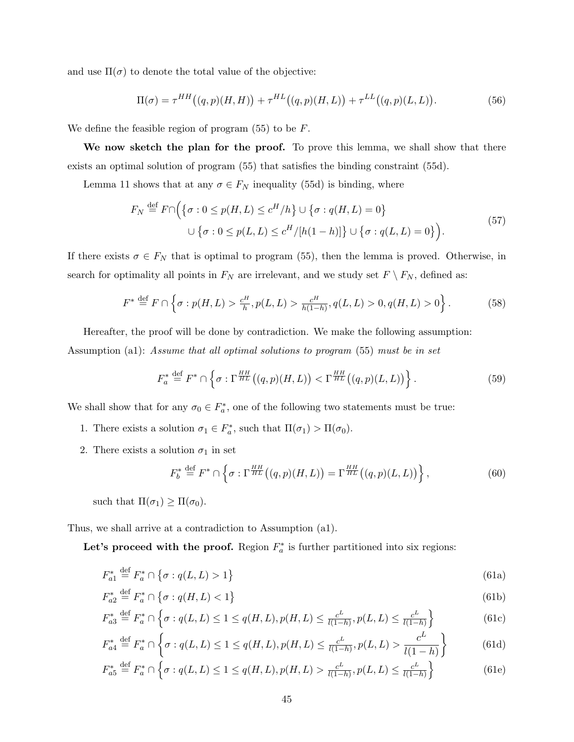and use $\Pi(\sigma)$ to denote the total value of the objective:

$$\Pi(\sigma) = \tau^{HH}\big((q,p)(H,H)\big) + \tau^{HL}\big((q,p)(H,L)\big) + \tau^{LL}\big((q,p)(L,L)\big). \tag{56}$$

We define the feasible region of program (55) to be $F$.

**We now sketch the plan for the proof.** To prove this lemma, we shall show that there exists an optimal solution of program (55) that satisfies the binding constraint (55d).

Lemma 11 shows that at any $\sigma \in F_N$ inequality (55d) is binding, where

$$\begin{aligned} F_N \stackrel{\text{def}}{=} F \cap \Big( &\{\sigma : 0 \le p(H,L) \le c^H/h\} \cup \{\sigma : q(H,L) = 0\} \\ &\cup \{\sigma : 0 \le p(L,L) \le c^H/[h(1-h)]\} \cup \{\sigma : q(L,L) = 0\}\Big). \end{aligned} \tag{57}$$

If there exists $\sigma \in F_N$ that is optimal to program (55), then the lemma is proved. Otherwise, in search for optimality all points in $F_N$ are irrelevant, and we study set $F \setminus F_N$, defined as:

$$F^* \stackrel{\text{def}}{=} F \cap \left\{\sigma : p(H,L) > \tfrac{c^H}{h}, p(L,L) > \tfrac{c^H}{h(1-h)}, q(L,L) > 0, q(H,L) > 0\right\}. \tag{58}$$

Hereafter, the proof will be done by contradiction. We make the following assumption: Assumption (a1): *Assume that all optimal solutions to program* (55) *must be in set*

$$F_a^* \stackrel{\text{def}}{=} F^* \cap \left\{\sigma : \Gamma_{HL}^{HH}\big((q,p)(H,L)\big) < \Gamma_{HL}^{HH}\big((q,p)(L,L)\big)\right\}. \tag{59}$$

We shall show that for any $\sigma_0 \in F_a^*$, one of the following two statements must be true:

1. There exists a solution $\sigma_1 \in F_a^*$, such that $\Pi(\sigma_1) > \Pi(\sigma_0)$.
2. There exists a solution $\sigma_1$ in set

$$F_b^* \stackrel{\text{def}}{=} F^* \cap \left\{\sigma : \Gamma_{HL}^{HH}\big((q,p)(H,L)\big) = \Gamma_{HL}^{HH}\big((q,p)(L,L)\big)\right\}, \tag{60}$$

   such that $\Pi(\sigma_1) \ge \Pi(\sigma_0)$.

Thus, we shall arrive at a contradiction to Assumption (a1).

**Let's proceed with the proof.** Region $F_a^*$ is further partitioned into six regions:

$$F_{a1}^* \stackrel{\text{def}}{=} F_a^* \cap \{\sigma : q(L,L) > 1\} \tag{61a}$$

$$F_{a2}^* \stackrel{\text{def}}{=} F_a^* \cap \{\sigma : q(H,L) < 1\} \tag{61b}$$

$$F_{a3}^* \stackrel{\text{def}}{=} F_a^* \cap \left\{\sigma : q(L,L) \le 1 \le q(H,L), p(H,L) \le \tfrac{c^L}{l(1-h)}, p(L,L) \le \tfrac{c^L}{l(1-h)}\right\} \tag{61c}$$

$$F_{a4}^* \stackrel{\text{def}}{=} F_a^* \cap \left\{\sigma : q(L,L) \le 1 \le q(H,L), p(H,L) \le \tfrac{c^L}{l(1-h)}, p(L,L) > \frac{c^L}{l(1-h)}\right\} \tag{61d}$$

$$F_{a5}^* \stackrel{\text{def}}{=} F_a^* \cap \left\{\sigma : q(L,L) \le 1 \le q(H,L), p(H,L) > \tfrac{c^L}{l(1-h)}, p(L,L) \le \tfrac{c^L}{l(1-h)}\right\} \tag{61e}$$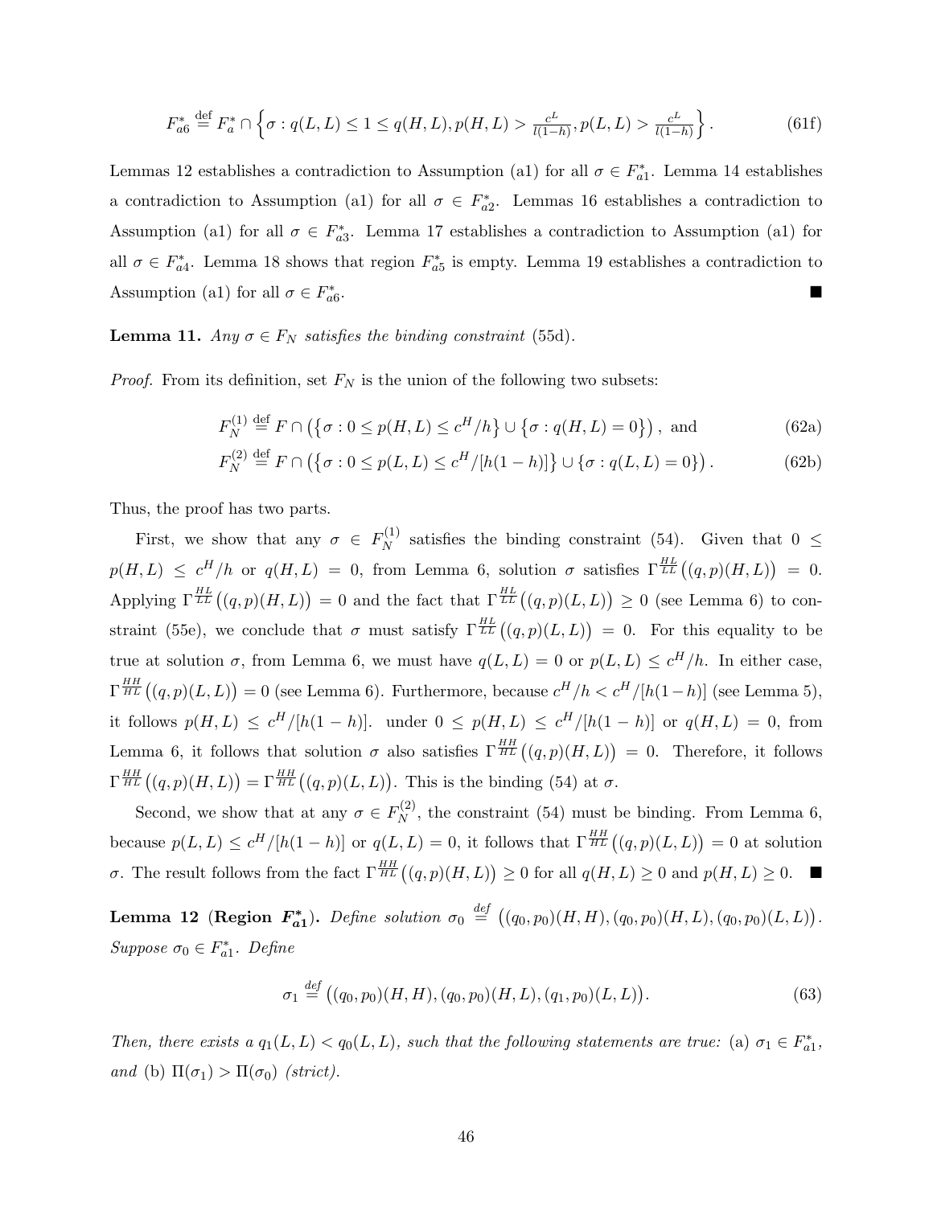$$F_{a6}^* \stackrel{\text{def}}{=} F_a^* \cap \left\{ \sigma : q(L,L) \leq 1 \leq q(H,L), p(H,L) > \tfrac{c^L}{l(1-h)}, p(L,L) > \tfrac{c^L}{l(1-h)} \right\}. \tag{61f}$$

Lemmas 12 establishes a contradiction to Assumption (a1) for all $\sigma \in F_{a1}^*$. Lemma 14 establishes a contradiction to Assumption (a1) for all $\sigma \in F_{a2}^*$. Lemmas 16 establishes a contradiction to Assumption (a1) for all $\sigma \in F_{a3}^*$. Lemma 17 establishes a contradiction to Assumption (a1) for all $\sigma \in F_{a4}^*$. Lemma 18 shows that region $F_{a5}^*$ is empty. Lemma 19 establishes a contradiction to Assumption (a1) for all $\sigma \in F_{a6}^*$. ■

**Lemma 11.** *Any $\sigma \in F_N$ satisfies the binding constraint* (55d).

*Proof.* From its definition, set $F_N$ is the union of the following two subsets:

$$F_N^{(1)} \stackrel{\text{def}}{=} F \cap \left( \{\sigma : 0 \leq p(H,L) \leq c^H/h\} \cup \{\sigma : q(H,L) = 0\} \right), \text{ and} \tag{62a}$$

$$F_N^{(2)} \stackrel{\text{def}}{=} F \cap \left( \{\sigma : 0 \leq p(L,L) \leq c^H/[h(1-h)]\} \cup \{\sigma : q(L,L) = 0\} \right). \tag{62b}$$

Thus, the proof has two parts.

First, we show that any $\sigma \in F_N^{(1)}$ satisfies the binding constraint (54). Given that $0 \leq p(H,L) \leq c^H/h$ or $q(H,L) = 0$, from Lemma 6, solution $\sigma$ satisfies $\Gamma_{LL}^{HL}\big((q,p)(H,L)\big) = 0$. Applying $\Gamma_{LL}^{HL}\big((q,p)(H,L)\big) = 0$ and the fact that $\Gamma_{LL}^{HL}\big((q,p)(L,L)\big) \geq 0$ (see Lemma 6) to constraint (55e), we conclude that $\sigma$ must satisfy $\Gamma_{LL}^{HL}\big((q,p)(L,L)\big) = 0$. For this equality to be true at solution $\sigma$, from Lemma 6, we must have $q(L,L) = 0$ or $p(L,L) \leq c^H/h$. In either case, $\Gamma_{HL}^{HH}\big((q,p)(L,L)\big) = 0$ (see Lemma 6). Furthermore, because $c^H/h < c^H/[h(1-h)]$ (see Lemma 5), it follows $p(H,L) \leq c^H/[h(1-h)]$. under $0 \leq p(H,L) \leq c^H/[h(1-h)]$ or $q(H,L) = 0$, from Lemma 6, it follows that solution $\sigma$ also satisfies $\Gamma_{HL}^{HH}\big((q,p)(H,L)\big) = 0$. Therefore, it follows $\Gamma_{HL}^{HH}\big((q,p)(H,L)\big) = \Gamma_{HL}^{HH}\big((q,p)(L,L)\big)$. This is the binding (54) at $\sigma$.

Second, we show that at any $\sigma \in F_N^{(2)}$, the constraint (54) must be binding. From Lemma 6, because $p(L,L) \leq c^H/[h(1-h)]$ or $q(L,L) = 0$, it follows that $\Gamma_{HL}^{HH}\big((q,p)(L,L)\big) = 0$ at solution $\sigma$. The result follows from the fact $\Gamma_{HL}^{HH}\big((q,p)(H,L)\big) \geq 0$ for all $q(H,L) \geq 0$ and $p(H,L) \geq 0$. ■

**Lemma 12 (Region $F_{a1}^*$).** *Define solution $\sigma_0 \stackrel{def}{=} \big((q_0,p_0)(H,H),(q_0,p_0)(H,L),(q_0,p_0)(L,L)\big)$. Suppose $\sigma_0 \in F_{a1}^*$. Define*

$$\sigma_1 \stackrel{def}{=} \big((q_0,p_0)(H,H),(q_0,p_0)(H,L),(q_1,p_0)(L,L)\big). \tag{63}$$

*Then, there exists a $q_1(L,L) < q_0(L,L)$, such that the following statements are true:* (a) $\sigma_1 \in F_{a1}^*$, *and* (b) $\Pi(\sigma_1) > \Pi(\sigma_0)$ *(strict).*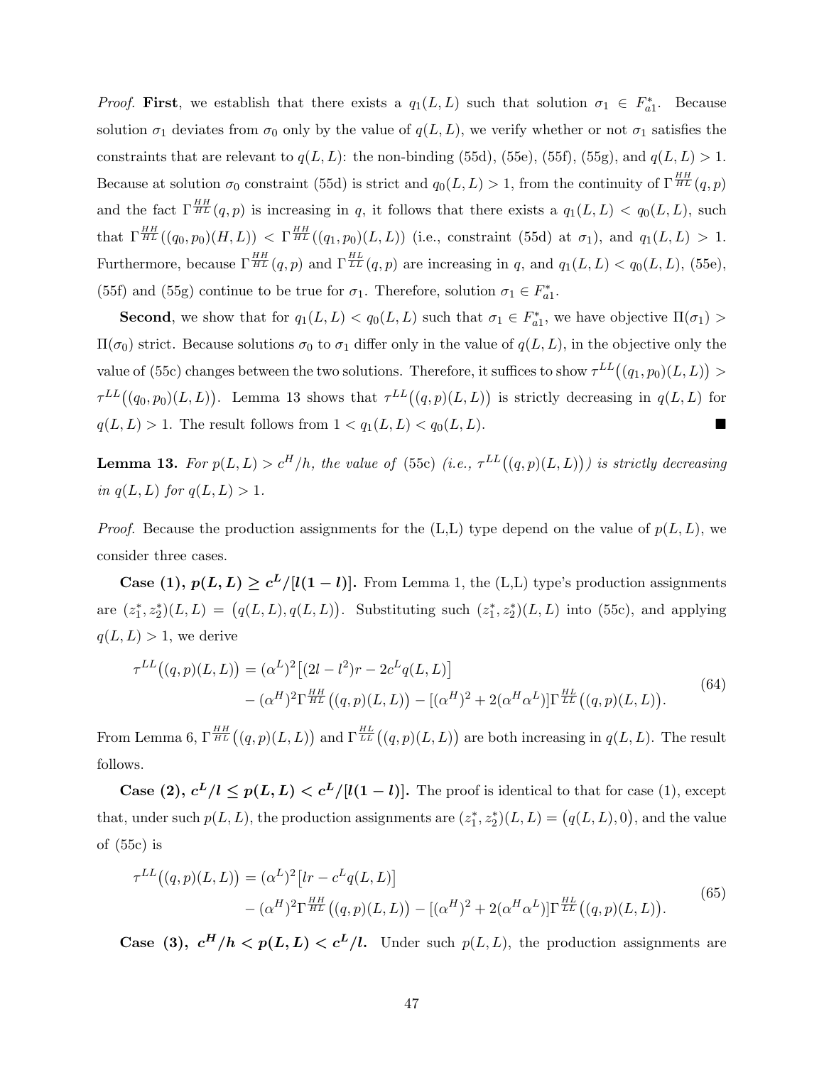*Proof.* **First**, we establish that there exists a $q_1(L,L)$ such that solution $\sigma_1 \in F^*_{a1}$. Because solution $\sigma_1$ deviates from $\sigma_0$ only by the value of $q(L,L)$, we verify whether or not $\sigma_1$ satisfies the constraints that are relevant to $q(L,L)$: the non-binding (55d), (55e), (55f), (55g), and $q(L,L) > 1$. Because at solution $\sigma_0$ constraint (55d) is strict and $q_0(L,L) > 1$, from the continuity of $\Gamma^{HH}_{HL}(q,p)$ and the fact $\Gamma^{HH}_{HL}(q,p)$ is increasing in $q$, it follows that there exists a $q_1(L,L) < q_0(L,L)$, such that $\Gamma^{HH}_{HL}((q_0,p_0)(H,L)) < \Gamma^{HH}_{HL}((q_1,p_0)(L,L))$ (i.e., constraint (55d) at $\sigma_1$), and $q_1(L,L) > 1$. Furthermore, because $\Gamma^{HH}_{HL}(q,p)$ and $\Gamma^{HL}_{LL}(q,p)$ are increasing in $q$, and $q_1(L,L) < q_0(L,L)$, (55e), (55f) and (55g) continue to be true for $\sigma_1$. Therefore, solution $\sigma_1 \in F^*_{a1}$.

**Second**, we show that for $q_1(L,L) < q_0(L,L)$ such that $\sigma_1 \in F^*_{a1}$, we have objective $\Pi(\sigma_1) > \Pi(\sigma_0)$ strict. Because solutions $\sigma_0$ to $\sigma_1$ differ only in the value of $q(L,L)$, in the objective only the value of (55c) changes between the two solutions. Therefore, it suffices to show $\tau^{LL}\big((q_1,p_0)(L,L)\big) > \tau^{LL}\big((q_0,p_0)(L,L)\big)$. Lemma 13 shows that $\tau^{LL}\big((q,p)(L,L)\big)$ is strictly decreasing in $q(L,L)$ for $q(L,L) > 1$. The result follows from $1 < q_1(L,L) < q_0(L,L)$. ∎

**Lemma 13.** *For $p(L,L) > c^H/h$, the value of (55c) (i.e., $\tau^{LL}\big((q,p)(L,L)\big)$) is strictly decreasing in $q(L,L)$ for $q(L,L) > 1$.*

*Proof.* Because the production assignments for the (L,L) type depend on the value of $p(L,L)$, we consider three cases.

**Case (1), $p(L,L) \geq c^L/[l(1-l)]$.** From Lemma 1, the (L,L) type's production assignments are $(z_1^*, z_2^*)(L,L) = \big(q(L,L), q(L,L)\big)$. Substituting such $(z_1^*, z_2^*)(L,L)$ into (55c), and applying $q(L,L) > 1$, we derive

$$
\begin{aligned}
\tau^{LL}\big((q,p)(L,L)\big) &= (\alpha^L)^2\big[(2l - l^2)r - 2c^L q(L,L)\big] \\
&\quad - (\alpha^H)^2 \Gamma^{HH}_{HL}\big((q,p)(L,L)\big) - [(\alpha^H)^2 + 2(\alpha^H\alpha^L)]\Gamma^{HL}_{LL}\big((q,p)(L,L)\big).
\end{aligned}
\tag{64}
$$

From Lemma 6, $\Gamma^{HH}_{HL}\big((q,p)(L,L)\big)$ and $\Gamma^{HL}_{LL}\big((q,p)(L,L)\big)$ are both increasing in $q(L,L)$. The result follows.

**Case (2), $c^L/l \leq p(L,L) < c^L/[l(1-l)]$.** The proof is identical to that for case (1), except that, under such $p(L,L)$, the production assignments are $(z_1^*, z_2^*)(L,L) = \big(q(L,L), 0\big)$, and the value of (55c) is

$$
\begin{aligned}
\tau^{LL}\big((q,p)(L,L)\big) &= (\alpha^L)^2\big[lr - c^L q(L,L)\big] \\
&\quad - (\alpha^H)^2 \Gamma^{HH}_{HL}\big((q,p)(L,L)\big) - [(\alpha^H)^2 + 2(\alpha^H\alpha^L)]\Gamma^{HL}_{LL}\big((q,p)(L,L)\big).
\end{aligned}
\tag{65}
$$

**Case (3), $c^H/h < p(L,L) < c^L/l$.** Under such $p(L,L)$, the production assignments are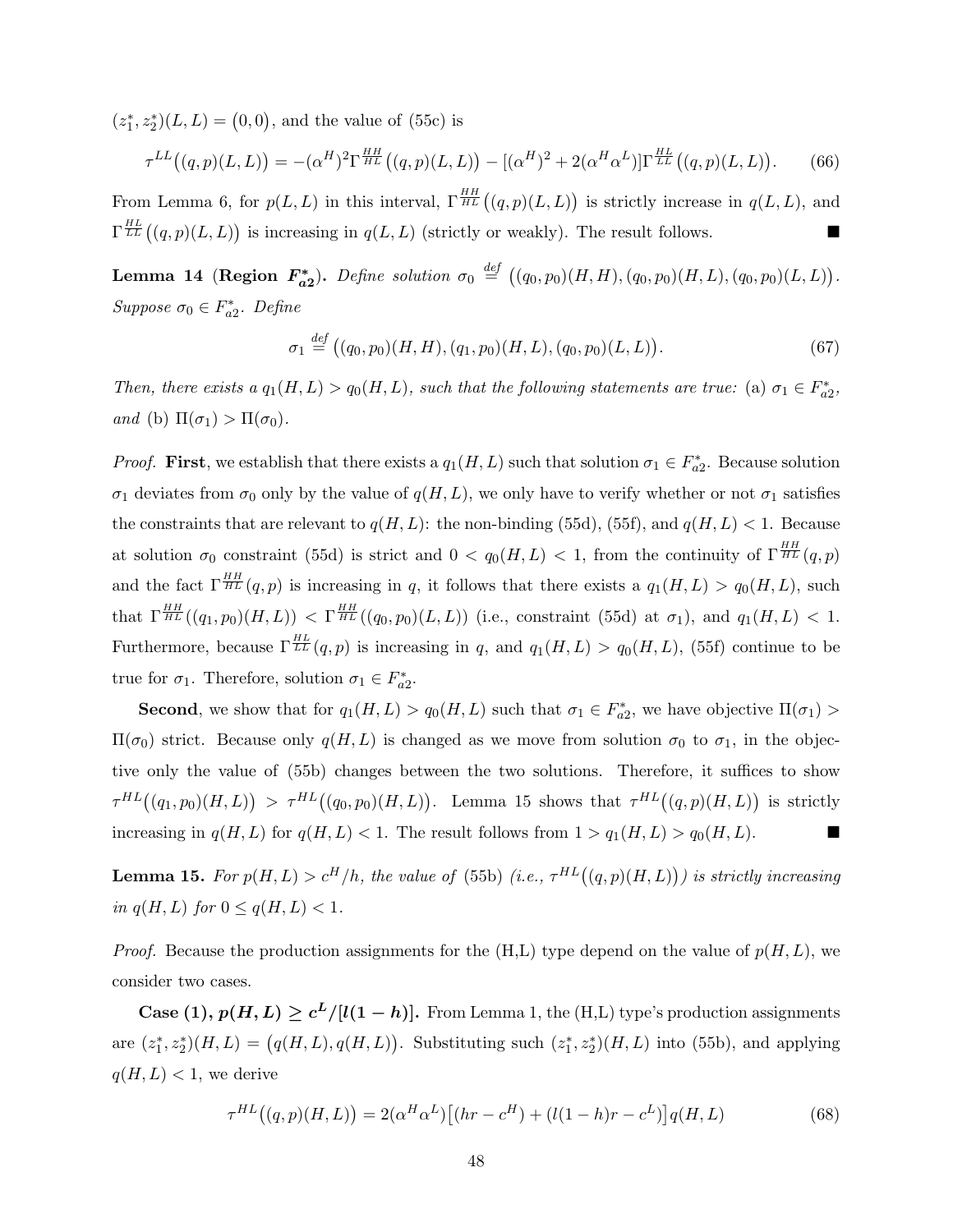$(z_1^*, z_2^*)(L,L) = \big(0,0\big)$, and the value of (55c) is

$$\tau^{LL}\big((q,p)(L,L)\big) = -(\alpha^H)^2\Gamma^{\frac{HH}{HL}}\big((q,p)(L,L)\big) - [(\alpha^H)^2 + 2(\alpha^H\alpha^L)]\Gamma^{\frac{HL}{LL}}\big((q,p)(L,L)\big). \tag{66}$$

From Lemma 6, for $p(L,L)$ in this interval, $\Gamma^{\frac{HH}{HL}}\big((q,p)(L,L)\big)$ is strictly increase in $q(L,L)$, and $\Gamma^{\frac{HL}{LL}}\big((q,p)(L,L)\big)$ is increasing in $q(L,L)$ (strictly or weakly). The result follows. ■

**Lemma 14** (**Region $F_{a2}^*$**). *Define solution* $\sigma_0 \stackrel{def}{=} \big((q_0,p_0)(H,H),(q_0,p_0)(H,L),(q_0,p_0)(L,L)\big)$*. Suppose* $\sigma_0 \in F_{a2}^*$*. Define*

$$\sigma_1 \stackrel{def}{=} \big((q_0,p_0)(H,H),(q_1,p_0)(H,L),(q_0,p_0)(L,L)\big). \tag{67}$$

*Then, there exists a* $q_1(H,L) > q_0(H,L)$*, such that the following statements are true:* (a) $\sigma_1 \in F_{a2}^*$*, and* (b) $\Pi(\sigma_1) > \Pi(\sigma_0)$*.*

*Proof.* **First**, we establish that there exists a $q_1(H,L)$ such that solution $\sigma_1 \in F_{a2}^*$. Because solution $\sigma_1$ deviates from $\sigma_0$ only by the value of $q(H,L)$, we only have to verify whether or not $\sigma_1$ satisfies the constraints that are relevant to $q(H,L)$: the non-binding (55d), (55f), and $q(H,L) < 1$. Because at solution $\sigma_0$ constraint (55d) is strict and $0 < q_0(H,L) < 1$, from the continuity of $\Gamma^{\frac{HH}{HL}}(q,p)$ and the fact $\Gamma^{\frac{HH}{HL}}(q,p)$ is increasing in $q$, it follows that there exists a $q_1(H,L) > q_0(H,L)$, such that $\Gamma^{\frac{HH}{HL}}((q_1,p_0)(H,L)) < \Gamma^{\frac{HH}{HL}}((q_0,p_0)(L,L))$ (i.e., constraint (55d) at $\sigma_1$), and $q_1(H,L) < 1$. Furthermore, because $\Gamma^{\frac{HL}{LL}}(q,p)$ is increasing in $q$, and $q_1(H,L) > q_0(H,L)$, (55f) continue to be true for $\sigma_1$. Therefore, solution $\sigma_1 \in F_{a2}^*$.

**Second**, we show that for $q_1(H,L) > q_0(H,L)$ such that $\sigma_1 \in F_{a2}^*$, we have objective $\Pi(\sigma_1) > \Pi(\sigma_0)$ strict. Because only $q(H,L)$ is changed as we move from solution $\sigma_0$ to $\sigma_1$, in the objective only the value of (55b) changes between the two solutions. Therefore, it suffices to show $\tau^{HL}\big((q_1,p_0)(H,L)\big) > \tau^{HL}\big((q_0,p_0)(H,L)\big)$. Lemma 15 shows that $\tau^{HL}\big((q,p)(H,L)\big)$ is strictly increasing in $q(H,L)$ for $q(H,L) < 1$. The result follows from $1 > q_1(H,L) > q_0(H,L)$. ■

**Lemma 15.** *For* $p(H,L) > c^H/h$*, the value of* (55b) *(i.e.,* $\tau^{HL}\big((q,p)(H,L)\big)$*) is strictly increasing in* $q(H,L)$ *for* $0 \le q(H,L) < 1$*.*

*Proof.* Because the production assignments for the (H,L) type depend on the value of $p(H,L)$, we consider two cases.

**Case (1), $p(H,L) \ge c^L/[l(1-h)]$.** From Lemma 1, the (H,L) type's production assignments are $(z_1^*, z_2^*)(H,L) = \big(q(H,L), q(H,L)\big)$. Substituting such $(z_1^*, z_2^*)(H,L)$ into (55b), and applying $q(H,L) < 1$, we derive

$$\tau^{HL}\big((q,p)(H,L)\big) = 2(\alpha^H\alpha^L)\big[(hr - c^H) + (l(1-h)r - c^L)\big]q(H,L) \tag{68}$$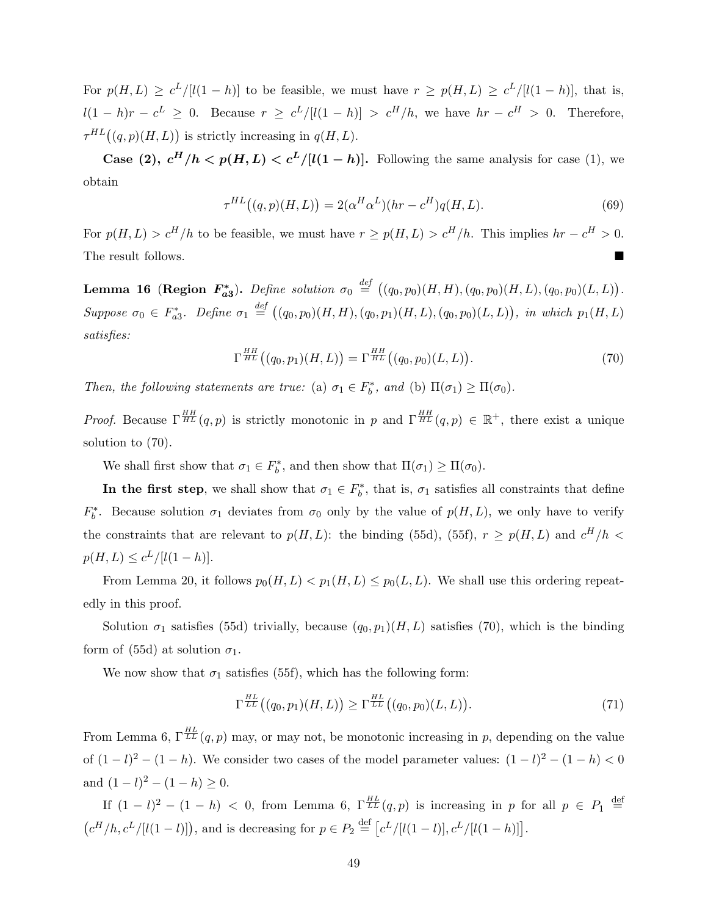For $p(H,L) \geq c^L/[l(1-h)]$ to be feasible, we must have $r \geq p(H,L) \geq c^L/[l(1-h)]$, that is, $l(1-h)r - c^L \geq 0$. Because $r \geq c^L/[l(1-h)] > c^H/h$, we have $hr - c^H > 0$. Therefore, $\tau^{HL}\big((q,p)(H,L)\big)$ is strictly increasing in $q(H,L)$.

**Case (2), $c^H/h < p(H,L) < c^L/[l(1-h)]$.** Following the same analysis for case (1), we obtain

$$\tau^{HL}\big((q,p)(H,L)\big) = 2(\alpha^H\alpha^L)(hr - c^H)q(H,L). \tag{69}$$

For $p(H,L) > c^H/h$ to be feasible, we must have $r \geq p(H,L) > c^H/h$. This implies $hr - c^H > 0$. The result follows. ∎

**Lemma 16 (Region $F^*_{a3}$).** *Define solution $\sigma_0 \overset{def}{=} \big((q_0,p_0)(H,H),(q_0,p_0)(H,L),(q_0,p_0)(L,L)\big)$. Suppose $\sigma_0 \in F^*_{a3}$. Define $\sigma_1 \overset{def}{=} \big((q_0,p_0)(H,H),(q_0,p_1)(H,L),(q_0,p_0)(L,L)\big)$, in which $p_1(H,L)$ satisfies:*

$$\Gamma^{HH}_{HL}\big((q_0,p_1)(H,L)\big) = \Gamma^{HH}_{HL}\big((q_0,p_0)(L,L)\big). \tag{70}$$

*Then, the following statements are true:* (a) $\sigma_1 \in F^*_b$, *and* (b) $\Pi(\sigma_1) \geq \Pi(\sigma_0)$.

*Proof.* Because $\Gamma^{HH}_{HL}(q,p)$ is strictly monotonic in $p$ and $\Gamma^{HH}_{HL}(q,p) \in \mathbb{R}^+$, there exist a unique solution to (70).

We shall first show that $\sigma_1 \in F^*_b$, and then show that $\Pi(\sigma_1) \geq \Pi(\sigma_0)$.

**In the first step**, we shall show that $\sigma_1 \in F^*_b$, that is, $\sigma_1$ satisfies all constraints that define $F^*_b$. Because solution $\sigma_1$ deviates from $\sigma_0$ only by the value of $p(H,L)$, we only have to verify the constraints that are relevant to $p(H,L)$: the binding (55d), (55f), $r \geq p(H,L)$ and $c^H/h < p(H,L) \leq c^L/[l(1-h)]$.

From Lemma 20, it follows $p_0(H,L) < p_1(H,L) \leq p_0(L,L)$. We shall use this ordering repeatedly in this proof.

Solution $\sigma_1$ satisfies (55d) trivially, because $(q_0,p_1)(H,L)$ satisfies (70), which is the binding form of (55d) at solution $\sigma_1$.

We now show that $\sigma_1$ satisfies (55f), which has the following form:

$$\Gamma^{HL}_{LL}\big((q_0,p_1)(H,L)\big) \geq \Gamma^{HL}_{LL}\big((q_0,p_0)(L,L)\big). \tag{71}$$

From Lemma 6, $\Gamma^{HL}_{LL}(q,p)$ may, or may not, be monotonic increasing in $p$, depending on the value of $(1-l)^2 - (1-h)$. We consider two cases of the model parameter values: $(1-l)^2 - (1-h) < 0$ and $(1-l)^2 - (1-h) \geq 0$.

If $(1-l)^2 - (1-h) < 0$, from Lemma 6, $\Gamma^{HL}_{LL}(q,p)$ is increasing in $p$ for all $p \in P_1 \overset{\text{def}}{=} \big(c^H/h, c^L/[l(1-l)]\big)$, and is decreasing for $p \in P_2 \overset{\text{def}}{=} \big[c^L/[l(1-l)], c^L/[l(1-h)]\big]$.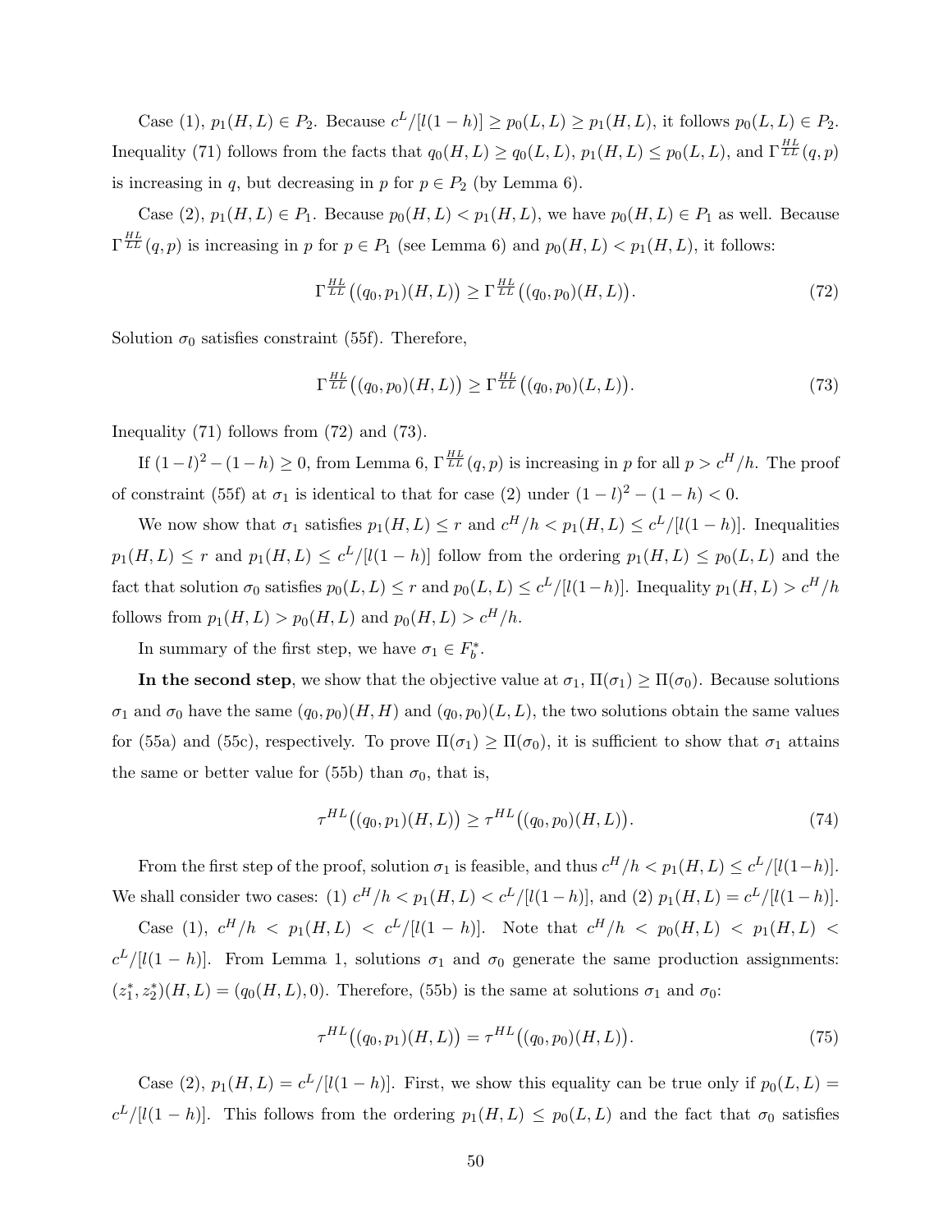Case (1), $p_1(H,L) \in P_2$. Because $c^L/[l(1-h)] \geq p_0(L,L) \geq p_1(H,L)$, it follows $p_0(L,L) \in P_2$. Inequality (71) follows from the facts that $q_0(H,L) \geq q_0(L,L)$, $p_1(H,L) \leq p_0(L,L)$, and $\Gamma^{HL}_{LL}(q,p)$ is increasing in $q$, but decreasing in $p$ for $p \in P_2$ (by Lemma 6).

Case (2), $p_1(H,L) \in P_1$. Because $p_0(H,L) < p_1(H,L)$, we have $p_0(H,L) \in P_1$ as well. Because $\Gamma^{HL}_{LL}(q,p)$ is increasing in $p$ for $p \in P_1$ (see Lemma 6) and $p_0(H,L) < p_1(H,L)$, it follows:

$$\Gamma^{HL}_{LL}\big((q_0,p_1)(H,L)\big) \geq \Gamma^{HL}_{LL}\big((q_0,p_0)(H,L)\big). \tag{72}$$

Solution $\sigma_0$ satisfies constraint (55f). Therefore,

$$\Gamma^{HL}_{LL}\big((q_0,p_0)(H,L)\big) \geq \Gamma^{HL}_{LL}\big((q_0,p_0)(L,L)\big). \tag{73}$$

Inequality (71) follows from (72) and (73).

If $(1-l)^2 - (1-h) \geq 0$, from Lemma 6, $\Gamma^{HL}_{LL}(q,p)$ is increasing in $p$ for all $p > c^H/h$. The proof of constraint (55f) at $\sigma_1$ is identical to that for case (2) under $(1-l)^2 - (1-h) < 0$.

We now show that $\sigma_1$ satisfies $p_1(H,L) \leq r$ and $c^H/h < p_1(H,L) \leq c^L/[l(1-h)]$. Inequalities $p_1(H,L) \leq r$ and $p_1(H,L) \leq c^L/[l(1-h)]$ follow from the ordering $p_1(H,L) \leq p_0(L,L)$ and the fact that solution $\sigma_0$ satisfies $p_0(L,L) \leq r$ and $p_0(L,L) \leq c^L/[l(1-h)]$. Inequality $p_1(H,L) > c^H/h$ follows from $p_1(H,L) > p_0(H,L)$ and $p_0(H,L) > c^H/h$.

In summary of the first step, we have $\sigma_1 \in F_b^*$.

**In the second step**, we show that the objective value at $\sigma_1$, $\Pi(\sigma_1) \geq \Pi(\sigma_0)$. Because solutions $\sigma_1$ and $\sigma_0$ have the same $(q_0,p_0)(H,H)$ and $(q_0,p_0)(L,L)$, the two solutions obtain the same values for (55a) and (55c), respectively. To prove $\Pi(\sigma_1) \geq \Pi(\sigma_0)$, it is sufficient to show that $\sigma_1$ attains the same or better value for (55b) than $\sigma_0$, that is,

$$\tau^{HL}\big((q_0,p_1)(H,L)\big) \geq \tau^{HL}\big((q_0,p_0)(H,L)\big). \tag{74}$$

From the first step of the proof, solution $\sigma_1$ is feasible, and thus $c^H/h < p_1(H,L) \leq c^L/[l(1-h)]$. We shall consider two cases: (1) $c^H/h < p_1(H,L) < c^L/[l(1-h)]$, and (2) $p_1(H,L) = c^L/[l(1-h)]$.

Case (1), $c^H/h < p_1(H,L) < c^L/[l(1-h)]$. Note that $c^H/h < p_0(H,L) < p_1(H,L) < c^L/[l(1-h)]$. From Lemma 1, solutions $\sigma_1$ and $\sigma_0$ generate the same production assignments: $(z_1^*, z_2^*)(H,L) = (q_0(H,L), 0)$. Therefore, (55b) is the same at solutions $\sigma_1$ and $\sigma_0$:

$$\tau^{HL}\big((q_0,p_1)(H,L)\big) = \tau^{HL}\big((q_0,p_0)(H,L)\big). \tag{75}$$

Case (2), $p_1(H,L) = c^L/[l(1-h)]$. First, we show this equality can be true only if $p_0(L,L) = c^L/[l(1-h)]$. This follows from the ordering $p_1(H,L) \leq p_0(L,L)$ and the fact that $\sigma_0$ satisfies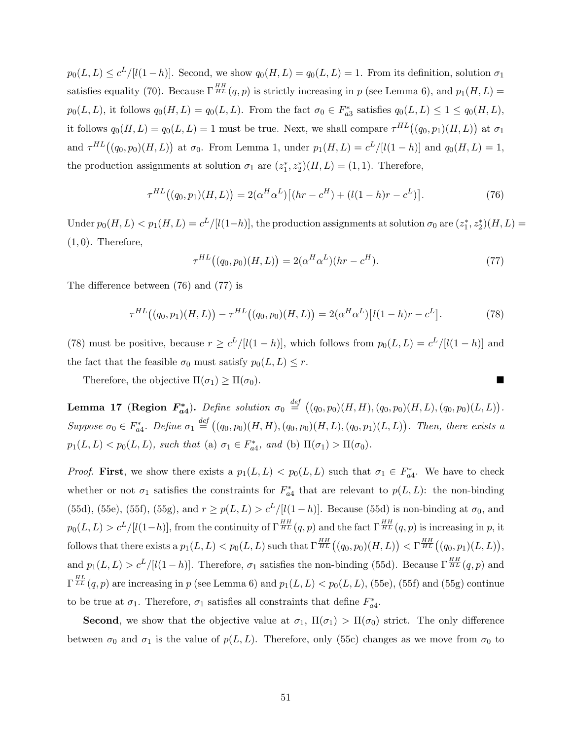$p_0(L,L) \leq c^L/[l(1-h)]$. Second, we show $q_0(H,L) = q_0(L,L) = 1$. From its definition, solution $\sigma_1$ satisfies equality (70). Because $\Gamma^{\frac{HH}{HL}}(q,p)$ is strictly increasing in $p$ (see Lemma 6), and $p_1(H,L) = p_0(L,L)$, it follows $q_0(H,L) = q_0(L,L)$. From the fact $\sigma_0 \in F^*_{a3}$ satisfies $q_0(L,L) \leq 1 \leq q_0(H,L)$, it follows $q_0(H,L) = q_0(L,L) = 1$ must be true. Next, we shall compare $\tau^{HL}\big((q_0,p_1)(H,L)\big)$ at $\sigma_1$ and $\tau^{HL}\big((q_0,p_0)(H,L)\big)$ at $\sigma_0$. From Lemma 1, under $p_1(H,L) = c^L/[l(1-h)]$ and $q_0(H,L) = 1$, the production assignments at solution $\sigma_1$ are $(z_1^*, z_2^*)(H,L) = (1,1)$. Therefore,

$$\tau^{HL}\big((q_0,p_1)(H,L)\big) = 2(\alpha^H\alpha^L)\big[(hr - c^H) + (l(1-h)r - c^L)\big]. \tag{76}$$

Under $p_0(H,L) < p_1(H,L) = c^L/[l(1-h)]$, the production assignments at solution $\sigma_0$ are $(z_1^*, z_2^*)(H,L) = (1,0)$. Therefore,

$$\tau^{HL}\big((q_0,p_0)(H,L)\big) = 2(\alpha^H\alpha^L)(hr - c^H). \tag{77}$$

The difference between (76) and (77) is

$$\tau^{HL}\big((q_0,p_1)(H,L)\big) - \tau^{HL}\big((q_0,p_0)(H,L)\big) = 2(\alpha^H\alpha^L)\big[l(1-h)r - c^L\big]. \tag{78}$$

(78) must be positive, because $r \geq c^L/[l(1-h)]$, which follows from $p_0(L,L) = c^L/[l(1-h)]$ and the fact that the feasible $\sigma_0$ must satisfy $p_0(L,L) \leq r$.

Therefore, the objective $\Pi(\sigma_1) \geq \Pi(\sigma_0)$. ■

**Lemma 17** **(Region $F^*_{a4}$).** *Define solution* $\sigma_0 \stackrel{def}{=} \big((q_0,p_0)(H,H),(q_0,p_0)(H,L),(q_0,p_0)(L,L)\big)$. *Suppose* $\sigma_0 \in F^*_{a4}$. *Define* $\sigma_1 \stackrel{def}{=} \big((q_0,p_0)(H,H),(q_0,p_0)(H,L),(q_0,p_1)(L,L)\big)$. *Then, there exists a* $p_1(L,L) < p_0(L,L)$, *such that* (a) $\sigma_1 \in F^*_{a4}$, *and* (b) $\Pi(\sigma_1) > \Pi(\sigma_0)$.

*Proof.* **First**, we show there exists a $p_1(L,L) < p_0(L,L)$ such that $\sigma_1 \in F^*_{a4}$. We have to check whether or not $\sigma_1$ satisfies the constraints for $F^*_{a4}$ that are relevant to $p(L,L)$: the non-binding (55d), (55e), (55f), (55g), and $r \geq p(L,L) > c^L/[l(1-h)]$. Because (55d) is non-binding at $\sigma_0$, and $p_0(L,L) > c^L/[l(1-h)]$, from the continuity of $\Gamma^{\frac{HH}{HL}}(q,p)$ and the fact $\Gamma^{\frac{HH}{HL}}(q,p)$ is increasing in $p$, it follows that there exists a $p_1(L,L) < p_0(L,L)$ such that $\Gamma^{\frac{HH}{HL}}\big((q_0,p_0)(H,L)\big) < \Gamma^{\frac{HH}{HL}}\big((q_0,p_1)(L,L)\big)$, and $p_1(L,L) > c^L/[l(1-h)]$. Therefore, $\sigma_1$ satisfies the non-binding (55d). Because $\Gamma^{\frac{HH}{HL}}(q,p)$ and $\Gamma^{\frac{HL}{LL}}(q,p)$ are increasing in $p$ (see Lemma 6) and $p_1(L,L) < p_0(L,L)$, (55e), (55f) and (55g) continue to be true at $\sigma_1$. Therefore, $\sigma_1$ satisfies all constraints that define $F^*_{a4}$.

**Second**, we show that the objective value at $\sigma_1$, $\Pi(\sigma_1) > \Pi(\sigma_0)$ strict. The only difference between $\sigma_0$ and $\sigma_1$ is the value of $p(L,L)$. Therefore, only (55c) changes as we move from $\sigma_0$ to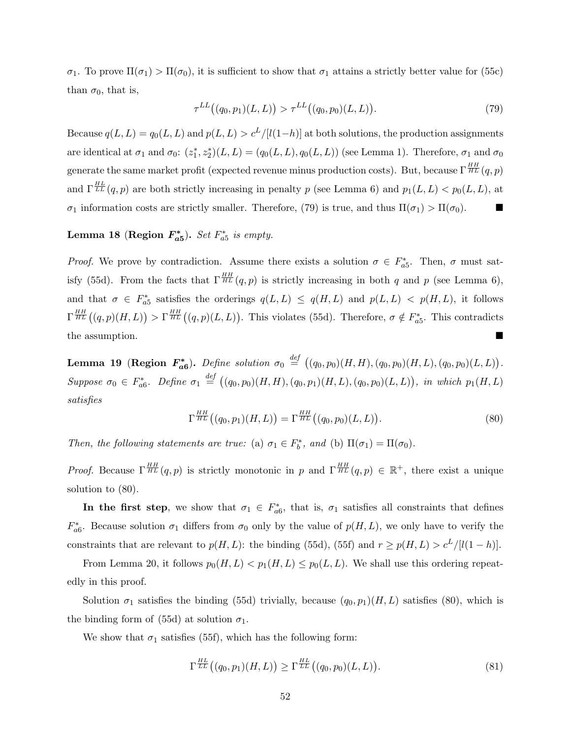$\sigma_1$. To prove $\Pi(\sigma_1) > \Pi(\sigma_0)$, it is sufficient to show that $\sigma_1$ attains a strictly better value for (55c) than $\sigma_0$, that is,

$$\tau^{LL}\big((q_0, p_1)(L, L)\big) > \tau^{LL}\big((q_0, p_0)(L, L)\big). \tag{79}$$

Because $q(L, L) = q_0(L, L)$ and $p(L, L) > c^L/[l(1-h)]$ at both solutions, the production assignments are identical at $\sigma_1$ and $\sigma_0$: $(z_1^*, z_2^*)(L, L) = (q_0(L, L), q_0(L, L))$ (see Lemma 1). Therefore, $\sigma_1$ and $\sigma_0$ generate the same market profit (expected revenue minus production costs). But, because $\Gamma^{\frac{HH}{HL}}(q, p)$ and $\Gamma^{\frac{HL}{LL}}(q, p)$ are both strictly increasing in penalty $p$ (see Lemma 6) and $p_1(L, L) < p_0(L, L)$, at $\sigma_1$ information costs are strictly smaller. Therefore, (79) is true, and thus $\Pi(\sigma_1) > \Pi(\sigma_0)$. ■

**Lemma 18 (Region $F^*_{a5}$).** *Set $F^*_{a5}$ is empty.*

*Proof.* We prove by contradiction. Assume there exists a solution $\sigma \in F^*_{a5}$. Then, $\sigma$ must satisfy (55d). From the facts that $\Gamma^{\frac{HH}{HL}}(q, p)$ is strictly increasing in both $q$ and $p$ (see Lemma 6), and that $\sigma \in F^*_{a5}$ satisfies the orderings $q(L, L) \le q(H, L)$ and $p(L, L) < p(H, L)$, it follows $\Gamma^{\frac{HH}{HL}}\big((q, p)(H, L)\big) > \Gamma^{\frac{HH}{HL}}\big((q, p)(L, L)\big)$. This violates (55d). Therefore, $\sigma \notin F^*_{a5}$. This contradicts the assumption. ■

**Lemma 19 (Region $F^*_{a6}$).** *Define solution $\sigma_0 \stackrel{def}{=} \big((q_0, p_0)(H, H), (q_0, p_0)(H, L), (q_0, p_0)(L, L)\big)$. Suppose $\sigma_0 \in F^*_{a6}$. Define $\sigma_1 \stackrel{def}{=} \big((q_0, p_0)(H, H), (q_0, p_1)(H, L), (q_0, p_0)(L, L)\big)$, in which $p_1(H, L)$ satisfies*

$$\Gamma^{\frac{HH}{HL}}\big((q_0, p_1)(H, L)\big) = \Gamma^{\frac{HH}{HL}}\big((q_0, p_0)(L, L)\big). \tag{80}$$

*Then, the following statements are true:* (a) $\sigma_1 \in F^*_b$, *and* (b) $\Pi(\sigma_1) = \Pi(\sigma_0)$.

*Proof.* Because $\Gamma^{\frac{HH}{HL}}(q, p)$ is strictly monotonic in $p$ and $\Gamma^{\frac{HH}{HL}}(q, p) \in \mathbb{R}^+$, there exist a unique solution to (80).

**In the first step**, we show that $\sigma_1 \in F^*_{a6}$, that is, $\sigma_1$ satisfies all constraints that defines $F^*_{a6}$. Because solution $\sigma_1$ differs from $\sigma_0$ only by the value of $p(H, L)$, we only have to verify the constraints that are relevant to $p(H, L)$: the binding (55d), (55f) and $r \ge p(H, L) > c^L/[l(1-h)]$.

From Lemma 20, it follows $p_0(H, L) < p_1(H, L) \le p_0(L, L)$. We shall use this ordering repeatedly in this proof.

Solution $\sigma_1$ satisfies the binding (55d) trivially, because $(q_0, p_1)(H, L)$ satisfies (80), which is the binding form of (55d) at solution $\sigma_1$.

We show that $\sigma_1$ satisfies (55f), which has the following form:

$$\Gamma^{\frac{HL}{LL}}\big((q_0, p_1)(H, L)\big) \ge \Gamma^{\frac{HL}{LL}}\big((q_0, p_0)(L, L)\big). \tag{81}$$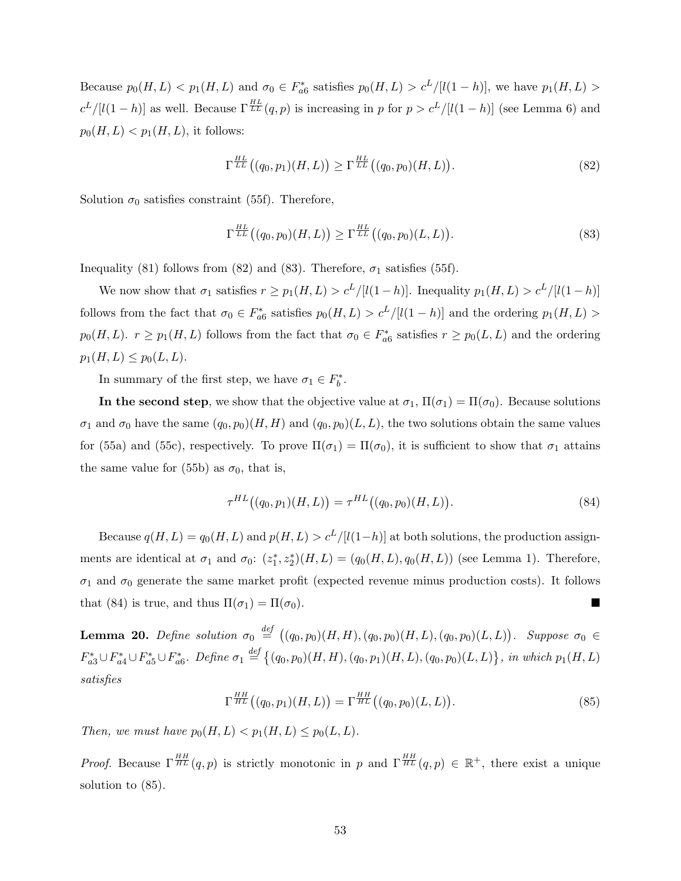Because $p_0(H,L) < p_1(H,L)$ and $\sigma_0 \in F^*_{a6}$ satisfies $p_0(H,L) > c^L/[l(1-h)]$, we have $p_1(H,L) > c^L/[l(1-h)]$ as well. Because $\Gamma^{HL}_{LL}(q,p)$ is increasing in $p$ for $p > c^L/[l(1-h)]$ (see Lemma 6) and $p_0(H,L) < p_1(H,L)$, it follows:

$$\Gamma^{HL}_{LL}\big((q_0,p_1)(H,L)\big) \geq \Gamma^{HL}_{LL}\big((q_0,p_0)(H,L)\big). \tag{82}$$

Solution $\sigma_0$ satisfies constraint (55f). Therefore,

$$\Gamma^{HL}_{LL}\big((q_0,p_0)(H,L)\big) \geq \Gamma^{HL}_{LL}\big((q_0,p_0)(L,L)\big). \tag{83}$$

Inequality (81) follows from (82) and (83). Therefore, $\sigma_1$ satisfies (55f).

We now show that $\sigma_1$ satisfies $r \geq p_1(H,L) > c^L/[l(1-h)]$. Inequality $p_1(H,L) > c^L/[l(1-h)]$ follows from the fact that $\sigma_0 \in F^*_{a6}$ satisfies $p_0(H,L) > c^L/[l(1-h)]$ and the ordering $p_1(H,L) > p_0(H,L)$. $r \geq p_1(H,L)$ follows from the fact that $\sigma_0 \in F^*_{a6}$ satisfies $r \geq p_0(L,L)$ and the ordering $p_1(H,L) \leq p_0(L,L)$.

In summary of the first step, we have $\sigma_1 \in F^*_b$.

**In the second step**, we show that the objective value at $\sigma_1$, $\Pi(\sigma_1) = \Pi(\sigma_0)$. Because solutions $\sigma_1$ and $\sigma_0$ have the same $(q_0,p_0)(H,H)$ and $(q_0,p_0)(L,L)$, the two solutions obtain the same values for (55a) and (55c), respectively. To prove $\Pi(\sigma_1) = \Pi(\sigma_0)$, it is sufficient to show that $\sigma_1$ attains the same value for (55b) as $\sigma_0$, that is,

$$\tau^{HL}\big((q_0,p_1)(H,L)\big) = \tau^{HL}\big((q_0,p_0)(H,L)\big). \tag{84}$$

Because $q(H,L) = q_0(H,L)$ and $p(H,L) > c^L/[l(1-h)]$ at both solutions, the production assignments are identical at $\sigma_1$ and $\sigma_0$: $(z_1^*, z_2^*)(H,L) = (q_0(H,L), q_0(H,L))$ (see Lemma 1). Therefore, $\sigma_1$ and $\sigma_0$ generate the same market profit (expected revenue minus production costs). It follows that (84) is true, and thus $\Pi(\sigma_1) = \Pi(\sigma_0)$. ∎

**Lemma 20.** *Define solution* $\sigma_0 \stackrel{def}{=} \big((q_0,p_0)(H,H), (q_0,p_0)(H,L), (q_0,p_0)(L,L)\big)$. *Suppose* $\sigma_0 \in F^*_{a3} \cup F^*_{a4} \cup F^*_{a5} \cup F^*_{a6}$. *Define* $\sigma_1 \stackrel{def}{=} \big\{(q_0,p_0)(H,H), (q_0,p_1)(H,L), (q_0,p_0)(L,L)\big\}$, *in which* $p_1(H,L)$ *satisfies*

$$\Gamma^{HH}_{HL}\big((q_0,p_1)(H,L)\big) = \Gamma^{HH}_{HL}\big((q_0,p_0)(L,L)\big). \tag{85}$$

*Then, we must have* $p_0(H,L) < p_1(H,L) \leq p_0(L,L)$.

*Proof.* Because $\Gamma^{HH}_{HL}(q,p)$ is strictly monotonic in $p$ and $\Gamma^{HH}_{HL}(q,p) \in \mathbb{R}^+$, there exist a unique solution to (85).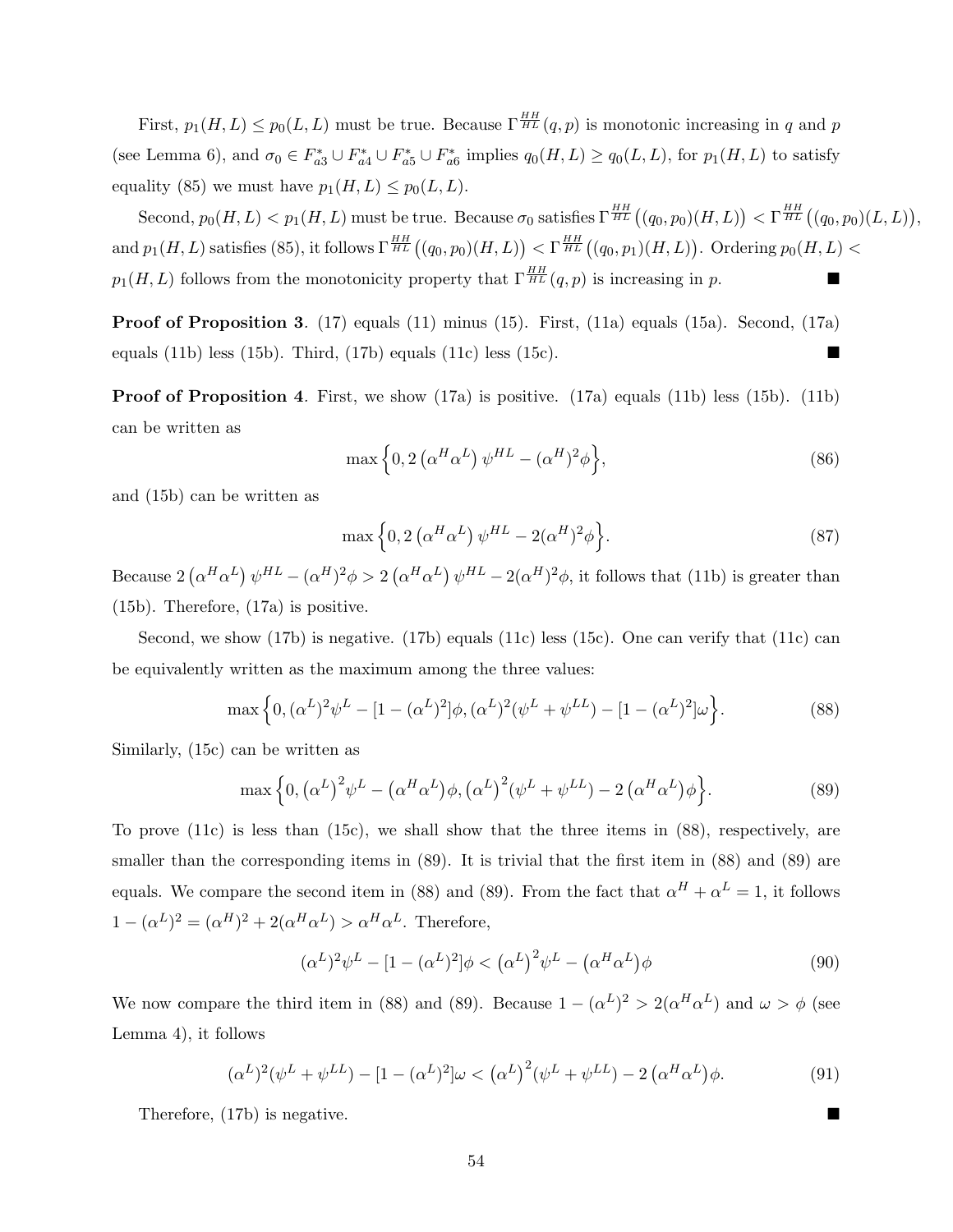First, $p_1(H,L) \leq p_0(L,L)$ must be true. Because $\Gamma^{HH}_{HL}(q,p)$ is monotonic increasing in $q$ and $p$ (see Lemma 6), and $\sigma_0 \in F^*_{a3} \cup F^*_{a4} \cup F^*_{a5} \cup F^*_{a6}$ implies $q_0(H,L) \geq q_0(L,L)$, for $p_1(H,L)$ to satisfy equality (85) we must have $p_1(H,L) \leq p_0(L,L)$.

Second, $p_0(H,L) < p_1(H,L)$ must be true. Because $\sigma_0$ satisfies $\Gamma^{HH}_{HL}\big((q_0,p_0)(H,L)\big) < \Gamma^{HH}_{HL}\big((q_0,p_0)(L,L)\big)$, and $p_1(H,L)$ satisfies (85), it follows $\Gamma^{HH}_{HL}\big((q_0,p_0)(H,L)\big) < \Gamma^{HH}_{HL}\big((q_0,p_1)(H,L)\big)$. Ordering $p_0(H,L) < p_1(H,L)$ follows from the monotonicity property that $\Gamma^{HH}_{HL}(q,p)$ is increasing in $p$. ■

**Proof of Proposition 3**. (17) equals (11) minus (15). First, (11a) equals (15a). Second, (17a) equals (11b) less (15b). Third, (17b) equals (11c) less (15c). ■

**Proof of Proposition 4**. First, we show (17a) is positive. (17a) equals (11b) less (15b). (11b) can be written as

$$\max\Big\{0, 2\left(\alpha^H\alpha^L\right)\psi^{HL} - (\alpha^H)^2\phi\Big\}, \tag{86}$$

and (15b) can be written as

$$\max\Big\{0, 2\left(\alpha^H\alpha^L\right)\psi^{HL} - 2(\alpha^H)^2\phi\Big\}. \tag{87}$$

Because $2\left(\alpha^H\alpha^L\right)\psi^{HL} - (\alpha^H)^2\phi > 2\left(\alpha^H\alpha^L\right)\psi^{HL} - 2(\alpha^H)^2\phi$, it follows that (11b) is greater than (15b). Therefore, (17a) is positive.

Second, we show (17b) is negative. (17b) equals (11c) less (15c). One can verify that (11c) can be equivalently written as the maximum among the three values:

$$\max\Big\{0, (\alpha^L)^2\psi^L - [1-(\alpha^L)^2]\phi, (\alpha^L)^2(\psi^L + \psi^{LL}) - [1-(\alpha^L)^2]\omega\Big\}. \tag{88}$$

Similarly, (15c) can be written as

$$\max\Big\{0, \left(\alpha^L\right)^2\psi^L - \left(\alpha^H\alpha^L\right)\phi, \left(\alpha^L\right)^2(\psi^L + \psi^{LL}) - 2\left(\alpha^H\alpha^L\right)\phi\Big\}. \tag{89}$$

To prove (11c) is less than (15c), we shall show that the three items in (88), respectively, are smaller than the corresponding items in (89). It is trivial that the first item in (88) and (89) are equals. We compare the second item in (88) and (89). From the fact that $\alpha^H + \alpha^L = 1$, it follows $1-(\alpha^L)^2 = (\alpha^H)^2 + 2(\alpha^H\alpha^L) > \alpha^H\alpha^L$. Therefore,

$$(\alpha^L)^2\psi^L - [1-(\alpha^L)^2]\phi < \left(\alpha^L\right)^2\psi^L - \left(\alpha^H\alpha^L\right)\phi \tag{90}$$

We now compare the third item in (88) and (89). Because $1-(\alpha^L)^2 > 2(\alpha^H\alpha^L)$ and $\omega > \phi$ (see Lemma 4), it follows

$$(\alpha^L)^2(\psi^L + \psi^{LL}) - [1-(\alpha^L)^2]\omega < \left(\alpha^L\right)^2(\psi^L + \psi^{LL}) - 2\left(\alpha^H\alpha^L\right)\phi. \tag{91}$$

Therefore, (17b) is negative. ■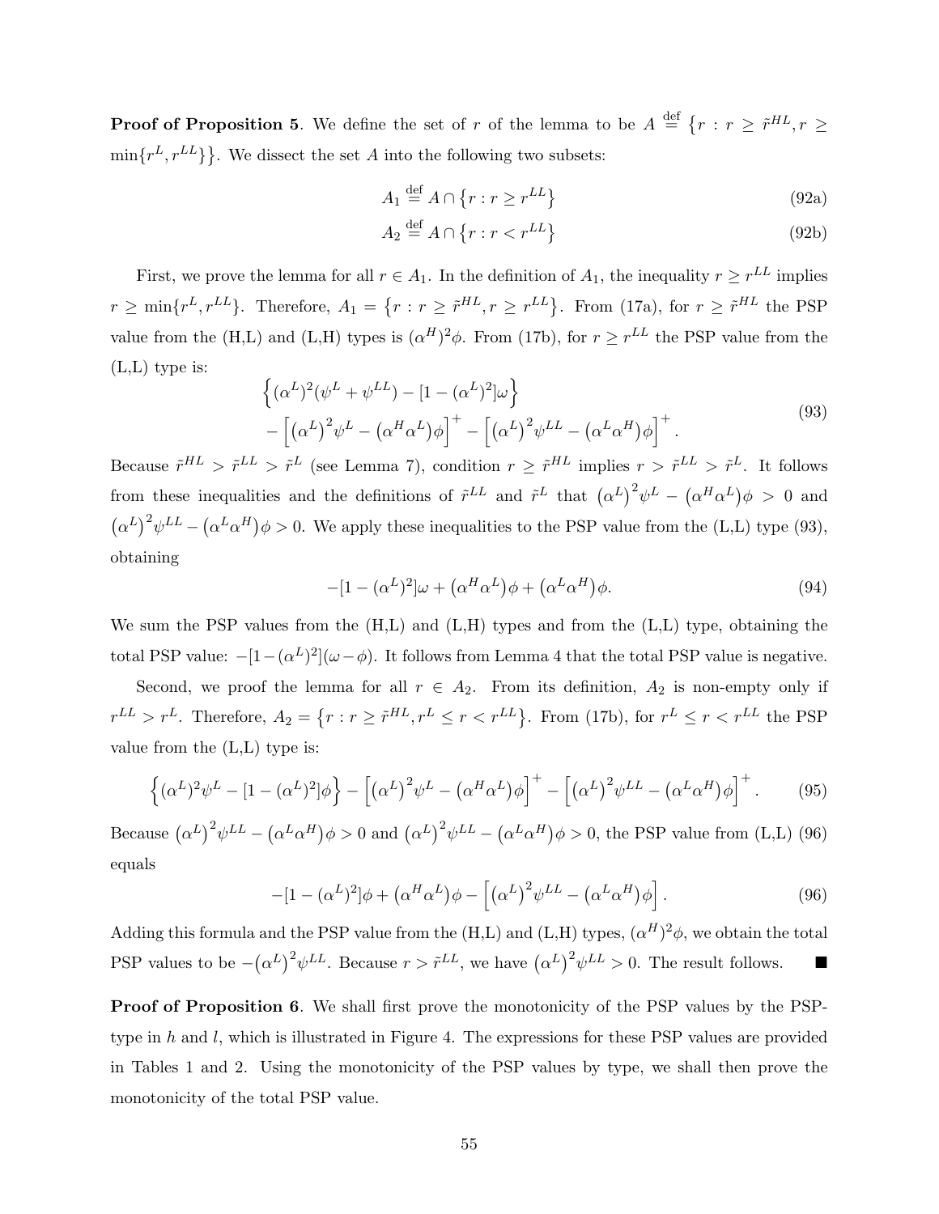**Proof of Proposition 5**. We define the set of $r$ of the lemma to be $A \overset{\text{def}}{=} \{r : r \geq \tilde{r}^{HL}, r \geq \min\{r^L, r^{LL}\}\}$. We dissect the set $A$ into the following two subsets:

$$A_1 \overset{\text{def}}{=} A \cap \{r : r \geq r^{LL}\} \tag{92a}$$

$$A_2 \overset{\text{def}}{=} A \cap \{r : r < r^{LL}\} \tag{92b}$$

First, we prove the lemma for all $r \in A_1$. In the definition of $A_1$, the inequality $r \geq r^{LL}$ implies $r \geq \min\{r^L, r^{LL}\}$. Therefore, $A_1 = \{r : r \geq \tilde{r}^{HL}, r \geq r^{LL}\}$. From (17a), for $r \geq \tilde{r}^{HL}$ the PSP value from the (H,L) and (L,H) types is $(\alpha^H)^2\phi$. From (17b), for $r \geq r^{LL}$ the PSP value from the (L,L) type is:

$$\begin{aligned} &\left\{(\alpha^L)^2(\psi^L + \psi^{LL}) - [1 - (\alpha^L)^2]\omega\right\} \\ &- \left[\left(\alpha^L\right)^2\psi^L - \left(\alpha^H\alpha^L\right)\phi\right]^+ - \left[\left(\alpha^L\right)^2\psi^{LL} - \left(\alpha^L\alpha^H\right)\phi\right]^+. \end{aligned} \tag{93}$$

Because $\tilde{r}^{HL} > \tilde{r}^{LL} > \tilde{r}^L$ (see Lemma 7), condition $r \geq \tilde{r}^{HL}$ implies $r > \tilde{r}^{LL} > \tilde{r}^L$. It follows from these inequalities and the definitions of $\tilde{r}^{LL}$ and $\tilde{r}^L$ that $\left(\alpha^L\right)^2\psi^L - \left(\alpha^H\alpha^L\right)\phi > 0$ and $\left(\alpha^L\right)^2\psi^{LL} - \left(\alpha^L\alpha^H\right)\phi > 0$. We apply these inequalities to the PSP value from the (L,L) type (93), obtaining

$$-[1 - (\alpha^L)^2]\omega + \left(\alpha^H\alpha^L\right)\phi + \left(\alpha^L\alpha^H\right)\phi. \tag{94}$$

We sum the PSP values from the (H,L) and (L,H) types and from the (L,L) type, obtaining the total PSP value: $-[1-(\alpha^L)^2](\omega-\phi)$. It follows from Lemma 4 that the total PSP value is negative.

Second, we proof the lemma for all $r \in A_2$. From its definition, $A_2$ is non-empty only if $r^{LL} > r^L$. Therefore, $A_2 = \{r : r \geq \tilde{r}^{HL}, r^L \leq r < r^{LL}\}$. From (17b), for $r^L \leq r < r^{LL}$ the PSP value from the (L,L) type is:

$$\left\{(\alpha^L)^2\psi^L - [1 - (\alpha^L)^2]\phi\right\} - \left[\left(\alpha^L\right)^2\psi^L - \left(\alpha^H\alpha^L\right)\phi\right]^+ - \left[\left(\alpha^L\right)^2\psi^{LL} - \left(\alpha^L\alpha^H\right)\phi\right]^+. \tag{95}$$

Because $\left(\alpha^L\right)^2\psi^{LL} - \left(\alpha^L\alpha^H\right)\phi > 0$ and $\left(\alpha^L\right)^2\psi^{LL} - \left(\alpha^L\alpha^H\right)\phi > 0$, the PSP value from (L,L) (96) equals

$$-[1 - (\alpha^L)^2]\phi + \left(\alpha^H\alpha^L\right)\phi - \left[\left(\alpha^L\right)^2\psi^{LL} - \left(\alpha^L\alpha^H\right)\phi\right]. \tag{96}$$

Adding this formula and the PSP value from the (H,L) and (L,H) types, $(\alpha^H)^2\phi$, we obtain the total PSP values to be $-\left(\alpha^L\right)^2\psi^{LL}$. Because $r > \tilde{r}^{LL}$, we have $\left(\alpha^L\right)^2\psi^{LL} > 0$. The result follows. ■

**Proof of Proposition 6**. We shall first prove the monotonicity of the PSP values by the PSP-type in $h$ and $l$, which is illustrated in Figure 4. The expressions for these PSP values are provided in Tables 1 and 2. Using the monotonicity of the PSP values by type, we shall then prove the monotonicity of the total PSP value.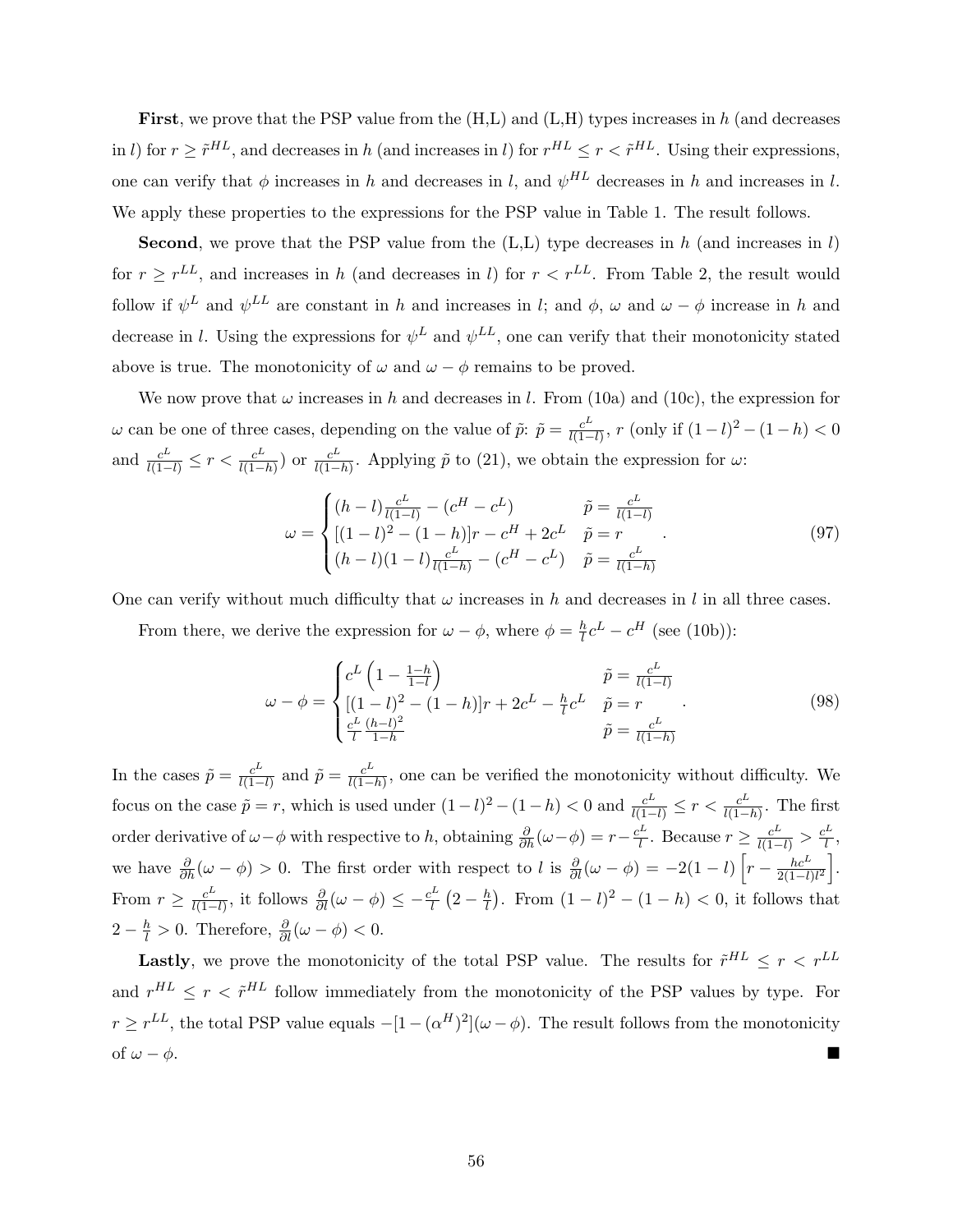**First**, we prove that the PSP value from the (H,L) and (L,H) types increases in $h$ (and decreases in $l$) for $r \geq \tilde{r}^{HL}$, and decreases in $h$ (and increases in $l$) for $r^{HL} \leq r < \tilde{r}^{HL}$. Using their expressions, one can verify that $\phi$ increases in $h$ and decreases in $l$, and $\psi^{HL}$ decreases in $h$ and increases in $l$. We apply these properties to the expressions for the PSP value in Table 1. The result follows.

**Second**, we prove that the PSP value from the (L,L) type decreases in $h$ (and increases in $l$) for $r \geq r^{LL}$, and increases in $h$ (and decreases in $l$) for $r < r^{LL}$. From Table 2, the result would follow if $\psi^L$ and $\psi^{LL}$ are constant in $h$ and increases in $l$; and $\phi$, $\omega$ and $\omega - \phi$ increase in $h$ and decrease in $l$. Using the expressions for $\psi^L$ and $\psi^{LL}$, one can verify that their monotonicity stated above is true. The monotonicity of $\omega$ and $\omega - \phi$ remains to be proved.

We now prove that $\omega$ increases in $h$ and decreases in $l$. From (10a) and (10c), the expression for $\omega$ can be one of three cases, depending on the value of $\tilde{p}$: $\tilde{p} = \frac{c^L}{l(1-l)}$, $r$ (only if $(1-l)^2 - (1-h) < 0$ and $\frac{c^L}{l(1-l)} \leq r < \frac{c^L}{l(1-h)}$) or $\frac{c^L}{l(1-h)}$. Applying $\tilde{p}$ to (21), we obtain the expression for $\omega$:

$$\omega = \begin{cases} (h-l)\frac{c^L}{l(1-l)} - (c^H - c^L) & \tilde{p} = \frac{c^L}{l(1-l)} \\ [(1-l)^2 - (1-h)]r - c^H + 2c^L & \tilde{p} = r \\ (h-l)(1-l)\frac{c^L}{l(1-h)} - (c^H - c^L) & \tilde{p} = \frac{c^L}{l(1-h)} \end{cases}. \tag{97}$$

One can verify without much difficulty that $\omega$ increases in $h$ and decreases in $l$ in all three cases.

From there, we derive the expression for $\omega - \phi$, where $\phi = \frac{h}{l}c^L - c^H$ (see (10b)):

$$\omega - \phi = \begin{cases} c^L\left(1 - \frac{1-h}{1-l}\right) & \tilde{p} = \frac{c^L}{l(1-l)} \\ [(1-l)^2 - (1-h)]r + 2c^L - \frac{h}{l}c^L & \tilde{p} = r \\ \frac{c^L}{l}\frac{(h-l)^2}{1-h} & \tilde{p} = \frac{c^L}{l(1-h)} \end{cases}. \tag{98}$$

In the cases $\tilde{p} = \frac{c^L}{l(1-l)}$ and $\tilde{p} = \frac{c^L}{l(1-h)}$, one can be verified the monotonicity without difficulty. We focus on the case $\tilde{p} = r$, which is used under $(1-l)^2 - (1-h) < 0$ and $\frac{c^L}{l(1-l)} \leq r < \frac{c^L}{l(1-h)}$. The first order derivative of $\omega - \phi$ with respective to $h$, obtaining $\frac{\partial}{\partial h}(\omega - \phi) = r - \frac{c^L}{l}$. Because $r \geq \frac{c^L}{l(1-l)} > \frac{c^L}{l}$, we have $\frac{\partial}{\partial h}(\omega - \phi) > 0$. The first order with respect to $l$ is $\frac{\partial}{\partial l}(\omega - \phi) = -2(1-l)\left[r - \frac{hc^L}{2(1-l)l^2}\right]$. From $r \geq \frac{c^L}{l(1-l)}$, it follows $\frac{\partial}{\partial l}(\omega - \phi) \leq -\frac{c^L}{l}\left(2 - \frac{h}{l}\right)$. From $(1-l)^2 - (1-h) < 0$, it follows that $2 - \frac{h}{l} > 0$. Therefore, $\frac{\partial}{\partial l}(\omega - \phi) < 0$.

**Lastly**, we prove the monotonicity of the total PSP value. The results for $\tilde{r}^{HL} \leq r < r^{LL}$ and $r^{HL} \leq r < \tilde{r}^{HL}$ follow immediately from the monotonicity of the PSP values by type. For $r \geq r^{LL}$, the total PSP value equals $-[1 - (\alpha^H)^2](\omega - \phi)$. The result follows from the monotonicity of $\omega - \phi$. ■